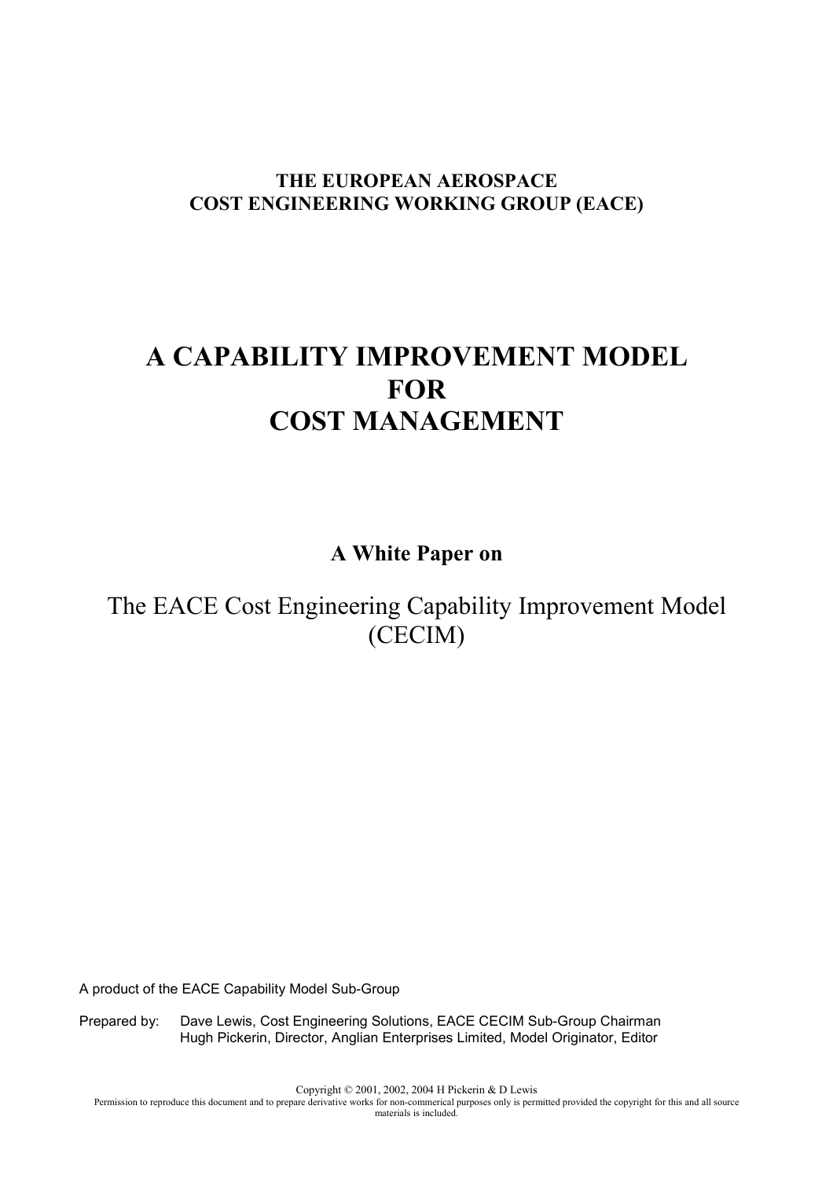**THE EUROPEAN AEROSPACE**
**COST ENGINEERING WORKING GROUP (EACE)**

# A CAPABILITY IMPROVEMENT MODEL FOR COST MANAGEMENT

**A White Paper on**

## The EACE Cost Engineering Capability Improvement Model (CECIM)

A product of the EACE Capability Model Sub-Group

Prepared by: Dave Lewis, Cost Engineering Solutions, EACE CECIM Sub-Group Chairman
Hugh Pickerin, Director, Anglian Enterprises Limited, Model Originator, Editor

Copyright © 2001, 2002, 2004 H Pickerin & D Lewis
Permission to reproduce this document and to prepare derivative works for non-commerical purposes only is permitted provided the copyright for this and all source materials is included.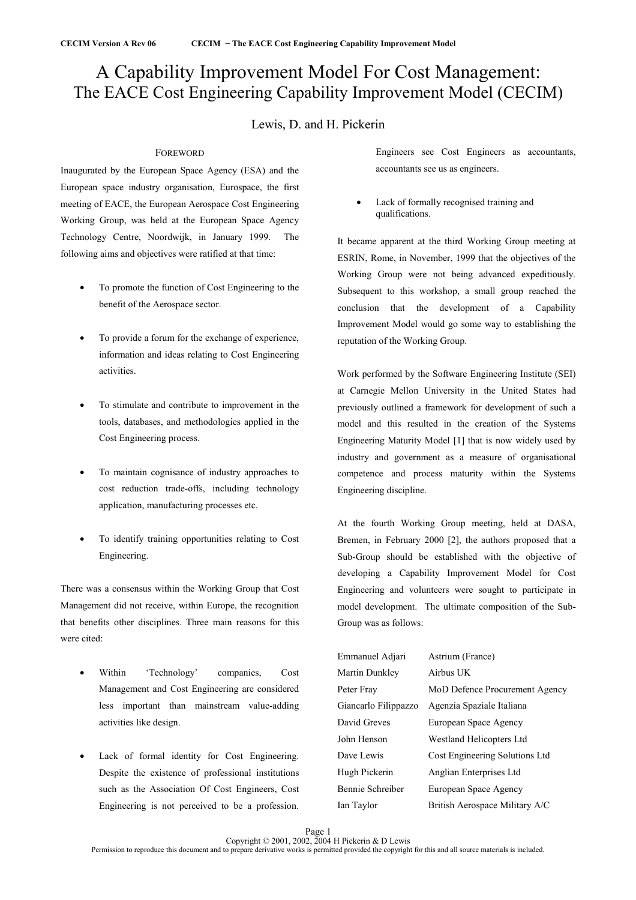# A Capability Improvement Model For Cost Management: The EACE Cost Engineering Capability Improvement Model (CECIM)

Lewis, D. and H. Pickerin

## FOREWORD

Inaugurated by the European Space Agency (ESA) and the European space industry organisation, Eurospace, the first meeting of EACE, the European Aerospace Cost Engineering Working Group, was held at the European Space Agency Technology Centre, Noordwijk, in January 1999. The following aims and objectives were ratified at that time:

- To promote the function of Cost Engineering to the benefit of the Aerospace sector.
- To provide a forum for the exchange of experience, information and ideas relating to Cost Engineering activities.
- To stimulate and contribute to improvement in the tools, databases, and methodologies applied in the Cost Engineering process.
- To maintain cognisance of industry approaches to cost reduction trade-offs, including technology application, manufacturing processes etc.
- To identify training opportunities relating to Cost Engineering.

There was a consensus within the Working Group that Cost Management did not receive, within Europe, the recognition that benefits other disciplines. Three main reasons for this were cited:

- Within 'Technology' companies, Cost Management and Cost Engineering are considered less important than mainstream value-adding activities like design.
- Lack of formal identity for Cost Engineering. Despite the existence of professional institutions such as the Association Of Cost Engineers, Cost Engineering is not perceived to be a profession. Engineers see Cost Engineers as accountants, accountants see us as engineers.
- Lack of formally recognised training and qualifications.

It became apparent at the third Working Group meeting at ESRIN, Rome, in November, 1999 that the objectives of the Working Group were not being advanced expeditiously. Subsequent to this workshop, a small group reached the conclusion that the development of a Capability Improvement Model would go some way to establishing the reputation of the Working Group.

Work performed by the Software Engineering Institute (SEI) at Carnegie Mellon University in the United States had previously outlined a framework for development of such a model and this resulted in the creation of the Systems Engineering Maturity Model [1] that is now widely used by industry and government as a measure of organisational competence and process maturity within the Systems Engineering discipline.

At the fourth Working Group meeting, held at DASA, Bremen, in February 2000 [2], the authors proposed that a Sub-Group should be established with the objective of developing a Capability Improvement Model for Cost Engineering and volunteers were sought to participate in model development. The ultimate composition of the Sub-Group was as follows:

| | |
|---|---|
| Emmanuel Adjari | Astrium (France) |
| Martin Dunkley | Airbus UK |
| Peter Fray | MoD Defence Procurement Agency |
| Giancarlo Filippazzo | Agenzia Spaziale Italiana |
| David Greves | European Space Agency |
| John Henson | Westland Helicopters Ltd |
| Dave Lewis | Cost Engineering Solutions Ltd |
| Hugh Pickerin | Anglian Enterprises Ltd |
| Bennie Schreiber | European Space Agency |
| Ian Taylor | British Aerospace Military A/C |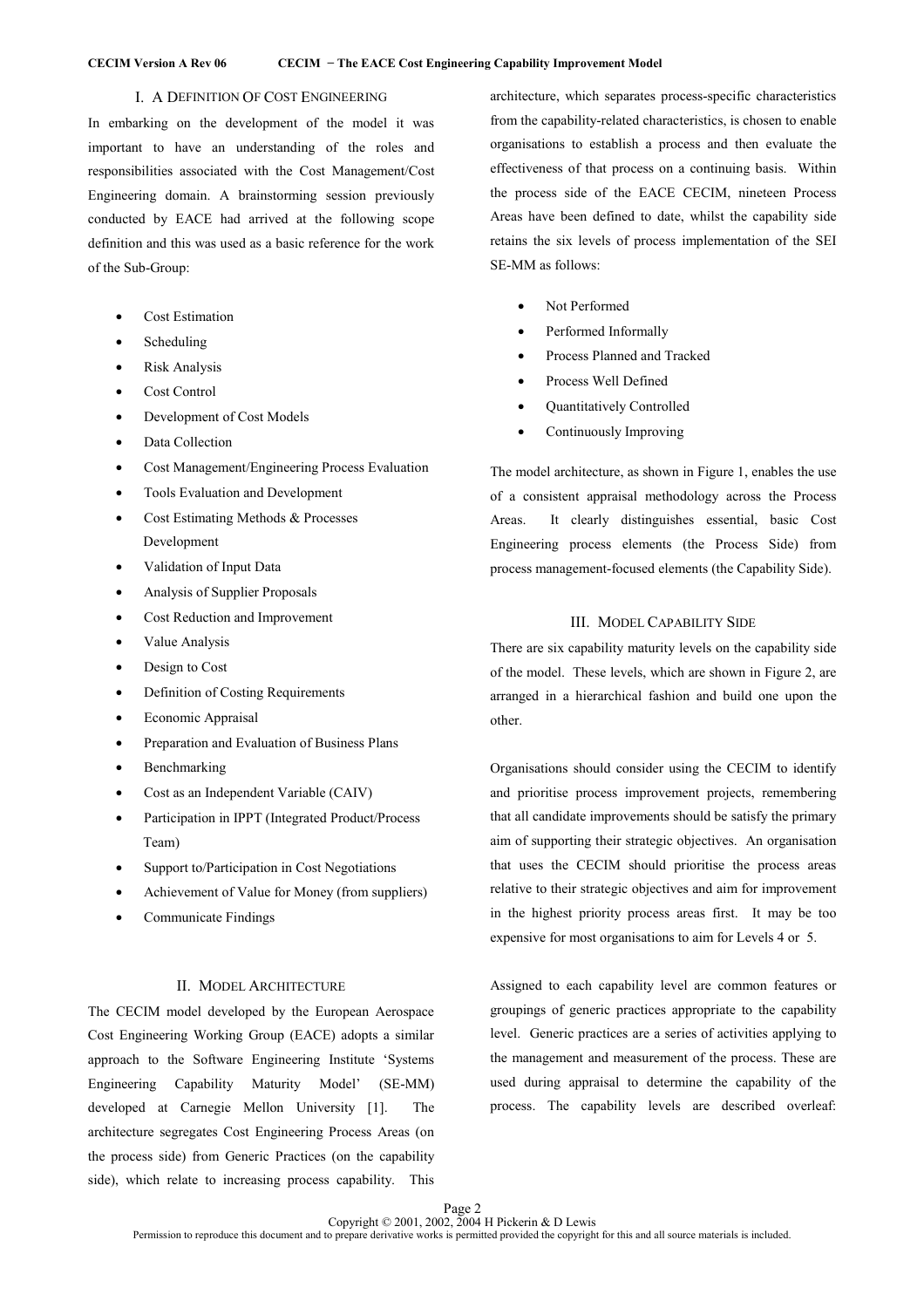## I. A Definition Of Cost Engineering

In embarking on the development of the model it was important to have an understanding of the roles and responsibilities associated with the Cost Management/Cost Engineering domain. A brainstorming session previously conducted by EACE had arrived at the following scope definition and this was used as a basic reference for the work of the Sub-Group:

- Cost Estimation
- Scheduling
- Risk Analysis
- Cost Control
- Development of Cost Models
- Data Collection
- Cost Management/Engineering Process Evaluation
- Tools Evaluation and Development
- Cost Estimating Methods & Processes Development
- Validation of Input Data
- Analysis of Supplier Proposals
- Cost Reduction and Improvement
- Value Analysis
- Design to Cost
- Definition of Costing Requirements
- Economic Appraisal
- Preparation and Evaluation of Business Plans
- Benchmarking
- Cost as an Independent Variable (CAIV)
- Participation in IPPT (Integrated Product/Process Team)
- Support to/Participation in Cost Negotiations
- Achievement of Value for Money (from suppliers)
- Communicate Findings

## II. Model Architecture

The CECIM model developed by the European Aerospace Cost Engineering Working Group (EACE) adopts a similar approach to the Software Engineering Institute 'Systems Engineering Capability Maturity Model' (SE-MM) developed at Carnegie Mellon University [1]. The architecture segregates Cost Engineering Process Areas (on the process side) from Generic Practices (on the capability side), which relate to increasing process capability. This architecture, which separates process-specific characteristics from the capability-related characteristics, is chosen to enable organisations to establish a process and then evaluate the effectiveness of that process on a continuing basis. Within the process side of the EACE CECIM, nineteen Process Areas have been defined to date, whilst the capability side retains the six levels of process implementation of the SEI SE-MM as follows:

- Not Performed
- Performed Informally
- Process Planned and Tracked
- Process Well Defined
- Quantitatively Controlled
- Continuously Improving

The model architecture, as shown in Figure 1, enables the use of a consistent appraisal methodology across the Process Areas. It clearly distinguishes essential, basic Cost Engineering process elements (the Process Side) from process management-focused elements (the Capability Side).

## III. Model Capability Side

There are six capability maturity levels on the capability side of the model. These levels, which are shown in Figure 2, are arranged in a hierarchical fashion and build one upon the other.

Organisations should consider using the CECIM to identify and prioritise process improvement projects, remembering that all candidate improvements should be satisfy the primary aim of supporting their strategic objectives. An organisation that uses the CECIM should prioritise the process areas relative to their strategic objectives and aim for improvement in the highest priority process areas first. It may be too expensive for most organisations to aim for Levels 4 or 5.

Assigned to each capability level are common features or groupings of generic practices appropriate to the capability level. Generic practices are a series of activities applying to the management and measurement of the process. These are used during appraisal to determine the capability of the process. The capability levels are described overleaf: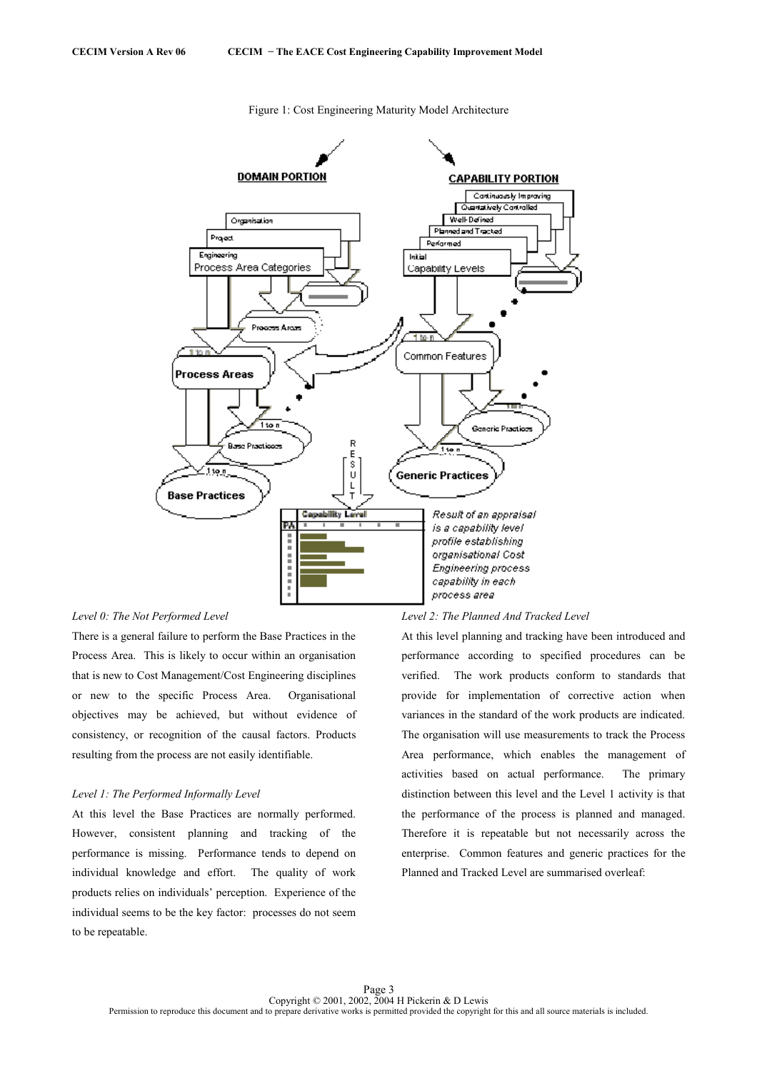Figure 1: Cost Engineering Maturity Model Architecture

*Level 0: The Not Performed Level*

There is a general failure to perform the Base Practices in the Process Area. This is likely to occur within an organisation that is new to Cost Management/Cost Engineering disciplines or new to the specific Process Area. Organisational objectives may be achieved, but without evidence of consistency, or recognition of the causal factors. Products resulting from the process are not easily identifiable.

*Level 1: The Performed Informally Level*

At this level the Base Practices are normally performed. However, consistent planning and tracking of the performance is missing. Performance tends to depend on individual knowledge and effort. The quality of work products relies on individuals' perception. Experience of the individual seems to be the key factor: processes do not seem to be repeatable.

*Level 2: The Planned And Tracked Level*

At this level planning and tracking have been introduced and performance according to specified procedures can be verified. The work products conform to standards that provide for implementation of corrective action when variances in the standard of the work products are indicated. The organisation will use measurements to track the Process Area performance, which enables the management of activities based on actual performance. The primary distinction between this level and the Level 1 activity is that the performance of the process is planned and managed. Therefore it is repeatable but not necessarily across the enterprise. Common features and generic practices for the Planned and Tracked Level are summarised overleaf: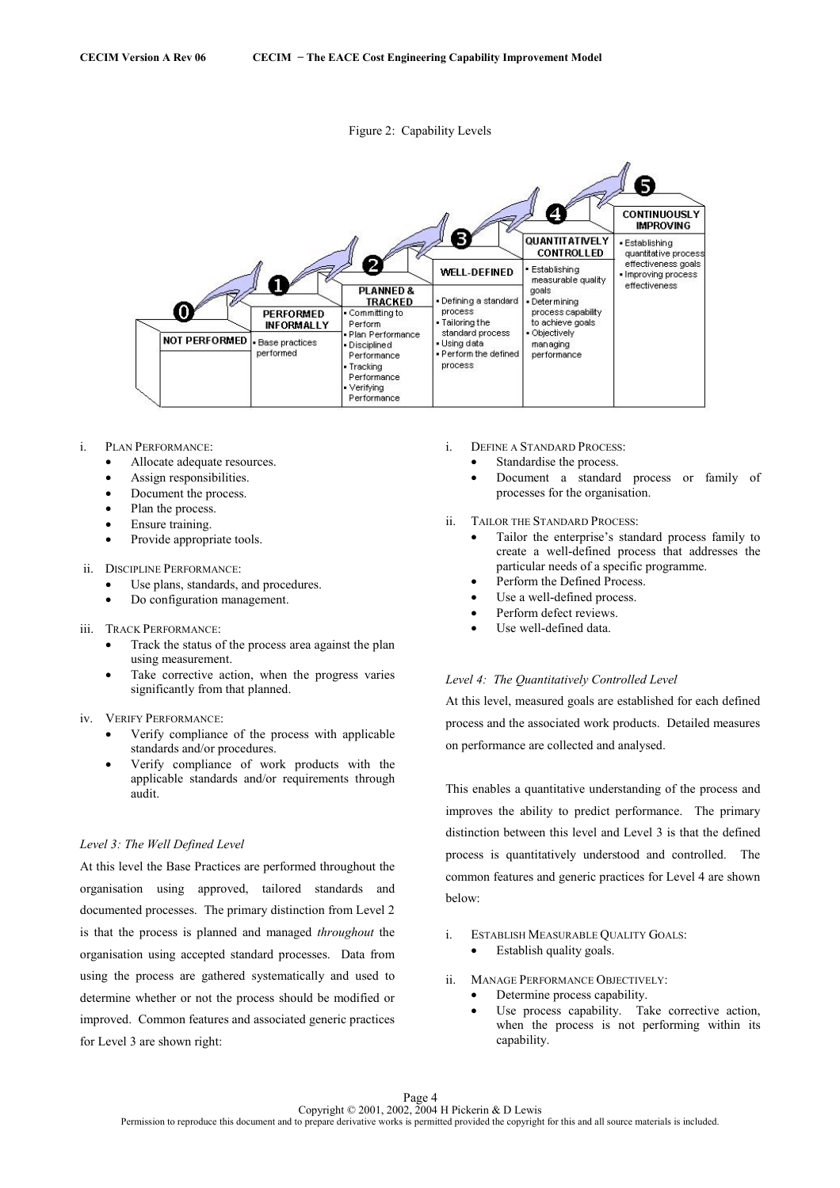Figure 2: Capability Levels

| 0 NOT PERFORMED | 1 PERFORMED INFORMALLY | 2 PLANNED & TRACKED | 3 WELL-DEFINED | 4 QUANTITATIVELY CONTROLLED | 5 CONTINUOUSLY IMPROVING |
|---|---|---|---|---|---|
| | ▪ Base practices performed | ▪ Committing to Perform ▪ Plan Performance ▪ Disciplined Performance ▪ Tracking Performance ▪ Verifying Performance | ▪ Defining a standard process ▪ Tailoring the standard process ▪ Using data ▪ Perform the defined process | ▪ Establishing measurable quality goals ▪ Determining process capability to achieve goals ▪ Objectively managing performance | ▪ Establishing quantitative process effectiveness goals ▪ Improving process effectiveness |

i. Plan Performance:
   - Allocate adequate resources.
   - Assign responsibilities.
   - Document the process.
   - Plan the process.
   - Ensure training.
   - Provide appropriate tools.

ii. Discipline Performance:
   - Use plans, standards, and procedures.
   - Do configuration management.

iii. Track Performance:
   - Track the status of the process area against the plan using measurement.
   - Take corrective action, when the progress varies significantly from that planned.

iv. Verify Performance:
   - Verify compliance of the process with applicable standards and/or procedures.
   - Verify compliance of work products with the applicable standards and/or requirements through audit.

*Level 3: The Well Defined Level*

At this level the Base Practices are performed throughout the organisation using approved, tailored standards and documented processes. The primary distinction from Level 2 is that the process is planned and managed *throughout* the organisation using accepted standard processes. Data from using the process are gathered systematically and used to determine whether or not the process should be modified or improved. Common features and associated generic practices for Level 3 are shown right:

i. Define a Standard Process:
   - Standardise the process.
   - Document a standard process or family of processes for the organisation.

ii. Tailor the Standard Process:
   - Tailor the enterprise's standard process family to create a well-defined process that addresses the particular needs of a specific programme.
   - Perform the Defined Process.
   - Use a well-defined process.
   - Perform defect reviews.
   - Use well-defined data.

*Level 4: The Quantitatively Controlled Level*

At this level, measured goals are established for each defined process and the associated work products. Detailed measures on performance are collected and analysed.

This enables a quantitative understanding of the process and improves the ability to predict performance. The primary distinction between this level and Level 3 is that the defined process is quantitatively understood and controlled. The common features and generic practices for Level 4 are shown below:

i. Establish Measurable Quality Goals:
   - Establish quality goals.

ii. Manage Performance Objectively:
   - Determine process capability.
   - Use process capability. Take corrective action, when the process is not performing within its capability.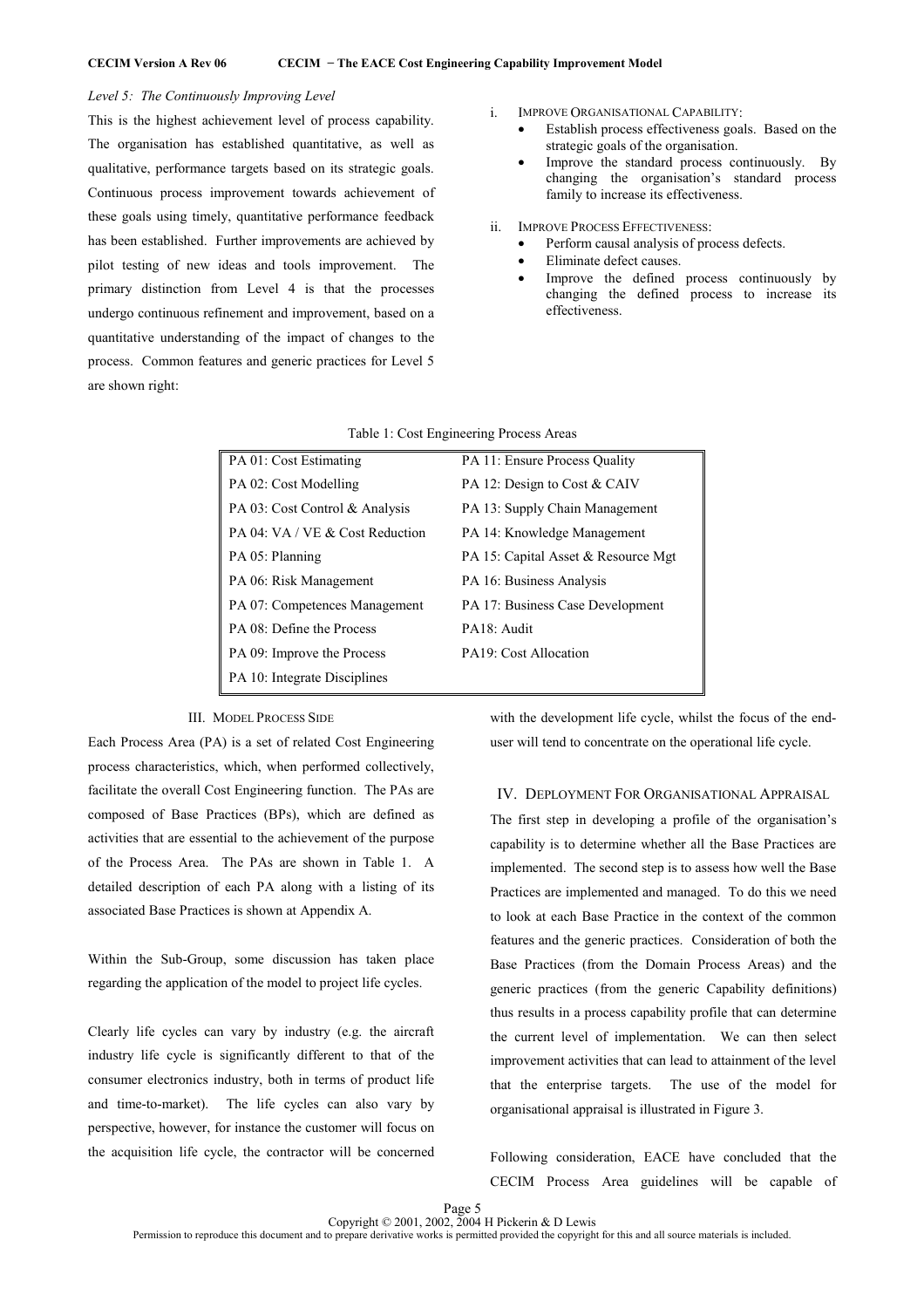*Level 5: The Continuously Improving Level*

This is the highest achievement level of process capability. The organisation has established quantitative, as well as qualitative, performance targets based on its strategic goals. Continuous process improvement towards achievement of these goals using timely, quantitative performance feedback has been established. Further improvements are achieved by pilot testing of new ideas and tools improvement. The primary distinction from Level 4 is that the processes undergo continuous refinement and improvement, based on a quantitative understanding of the impact of changes to the process. Common features and generic practices for Level 5 are shown right:

i. IMPROVE ORGANISATIONAL CAPABILITY:
- Establish process effectiveness goals. Based on the strategic goals of the organisation.
- Improve the standard process continuously. By changing the organisation's standard process family to increase its effectiveness.

ii. IMPROVE PROCESS EFFECTIVENESS:
- Perform causal analysis of process defects.
- Eliminate defect causes.
- Improve the defined process continuously by changing the defined process to increase its effectiveness.

Table 1: Cost Engineering Process Areas

| | |
|---|---|
| PA 01: Cost Estimating | PA 11: Ensure Process Quality |
| PA 02: Cost Modelling | PA 12: Design to Cost & CAIV |
| PA 03: Cost Control & Analysis | PA 13: Supply Chain Management |
| PA 04: VA / VE & Cost Reduction | PA 14: Knowledge Management |
| PA 05: Planning | PA 15: Capital Asset & Resource Mgt |
| PA 06: Risk Management | PA 16: Business Analysis |
| PA 07: Competences Management | PA 17: Business Case Development |
| PA 08: Define the Process | PA18: Audit |
| PA 09: Improve the Process | PA19: Cost Allocation |
| PA 10: Integrate Disciplines | |

## III. MODEL PROCESS SIDE

Each Process Area (PA) is a set of related Cost Engineering process characteristics, which, when performed collectively, facilitate the overall Cost Engineering function. The PAs are composed of Base Practices (BPs), which are defined as activities that are essential to the achievement of the purpose of the Process Area. The PAs are shown in Table 1. A detailed description of each PA along with a listing of its associated Base Practices is shown at Appendix A.

Within the Sub-Group, some discussion has taken place regarding the application of the model to project life cycles.

Clearly life cycles can vary by industry (e.g. the aircraft industry life cycle is significantly different to that of the consumer electronics industry, both in terms of product life and time-to-market). The life cycles can also vary by perspective, however, for instance the customer will focus on the acquisition life cycle, the contractor will be concerned with the development life cycle, whilst the focus of the end-user will tend to concentrate on the operational life cycle.

## IV. DEPLOYMENT FOR ORGANISATIONAL APPRAISAL

The first step in developing a profile of the organisation's capability is to determine whether all the Base Practices are implemented. The second step is to assess how well the Base Practices are implemented and managed. To do this we need to look at each Base Practice in the context of the common features and the generic practices. Consideration of both the Base Practices (from the Domain Process Areas) and the generic practices (from the generic Capability definitions) thus results in a process capability profile that can determine the current level of implementation. We can then select improvement activities that can lead to attainment of the level that the enterprise targets. The use of the model for organisational appraisal is illustrated in Figure 3.

Following consideration, EACE have concluded that the CECIM Process Area guidelines will be capable of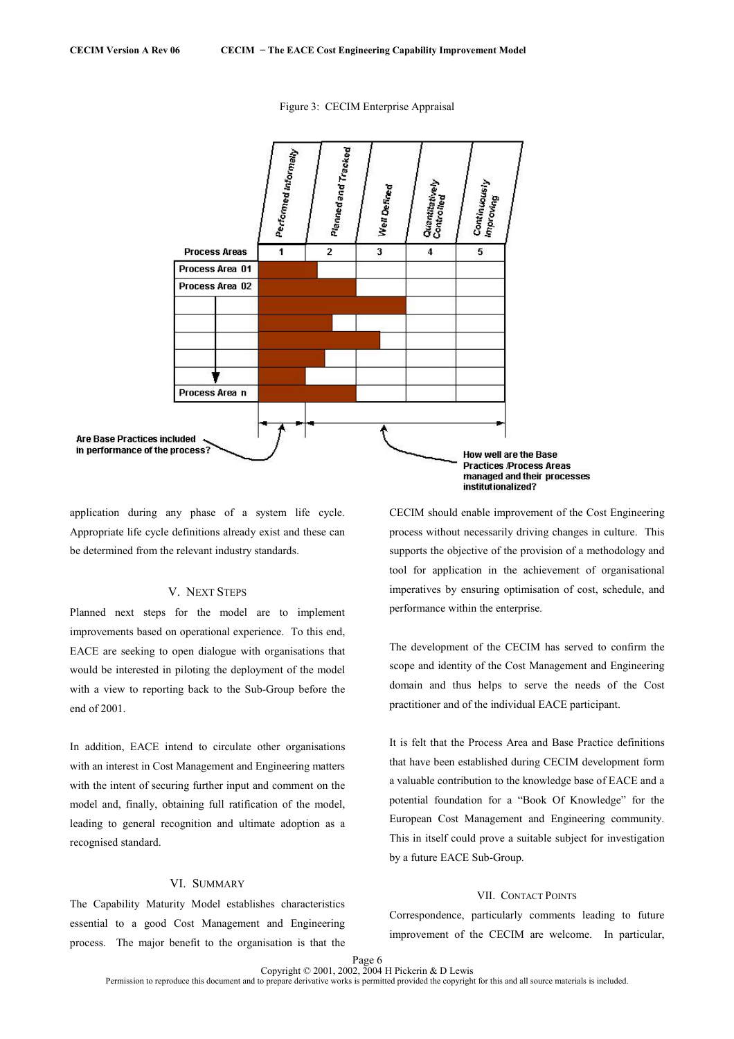Figure 3: CECIM Enterprise Appraisal

| Process Areas | 1 Performed Informally | 2 Planned and Tracked | 3 Well Defined | 4 Quantitatively Controlled | 5 Continuously Improving |
|---|---|---|---|---|---|
| Process Area 01 | | | | | |
| Process Area 02 | | | | | |
| | | | | | |
| | | | | | |
| | | | | | |
| | | | | | |
| | | | | | |
| Process Area n | | | | | |

Are Base Practices included in performance of the process?

How well are the Base Practices /Process Areas managed and their processes institutionalized?

application during any phase of a system life cycle. Appropriate life cycle definitions already exist and these can be determined from the relevant industry standards.

## V. Next Steps

Planned next steps for the model are to implement improvements based on operational experience. To this end, EACE are seeking to open dialogue with organisations that would be interested in piloting the deployment of the model with a view to reporting back to the Sub-Group before the end of 2001.

In addition, EACE intend to circulate other organisations with an interest in Cost Management and Engineering matters with the intent of securing further input and comment on the model and, finally, obtaining full ratification of the model, leading to general recognition and ultimate adoption as a recognised standard.

## VI. Summary

The Capability Maturity Model establishes characteristics essential to a good Cost Management and Engineering process. The major benefit to the organisation is that the CECIM should enable improvement of the Cost Engineering process without necessarily driving changes in culture. This supports the objective of the provision of a methodology and tool for application in the achievement of organisational imperatives by ensuring optimisation of cost, schedule, and performance within the enterprise.

The development of the CECIM has served to confirm the scope and identity of the Cost Management and Engineering domain and thus helps to serve the needs of the Cost practitioner and of the individual EACE participant.

It is felt that the Process Area and Base Practice definitions that have been established during CECIM development form a valuable contribution to the knowledge base of EACE and a potential foundation for a "Book Of Knowledge" for the European Cost Management and Engineering community. This in itself could prove a suitable subject for investigation by a future EACE Sub-Group.

## VII. Contact Points

Correspondence, particularly comments leading to future improvement of the CECIM are welcome. In particular,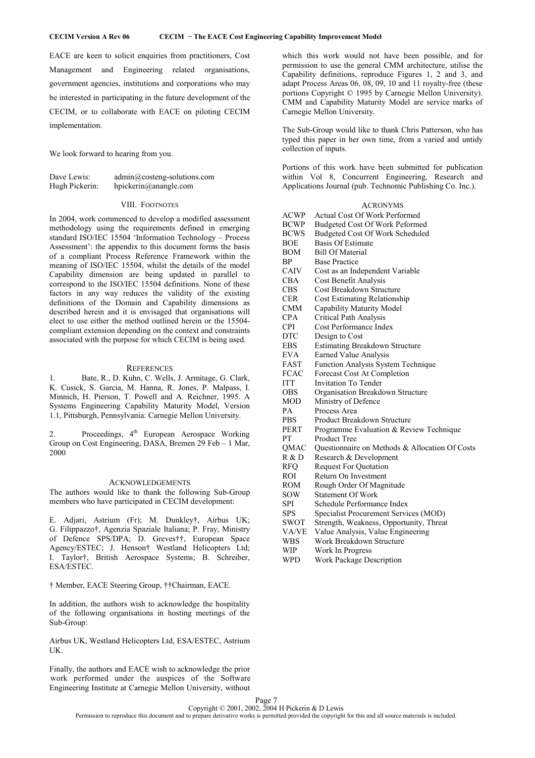EACE are keen to solicit enquiries from practitioners, Cost Management and Engineering related organisations, government agencies, institutions and corporations who may be interested in participating in the future development of the CECIM, or to collaborate with EACE on piloting CECIM implementation.

We look forward to hearing from you.

Dave Lewis: admin@costeng-solutions.com
Hugh Pickerin: hpickerin@anangle.com

## VIII. Footnotes

In 2004, work commenced to develop a modified assessment methodology using the requirements defined in emerging standard ISO/IEC 15504 'Information Technology – Process Assessment': the appendix to this document forms the basis of a compliant Process Reference Framework within the meaning of ISO/IEC 15504, whilst the details of the model Capability dimension are being updated in parallel to correspond to the ISO/IEC 15504 definitions. None of these factors in any way reduces the validity of the existing definitions of the Domain and Capability dimensions as described herein and it is envisaged that organisations will elect to use either the method outlined herein or the 15504-compliant extension depending on the context and constraints associated with the purpose for which CECIM is being used.

## References

1. Bate, R., D. Kuhn, C. Wells, J. Armitage, G. Clark, K. Cusick, S. Garcia, M. Hanna, R. Jones, P. Malpass, I. Minnich, H. Pierson, T. Powell and A. Reichner, 1995. A Systems Engineering Capability Maturity Model, Version 1.1, Pittsburgh, Pennsylvania: Carnegie Mellon University.

2. Proceedings, 4th European Aerospace Working Group on Cost Engineering, DASA, Bremen 29 Feb – 1 Mar, 2000

## Acknowledgements

The authors would like to thank the following Sub-Group members who have participated in CECIM development:

E. Adjari, Astrium (Fr); M. Dunkley†, Airbus UK; G. Filippazzo†, Agenzia Spaziale Italiana; P. Fray, Ministry of Defence SPS/DPA; D. Greves††, European Space Agency/ESTEC; J. Henson† Westland Helicopters Ltd; I. Taylor†, British Aerospace Systems; B. Schreiber, ESA/ESTEC.

† Member, EACE Steering Group, ††Chairman, EACE.

In addition, the authors wish to acknowledge the hospitality of the following organisations in hosting meetings of the Sub-Group:

Airbus UK, Westland Helicopters Ltd, ESA/ESTEC, Astrium UK.

Finally, the authors and EACE wish to acknowledge the prior work performed under the auspices of the Software Engineering Institute at Carnegie Mellon University, without which this work would not have been possible, and for permission to use the general CMM architecture, utilise the Capability definitions, reproduce Figures 1, 2 and 3, and adapt Process Areas 06, 08, 09, 10 and 11 royalty-free (these portions Copyright © 1995 by Carnegie Mellon University). CMM and Capability Maturity Model are service marks of Carnegie Mellon University.

The Sub-Group would like to thank Chris Patterson, who has typed this paper in her own time, from a varied and untidy collection of inputs.

Portions of this work have been submitted for publication within Vol 8, Concurrent Engineering, Research and Applications Journal (pub. Technomic Publishing Co. Inc.).

## Acronyms

| | |
|---|---|
| ACWP | Actual Cost Of Work Performed |
| BCWP | Budgeted Cost Of Work Peformed |
| BCWS | Budgeted Cost Of Work Scheduled |
| BOE | Basis Of Estimate |
| BOM | Bill Of Material |
| BP | Base Practice |
| CAIV | Cost as an Independent Variable |
| CBA | Cost Benefit Analysis |
| CBS | Cost Breakdown Structure |
| CER | Cost Estimating Relationship |
| CMM | Capability Maturity Model |
| CPA | Critical Path Analysis |
| CPI | Cost Performance Index |
| DTC | Design to Cost |
| EBS | Estimating Breakdown Structure |
| EVA | Earned Value Analysis |
| FAST | Function Analysis System Technique |
| FCAC | Forecast Cost At Completion |
| ITT | Invitation To Tender |
| OBS | Organisation Breakdown Structure |
| MOD | Ministry of Defence |
| PA | Process Area |
| PBS | Product Breakdown Structure |
| PERT | Programme Evaluation & Review Technique |
| PT | Product Tree |
| QMAC | Questionnaire on Methods & Allocation Of Costs |
| R & D | Research & Development |
| RFQ | Request For Quotation |
| ROI | Return On Investment |
| ROM | Rough Order Of Magnitude |
| SOW | Statement Of Work |
| SPI | Schedule Performance Index |
| SPS | Specialist Procurement Services (MOD) |
| SWOT | Strength, Weakness, Opportunity, Threat |
| VA/VE | Value Analysis, Value Engineering |
| WBS | Work Breakdown Structure |
| WIP | Work In Progress |
| WPD | Work Package Description |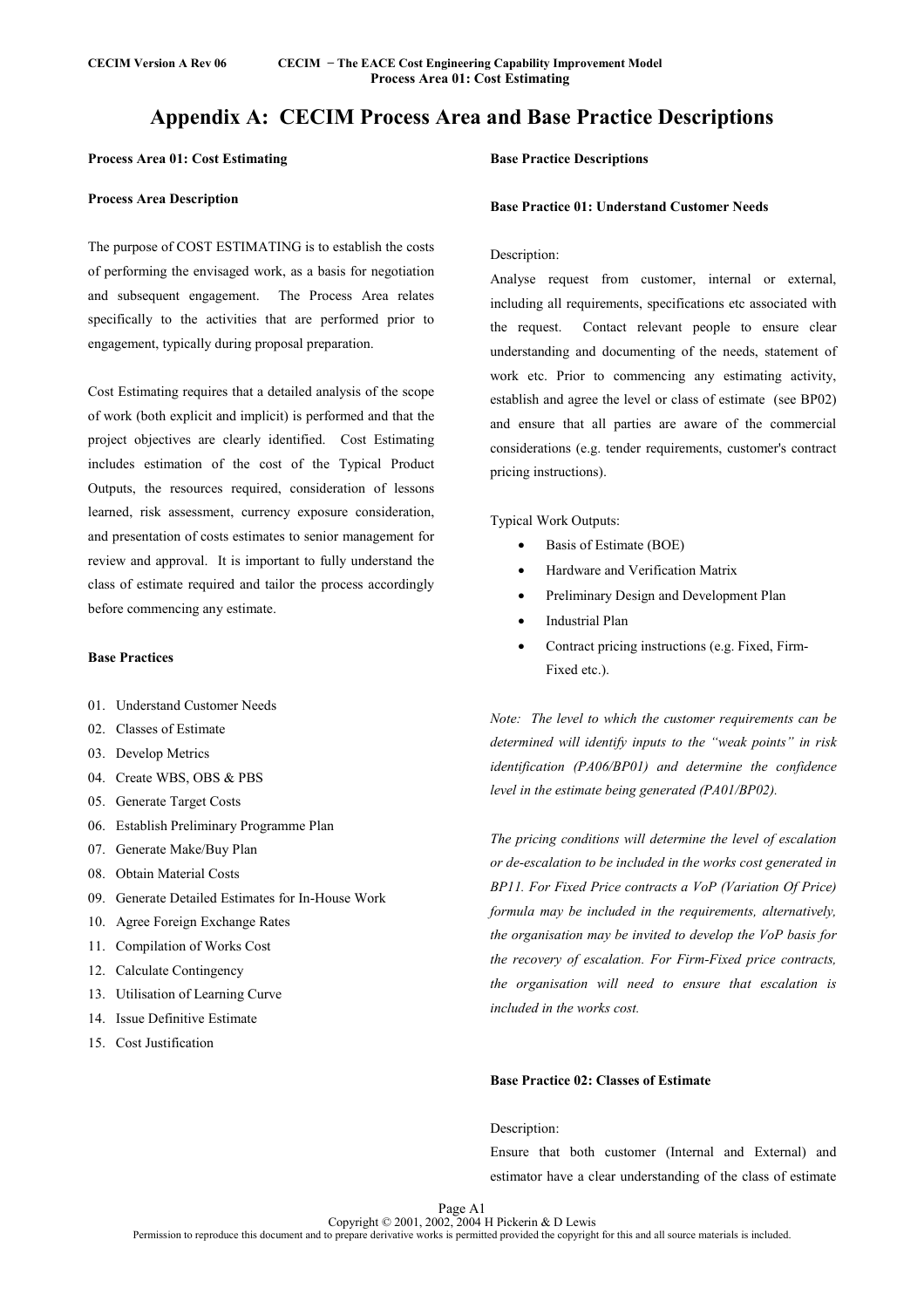# Appendix A: CECIM Process Area and Base Practice Descriptions

**Process Area 01: Cost Estimating**

**Process Area Description**

The purpose of COST ESTIMATING is to establish the costs of performing the envisaged work, as a basis for negotiation and subsequent engagement. The Process Area relates specifically to the activities that are performed prior to engagement, typically during proposal preparation.

Cost Estimating requires that a detailed analysis of the scope of work (both explicit and implicit) is performed and that the project objectives are clearly identified. Cost Estimating includes estimation of the cost of the Typical Product Outputs, the resources required, consideration of lessons learned, risk assessment, currency exposure consideration, and presentation of costs estimates to senior management for review and approval. It is important to fully understand the class of estimate required and tailor the process accordingly before commencing any estimate.

**Base Practices**

01. Understand Customer Needs
02. Classes of Estimate
03. Develop Metrics
04. Create WBS, OBS & PBS
05. Generate Target Costs
06. Establish Preliminary Programme Plan
07. Generate Make/Buy Plan
08. Obtain Material Costs
09. Generate Detailed Estimates for In-House Work
10. Agree Foreign Exchange Rates
11. Compilation of Works Cost
12. Calculate Contingency
13. Utilisation of Learning Curve
14. Issue Definitive Estimate
15. Cost Justification

**Base Practice Descriptions**

**Base Practice 01: Understand Customer Needs**

Description:

Analyse request from customer, internal or external, including all requirements, specifications etc associated with the request. Contact relevant people to ensure clear understanding and documenting of the needs, statement of work etc. Prior to commencing any estimating activity, establish and agree the level or class of estimate (see BP02) and ensure that all parties are aware of the commercial considerations (e.g. tender requirements, customer's contract pricing instructions).

Typical Work Outputs:

- Basis of Estimate (BOE)
- Hardware and Verification Matrix
- Preliminary Design and Development Plan
- Industrial Plan
- Contract pricing instructions (e.g. Fixed, Firm-Fixed etc.).

*Note: The level to which the customer requirements can be determined will identify inputs to the "weak points" in risk identification (PA06/BP01) and determine the confidence level in the estimate being generated (PA01/BP02).*

*The pricing conditions will determine the level of escalation or de-escalation to be included in the works cost generated in BP11. For Fixed Price contracts a VoP (Variation Of Price) formula may be included in the requirements, alternatively, the organisation may be invited to develop the VoP basis for the recovery of escalation. For Firm-Fixed price contracts, the organisation will need to ensure that escalation is included in the works cost.*

**Base Practice 02: Classes of Estimate**

Description:

Ensure that both customer (Internal and External) and estimator have a clear understanding of the class of estimate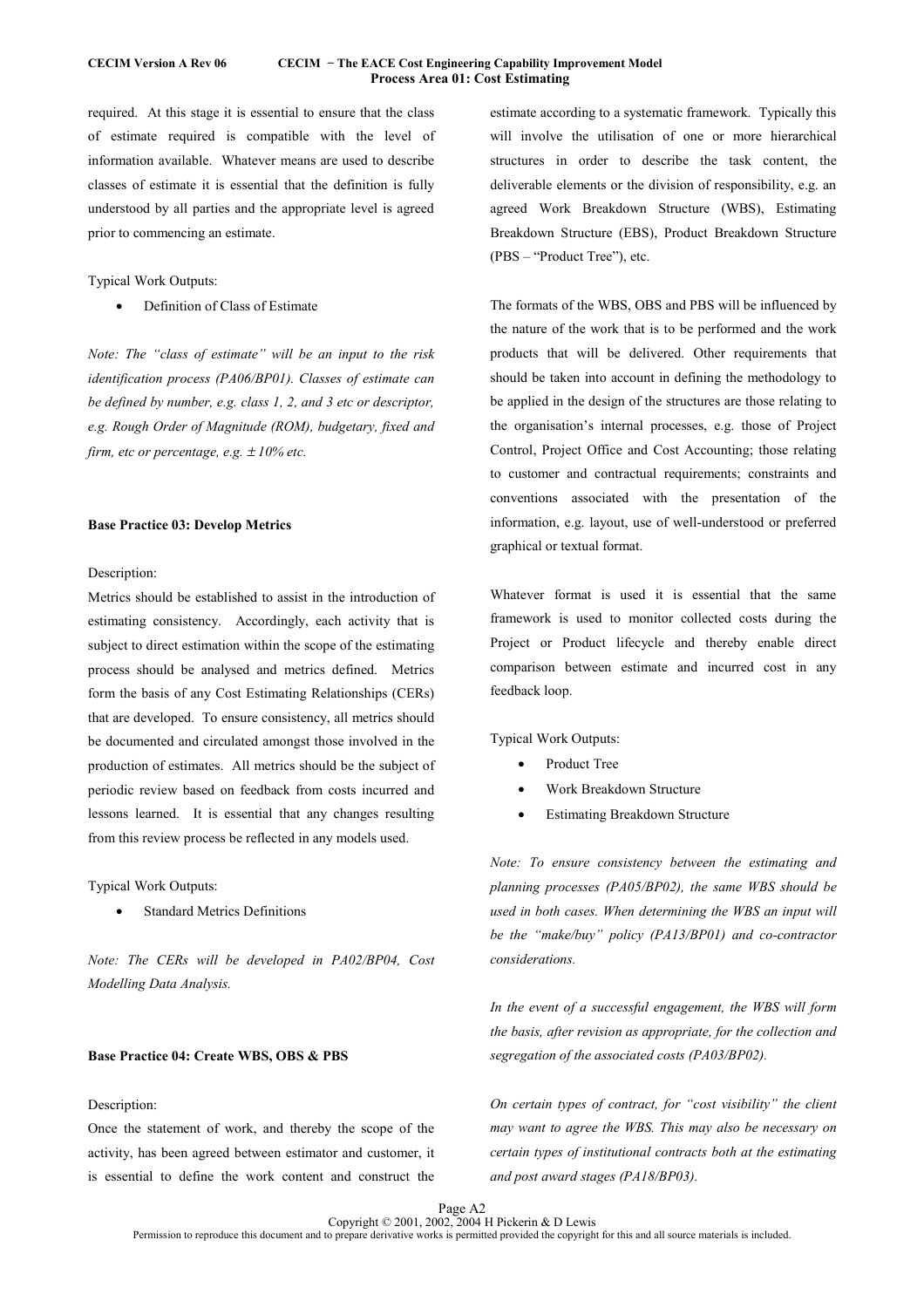required. At this stage it is essential to ensure that the class of estimate required is compatible with the level of information available. Whatever means are used to describe classes of estimate it is essential that the definition is fully understood by all parties and the appropriate level is agreed prior to commencing an estimate.

Typical Work Outputs:

- Definition of Class of Estimate

*Note: The "class of estimate" will be an input to the risk identification process (PA06/BP01). Classes of estimate can be defined by number, e.g. class 1, 2, and 3 etc or descriptor, e.g. Rough Order of Magnitude (ROM), budgetary, fixed and firm, etc or percentage, e.g. ± 10% etc.*

**Base Practice 03: Develop Metrics**

Description:

Metrics should be established to assist in the introduction of estimating consistency. Accordingly, each activity that is subject to direct estimation within the scope of the estimating process should be analysed and metrics defined. Metrics form the basis of any Cost Estimating Relationships (CERs) that are developed. To ensure consistency, all metrics should be documented and circulated amongst those involved in the production of estimates. All metrics should be the subject of periodic review based on feedback from costs incurred and lessons learned. It is essential that any changes resulting from this review process be reflected in any models used.

Typical Work Outputs:

- Standard Metrics Definitions

*Note: The CERs will be developed in PA02/BP04, Cost Modelling Data Analysis.*

**Base Practice 04: Create WBS, OBS & PBS**

Description:

Once the statement of work, and thereby the scope of the activity, has been agreed between estimator and customer, it is essential to define the work content and construct the estimate according to a systematic framework. Typically this will involve the utilisation of one or more hierarchical structures in order to describe the task content, the deliverable elements or the division of responsibility, e.g. an agreed Work Breakdown Structure (WBS), Estimating Breakdown Structure (EBS), Product Breakdown Structure (PBS – "Product Tree"), etc.

The formats of the WBS, OBS and PBS will be influenced by the nature of the work that is to be performed and the work products that will be delivered. Other requirements that should be taken into account in defining the methodology to be applied in the design of the structures are those relating to the organisation's internal processes, e.g. those of Project Control, Project Office and Cost Accounting; those relating to customer and contractual requirements; constraints and conventions associated with the presentation of the information, e.g. layout, use of well-understood or preferred graphical or textual format.

Whatever format is used it is essential that the same framework is used to monitor collected costs during the Project or Product lifecycle and thereby enable direct comparison between estimate and incurred cost in any feedback loop.

Typical Work Outputs:

- Product Tree
- Work Breakdown Structure
- Estimating Breakdown Structure

*Note: To ensure consistency between the estimating and planning processes (PA05/BP02), the same WBS should be used in both cases. When determining the WBS an input will be the "make/buy" policy (PA13/BP01) and co-contractor considerations.*

*In the event of a successful engagement, the WBS will form the basis, after revision as appropriate, for the collection and segregation of the associated costs (PA03/BP02).*

*On certain types of contract, for "cost visibility" the client may want to agree the WBS. This may also be necessary on certain types of institutional contracts both at the estimating and post award stages (PA18/BP03).*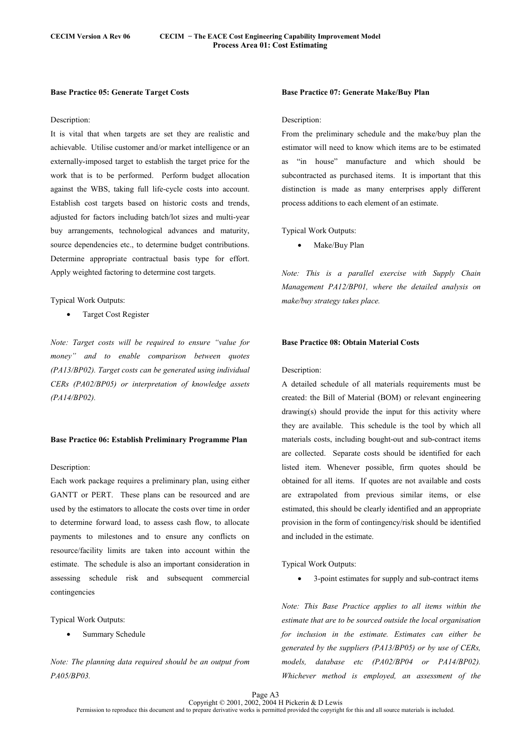### Base Practice 05: Generate Target Costs

Description:

It is vital that when targets are set they are realistic and achievable. Utilise customer and/or market intelligence or an externally-imposed target to establish the target price for the work that is to be performed. Perform budget allocation against the WBS, taking full life-cycle costs into account. Establish cost targets based on historic costs and trends, adjusted for factors including batch/lot sizes and multi-year buy arrangements, technological advances and maturity, source dependencies etc., to determine budget contributions. Determine appropriate contractual basis type for effort. Apply weighted factoring to determine cost targets.

Typical Work Outputs:

- Target Cost Register

*Note: Target costs will be required to ensure "value for money" and to enable comparison between quotes (PA13/BP02). Target costs can be generated using individual CERs (PA02/BP05) or interpretation of knowledge assets (PA14/BP02).*

### Base Practice 06: Establish Preliminary Programme Plan

Description:

Each work package requires a preliminary plan, using either GANTT or PERT. These plans can be resourced and are used by the estimators to allocate the costs over time in order to determine forward load, to assess cash flow, to allocate payments to milestones and to ensure any conflicts on resource/facility limits are taken into account within the estimate. The schedule is also an important consideration in assessing schedule risk and subsequent commercial contingencies

Typical Work Outputs:

- Summary Schedule

*Note: The planning data required should be an output from PA05/BP03.*

### Base Practice 07: Generate Make/Buy Plan

Description:

From the preliminary schedule and the make/buy plan the estimator will need to know which items are to be estimated as "in house" manufacture and which should be subcontracted as purchased items. It is important that this distinction is made as many enterprises apply different process additions to each element of an estimate.

Typical Work Outputs:

- Make/Buy Plan

*Note: This is a parallel exercise with Supply Chain Management PA12/BP01, where the detailed analysis on make/buy strategy takes place.*

### Base Practice 08: Obtain Material Costs

Description:

A detailed schedule of all materials requirements must be created: the Bill of Material (BOM) or relevant engineering drawing(s) should provide the input for this activity where they are available. This schedule is the tool by which all materials costs, including bought-out and sub-contract items are collected. Separate costs should be identified for each listed item. Whenever possible, firm quotes should be obtained for all items. If quotes are not available and costs are extrapolated from previous similar items, or else estimated, this should be clearly identified and an appropriate provision in the form of contingency/risk should be identified and included in the estimate.

Typical Work Outputs:

- 3-point estimates for supply and sub-contract items

*Note: This Base Practice applies to all items within the estimate that are to be sourced outside the local organisation for inclusion in the estimate. Estimates can either be generated by the suppliers (PA13/BP05) or by use of CERs, models, database etc (PA02/BP04 or PA14/BP02). Whichever method is employed, an assessment of the*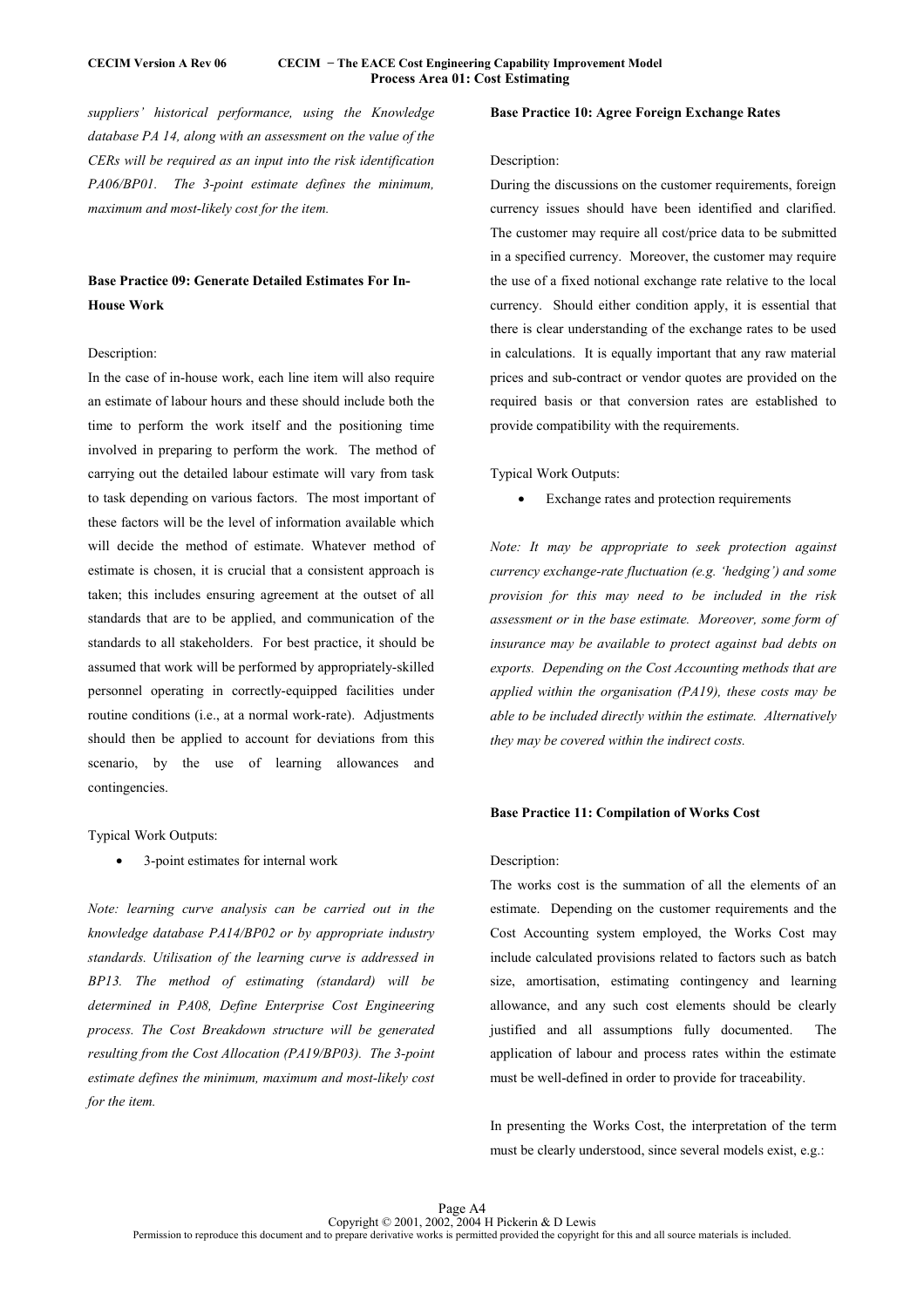*suppliers' historical performance, using the Knowledge database PA 14, along with an assessment on the value of the CERs will be required as an input into the risk identification PA06/BP01. The 3-point estimate defines the minimum, maximum and most-likely cost for the item.*

**Base Practice 09: Generate Detailed Estimates For In-House Work**

Description:

In the case of in-house work, each line item will also require an estimate of labour hours and these should include both the time to perform the work itself and the positioning time involved in preparing to perform the work. The method of carrying out the detailed labour estimate will vary from task to task depending on various factors. The most important of these factors will be the level of information available which will decide the method of estimate. Whatever method of estimate is chosen, it is crucial that a consistent approach is taken; this includes ensuring agreement at the outset of all standards that are to be applied, and communication of the standards to all stakeholders. For best practice, it should be assumed that work will be performed by appropriately-skilled personnel operating in correctly-equipped facilities under routine conditions (i.e., at a normal work-rate). Adjustments should then be applied to account for deviations from this scenario, by the use of learning allowances and contingencies.

Typical Work Outputs:

- 3-point estimates for internal work

*Note: learning curve analysis can be carried out in the knowledge database PA14/BP02 or by appropriate industry standards. Utilisation of the learning curve is addressed in BP13. The method of estimating (standard) will be determined in PA08, Define Enterprise Cost Engineering process. The Cost Breakdown structure will be generated resulting from the Cost Allocation (PA19/BP03). The 3-point estimate defines the minimum, maximum and most-likely cost for the item.*

**Base Practice 10: Agree Foreign Exchange Rates**

Description:

During the discussions on the customer requirements, foreign currency issues should have been identified and clarified. The customer may require all cost/price data to be submitted in a specified currency. Moreover, the customer may require the use of a fixed notional exchange rate relative to the local currency. Should either condition apply, it is essential that there is clear understanding of the exchange rates to be used in calculations. It is equally important that any raw material prices and sub-contract or vendor quotes are provided on the required basis or that conversion rates are established to provide compatibility with the requirements.

Typical Work Outputs:

- Exchange rates and protection requirements

*Note: It may be appropriate to seek protection against currency exchange-rate fluctuation (e.g. 'hedging') and some provision for this may need to be included in the risk assessment or in the base estimate. Moreover, some form of insurance may be available to protect against bad debts on exports. Depending on the Cost Accounting methods that are applied within the organisation (PA19), these costs may be able to be included directly within the estimate. Alternatively they may be covered within the indirect costs.*

**Base Practice 11: Compilation of Works Cost**

Description:

The works cost is the summation of all the elements of an estimate. Depending on the customer requirements and the Cost Accounting system employed, the Works Cost may include calculated provisions related to factors such as batch size, amortisation, estimating contingency and learning allowance, and any such cost elements should be clearly justified and all assumptions fully documented. The application of labour and process rates within the estimate must be well-defined in order to provide for traceability.

In presenting the Works Cost, the interpretation of the term must be clearly understood, since several models exist, e.g.: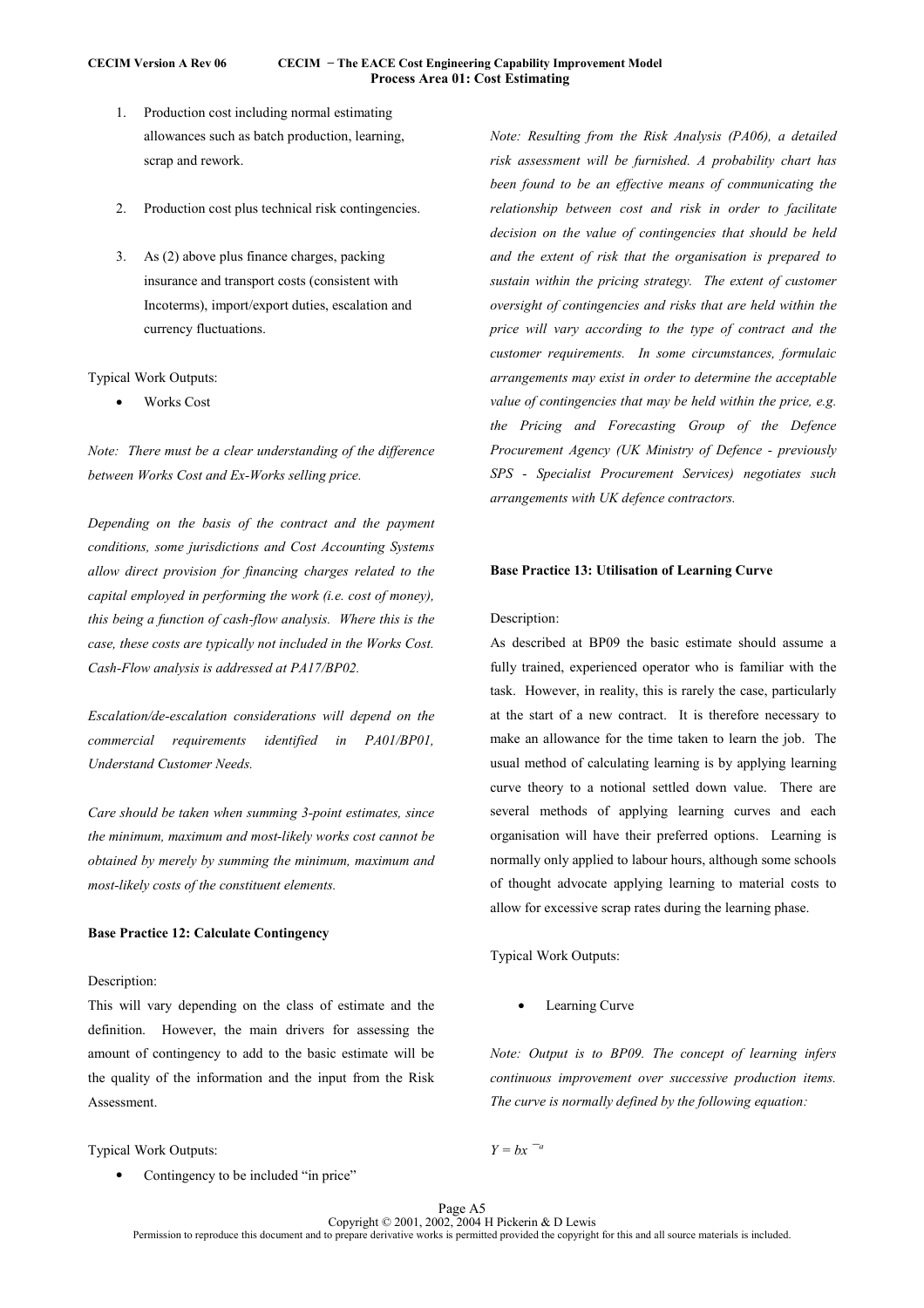1. Production cost including normal estimating allowances such as batch production, learning, scrap and rework.

2. Production cost plus technical risk contingencies.

3. As (2) above plus finance charges, packing insurance and transport costs (consistent with Incoterms), import/export duties, escalation and currency fluctuations.

Typical Work Outputs:

- Works Cost

*Note: There must be a clear understanding of the difference between Works Cost and Ex-Works selling price.*

*Depending on the basis of the contract and the payment conditions, some jurisdictions and Cost Accounting Systems allow direct provision for financing charges related to the capital employed in performing the work (i.e. cost of money), this being a function of cash-flow analysis. Where this is the case, these costs are typically not included in the Works Cost. Cash-Flow analysis is addressed at PA17/BP02.*

*Escalation/de-escalation considerations will depend on the commercial requirements identified in PA01/BP01, Understand Customer Needs.*

*Care should be taken when summing 3-point estimates, since the minimum, maximum and most-likely works cost cannot be obtained by merely by summing the minimum, maximum and most-likely costs of the constituent elements.*

**Base Practice 12: Calculate Contingency**

Description:
This will vary depending on the class of estimate and the definition. However, the main drivers for assessing the amount of contingency to add to the basic estimate will be the quality of the information and the input from the Risk Assessment.

Typical Work Outputs:

- Contingency to be included "in price"

*Note: Resulting from the Risk Analysis (PA06), a detailed risk assessment will be furnished. A probability chart has been found to be an effective means of communicating the relationship between cost and risk in order to facilitate decision on the value of contingencies that should be held and the extent of risk that the organisation is prepared to sustain within the pricing strategy. The extent of customer oversight of contingencies and risks that are held within the price will vary according to the type of contract and the customer requirements. In some circumstances, formulaic arrangements may exist in order to determine the acceptable value of contingencies that may be held within the price, e.g. the Pricing and Forecasting Group of the Defence Procurement Agency (UK Ministry of Defence - previously SPS - Specialist Procurement Services) negotiates such arrangements with UK defence contractors.*

**Base Practice 13: Utilisation of Learning Curve**

Description:
As described at BP09 the basic estimate should assume a fully trained, experienced operator who is familiar with the task. However, in reality, this is rarely the case, particularly at the start of a new contract. It is therefore necessary to make an allowance for the time taken to learn the job. The usual method of calculating learning is by applying learning curve theory to a notional settled down value. There are several methods of applying learning curves and each organisation will have their preferred options. Learning is normally only applied to labour hours, although some schools of thought advocate applying learning to material costs to allow for excessive scrap rates during the learning phase.

Typical Work Outputs:

- Learning Curve

*Note: Output is to BP09. The concept of learning infers continuous improvement over successive production items. The curve is normally defined by the following equation:*

$Y = bx^{-a}$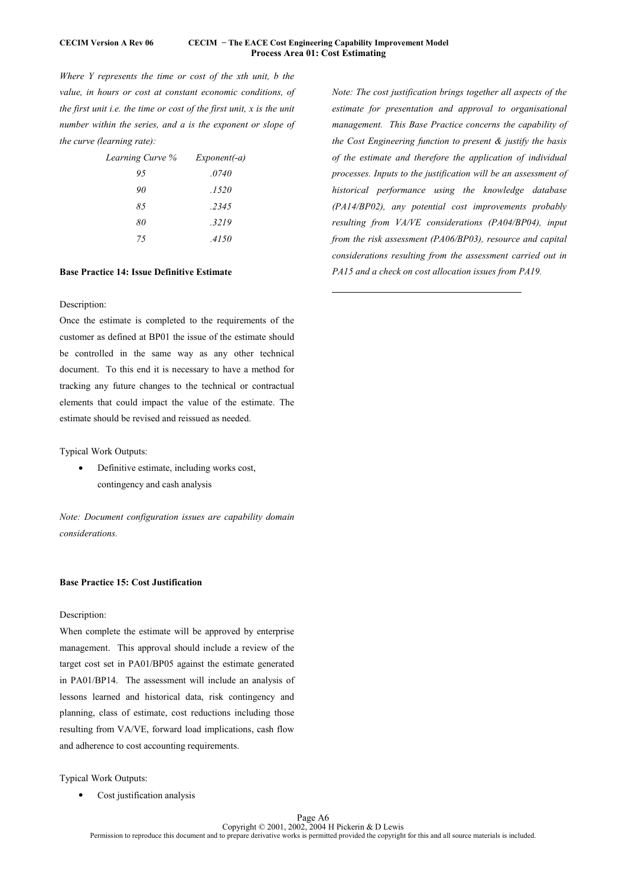*Where Y represents the time or cost of the xth unit, b the value, in hours or cost at constant economic conditions, of the first unit i.e. the time or cost of the first unit, x is the unit number within the series, and a is the exponent or slope of the curve (learning rate):*

| *Learning Curve %* | *Exponent(-a)* |
|---|---|
| *95* | *.0740* |
| *90* | *.1520* |
| *85* | *.2345* |
| *80* | *.3219* |
| *75* | *.4150* |

**Base Practice 14: Issue Definitive Estimate**

Description:

Once the estimate is completed to the requirements of the customer as defined at BP01 the issue of the estimate should be controlled in the same way as any other technical document. To this end it is necessary to have a method for tracking any future changes to the technical or contractual elements that could impact the value of the estimate. The estimate should be revised and reissued as needed.

Typical Work Outputs:

- Definitive estimate, including works cost, contingency and cash analysis

*Note: Document configuration issues are capability domain considerations.*

**Base Practice 15: Cost Justification**

Description:

When complete the estimate will be approved by enterprise management. This approval should include a review of the target cost set in PA01/BP05 against the estimate generated in PA01/BP14. The assessment will include an analysis of lessons learned and historical data, risk contingency and planning, class of estimate, cost reductions including those resulting from VA/VE, forward load implications, cash flow and adherence to cost accounting requirements.

Typical Work Outputs:

- Cost justification analysis

*Note: The cost justification brings together all aspects of the estimate for presentation and approval to organisational management. This Base Practice concerns the capability of the Cost Engineering function to present & justify the basis of the estimate and therefore the application of individual processes. Inputs to the justification will be an assessment of historical performance using the knowledge database (PA14/BP02), any potential cost improvements probably resulting from VA/VE considerations (PA04/BP04), input from the risk assessment (PA06/BP03), resource and capital considerations resulting from the assessment carried out in PA15 and a check on cost allocation issues from PA19.*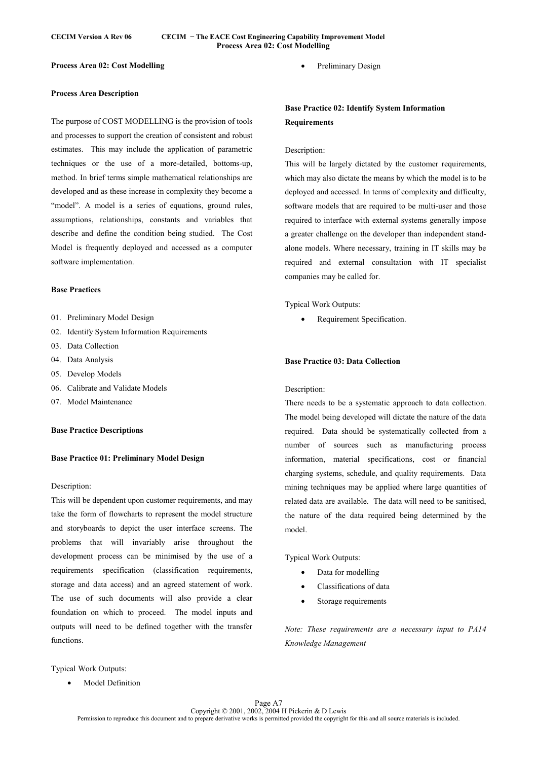## Process Area 02: Cost Modelling

### Process Area Description

The purpose of COST MODELLING is the provision of tools and processes to support the creation of consistent and robust estimates. This may include the application of parametric techniques or the use of a more-detailed, bottoms-up, method. In brief terms simple mathematical relationships are developed and as these increase in complexity they become a "model". A model is a series of equations, ground rules, assumptions, relationships, constants and variables that describe and define the condition being studied. The Cost Model is frequently deployed and accessed as a computer software implementation.

### Base Practices

01. Preliminary Model Design
02. Identify System Information Requirements
03. Data Collection
04. Data Analysis
05. Develop Models
06. Calibrate and Validate Models
07. Model Maintenance

### Base Practice Descriptions

#### Base Practice 01: Preliminary Model Design

Description:

This will be dependent upon customer requirements, and may take the form of flowcharts to represent the model structure and storyboards to depict the user interface screens. The problems that will invariably arise throughout the development process can be minimised by the use of a requirements specification (classification requirements, storage and data access) and an agreed statement of work. The use of such documents will also provide a clear foundation on which to proceed. The model inputs and outputs will need to be defined together with the transfer functions.

Typical Work Outputs:

- Model Definition
- Preliminary Design

#### Base Practice 02: Identify System Information Requirements

Description:

This will be largely dictated by the customer requirements, which may also dictate the means by which the model is to be deployed and accessed. In terms of complexity and difficulty, software models that are required to be multi-user and those required to interface with external systems generally impose a greater challenge on the developer than independent stand-alone models. Where necessary, training in IT skills may be required and external consultation with IT specialist companies may be called for.

Typical Work Outputs:

- Requirement Specification.

#### Base Practice 03: Data Collection

Description:

There needs to be a systematic approach to data collection. The model being developed will dictate the nature of the data required. Data should be systematically collected from a number of sources such as manufacturing process information, material specifications, cost or financial charging systems, schedule, and quality requirements. Data mining techniques may be applied where large quantities of related data are available. The data will need to be sanitised, the nature of the data required being determined by the model.

Typical Work Outputs:

- Data for modelling
- Classifications of data
- Storage requirements

*Note: These requirements are a necessary input to PA14 Knowledge Management*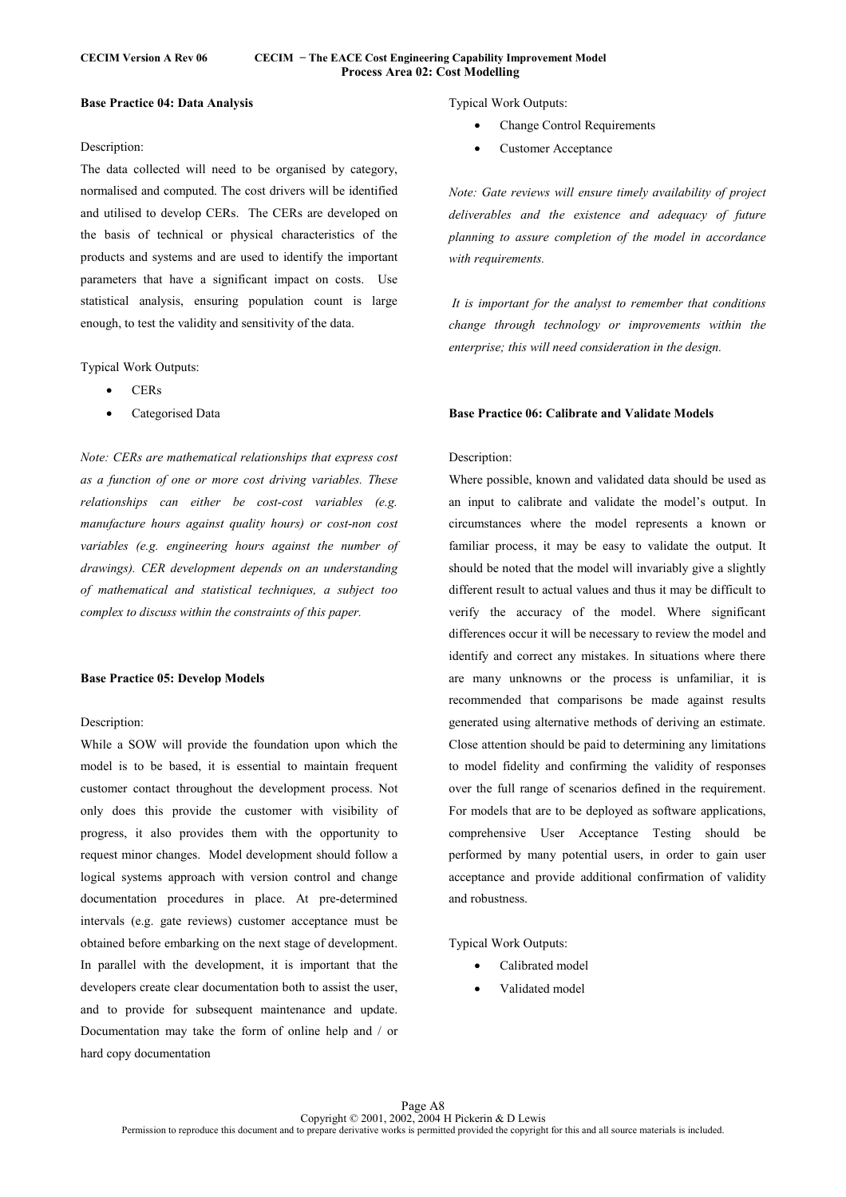**Base Practice 04: Data Analysis**

Description:

The data collected will need to be organised by category, normalised and computed. The cost drivers will be identified and utilised to develop CERs. The CERs are developed on the basis of technical or physical characteristics of the products and systems and are used to identify the important parameters that have a significant impact on costs. Use statistical analysis, ensuring population count is large enough, to test the validity and sensitivity of the data.

Typical Work Outputs:

- CERs
- Categorised Data

*Note: CERs are mathematical relationships that express cost as a function of one or more cost driving variables. These relationships can either be cost-cost variables (e.g. manufacture hours against quality hours) or cost-non cost variables (e.g. engineering hours against the number of drawings). CER development depends on an understanding of mathematical and statistical techniques, a subject too complex to discuss within the constraints of this paper.*

**Base Practice 05: Develop Models**

Description:

While a SOW will provide the foundation upon which the model is to be based, it is essential to maintain frequent customer contact throughout the development process. Not only does this provide the customer with visibility of progress, it also provides them with the opportunity to request minor changes. Model development should follow a logical systems approach with version control and change documentation procedures in place. At pre-determined intervals (e.g. gate reviews) customer acceptance must be obtained before embarking on the next stage of development. In parallel with the development, it is important that the developers create clear documentation both to assist the user, and to provide for subsequent maintenance and update. Documentation may take the form of online help and / or hard copy documentation

Typical Work Outputs:

- Change Control Requirements
- Customer Acceptance

*Note: Gate reviews will ensure timely availability of project deliverables and the existence and adequacy of future planning to assure completion of the model in accordance with requirements.*

*It is important for the analyst to remember that conditions change through technology or improvements within the enterprise; this will need consideration in the design.*

**Base Practice 06: Calibrate and Validate Models**

Description:

Where possible, known and validated data should be used as an input to calibrate and validate the model's output. In circumstances where the model represents a known or familiar process, it may be easy to validate the output. It should be noted that the model will invariably give a slightly different result to actual values and thus it may be difficult to verify the accuracy of the model. Where significant differences occur it will be necessary to review the model and identify and correct any mistakes. In situations where there are many unknowns or the process is unfamiliar, it is recommended that comparisons be made against results generated using alternative methods of deriving an estimate. Close attention should be paid to determining any limitations to model fidelity and confirming the validity of responses over the full range of scenarios defined in the requirement. For models that are to be deployed as software applications, comprehensive User Acceptance Testing should be performed by many potential users, in order to gain user acceptance and provide additional confirmation of validity and robustness.

Typical Work Outputs:

- Calibrated model
- Validated model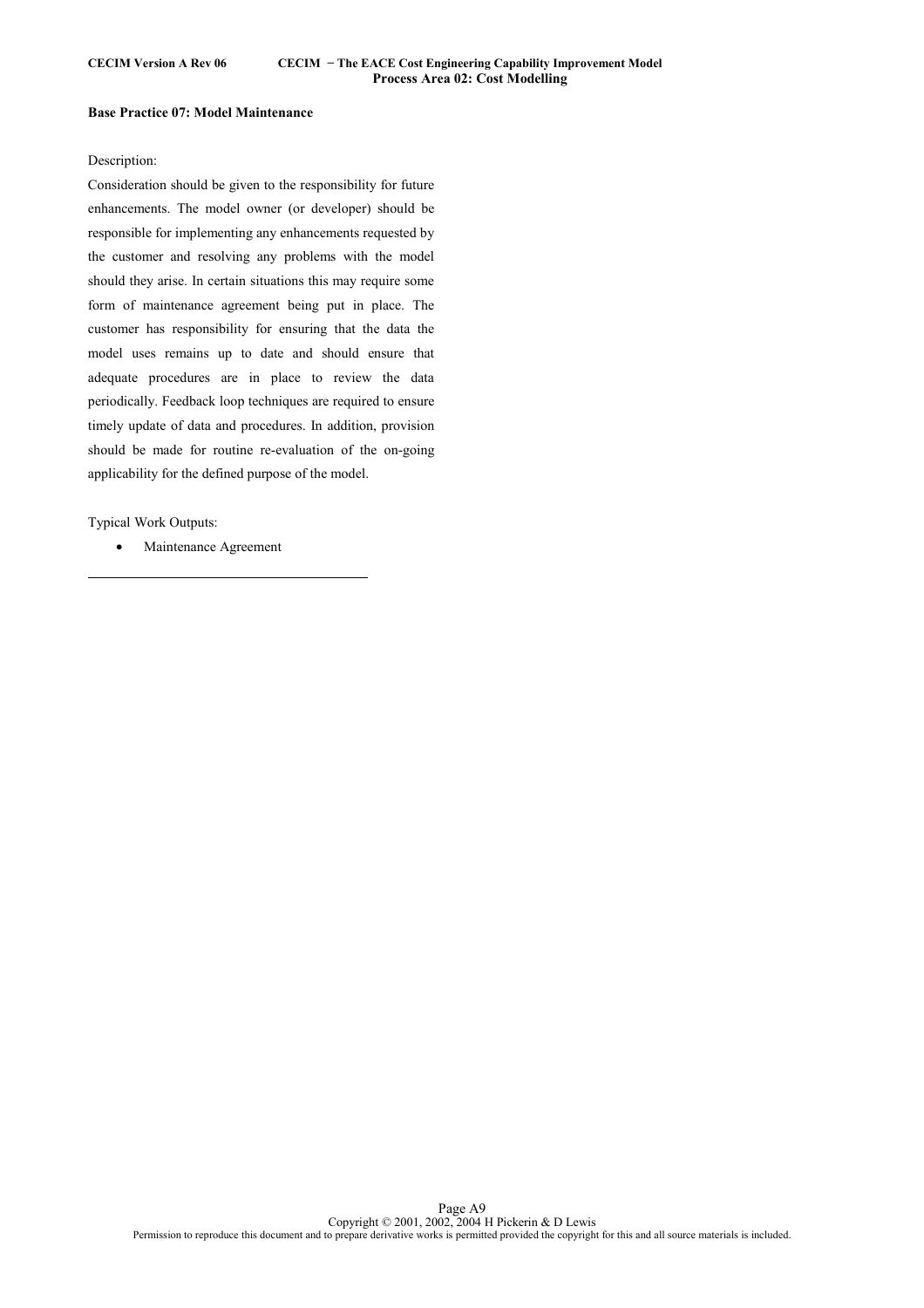**Base Practice 07: Model Maintenance**

Description:

Consideration should be given to the responsibility for future enhancements. The model owner (or developer) should be responsible for implementing any enhancements requested by the customer and resolving any problems with the model should they arise. In certain situations this may require some form of maintenance agreement being put in place. The customer has responsibility for ensuring that the data the model uses remains up to date and should ensure that adequate procedures are in place to review the data periodically. Feedback loop techniques are required to ensure timely update of data and procedures. In addition, provision should be made for routine re-evaluation of the on-going applicability for the defined purpose of the model.

Typical Work Outputs:

- Maintenance Agreement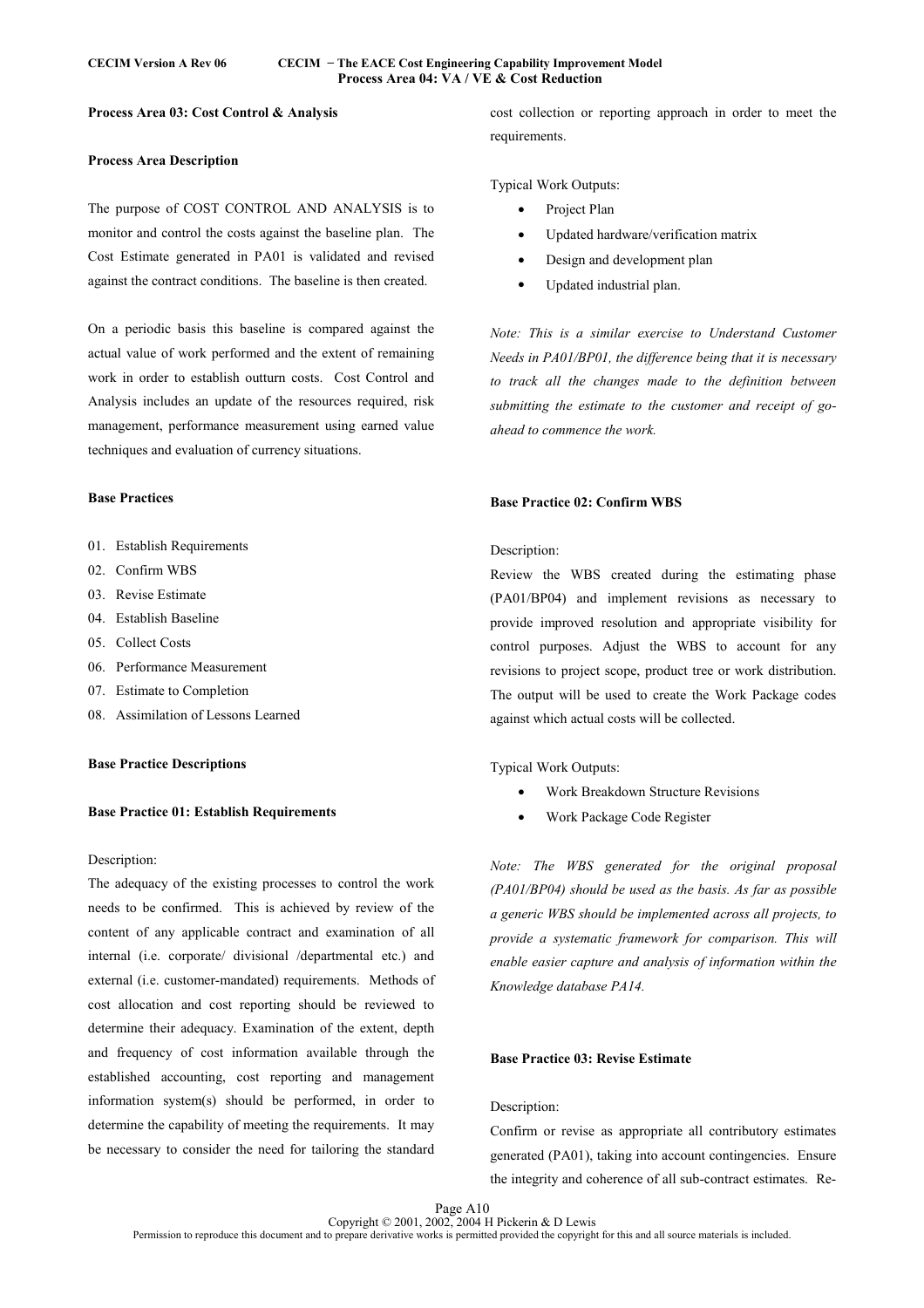**Process Area 03: Cost Control & Analysis**

**Process Area Description**

The purpose of COST CONTROL AND ANALYSIS is to monitor and control the costs against the baseline plan. The Cost Estimate generated in PA01 is validated and revised against the contract conditions. The baseline is then created.

On a periodic basis this baseline is compared against the actual value of work performed and the extent of remaining work in order to establish outturn costs. Cost Control and Analysis includes an update of the resources required, risk management, performance measurement using earned value techniques and evaluation of currency situations.

**Base Practices**

01. Establish Requirements
02. Confirm WBS
03. Revise Estimate
04. Establish Baseline
05. Collect Costs
06. Performance Measurement
07. Estimate to Completion
08. Assimilation of Lessons Learned

**Base Practice Descriptions**

**Base Practice 01: Establish Requirements**

Description:
The adequacy of the existing processes to control the work needs to be confirmed. This is achieved by review of the content of any applicable contract and examination of all internal (i.e. corporate/ divisional /departmental etc.) and external (i.e. customer-mandated) requirements. Methods of cost allocation and cost reporting should be reviewed to determine their adequacy. Examination of the extent, depth and frequency of cost information available through the established accounting, cost reporting and management information system(s) should be performed, in order to determine the capability of meeting the requirements. It may be necessary to consider the need for tailoring the standard cost collection or reporting approach in order to meet the requirements.

Typical Work Outputs:

- Project Plan
- Updated hardware/verification matrix
- Design and development plan
- Updated industrial plan.

*Note: This is a similar exercise to Understand Customer Needs in PA01/BP01, the difference being that it is necessary to track all the changes made to the definition between submitting the estimate to the customer and receipt of go-ahead to commence the work.*

**Base Practice 02: Confirm WBS**

Description:
Review the WBS created during the estimating phase (PA01/BP04) and implement revisions as necessary to provide improved resolution and appropriate visibility for control purposes. Adjust the WBS to account for any revisions to project scope, product tree or work distribution. The output will be used to create the Work Package codes against which actual costs will be collected.

Typical Work Outputs:

- Work Breakdown Structure Revisions
- Work Package Code Register

*Note: The WBS generated for the original proposal (PA01/BP04) should be used as the basis. As far as possible a generic WBS should be implemented across all projects, to provide a systematic framework for comparison. This will enable easier capture and analysis of information within the Knowledge database PA14.*

**Base Practice 03: Revise Estimate**

Description:
Confirm or revise as appropriate all contributory estimates generated (PA01), taking into account contingencies. Ensure the integrity and coherence of all sub-contract estimates. Re-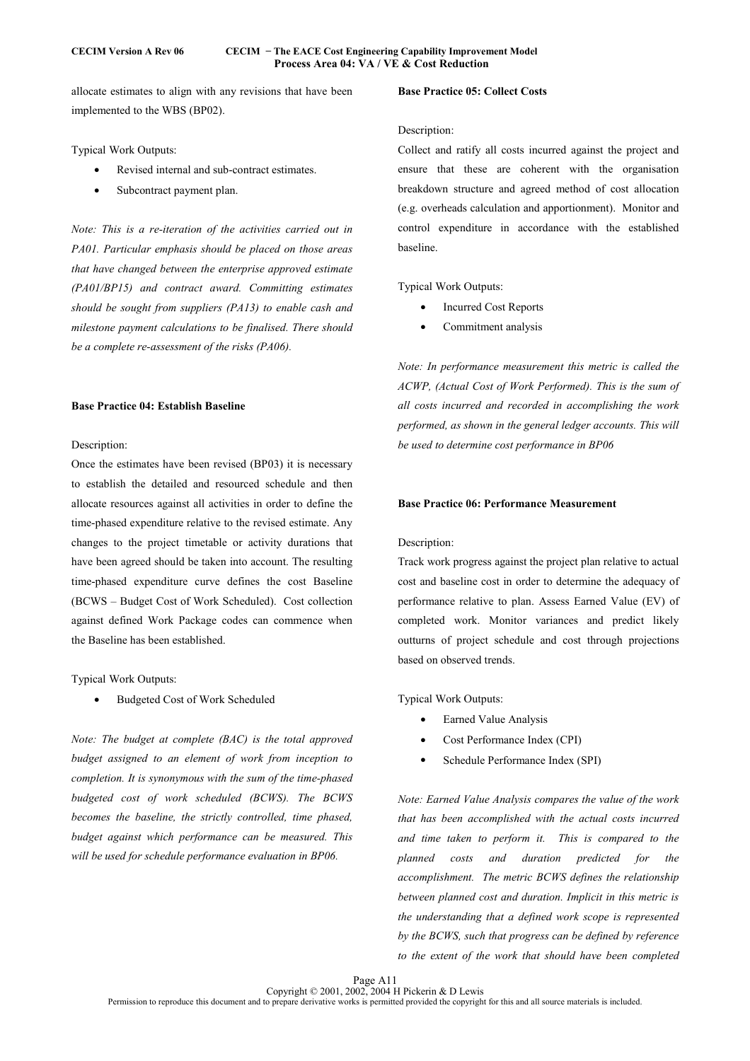allocate estimates to align with any revisions that have been implemented to the WBS (BP02).

Typical Work Outputs:

- Revised internal and sub-contract estimates.
- Subcontract payment plan.

*Note: This is a re-iteration of the activities carried out in PA01. Particular emphasis should be placed on those areas that have changed between the enterprise approved estimate (PA01/BP15) and contract award. Committing estimates should be sought from suppliers (PA13) to enable cash and milestone payment calculations to be finalised. There should be a complete re-assessment of the risks (PA06).*

**Base Practice 04: Establish Baseline**

Description:

Once the estimates have been revised (BP03) it is necessary to establish the detailed and resourced schedule and then allocate resources against all activities in order to define the time-phased expenditure relative to the revised estimate. Any changes to the project timetable or activity durations that have been agreed should be taken into account. The resulting time-phased expenditure curve defines the cost Baseline (BCWS – Budget Cost of Work Scheduled). Cost collection against defined Work Package codes can commence when the Baseline has been established.

Typical Work Outputs:

- Budgeted Cost of Work Scheduled

*Note: The budget at complete (BAC) is the total approved budget assigned to an element of work from inception to completion. It is synonymous with the sum of the time-phased budgeted cost of work scheduled (BCWS). The BCWS becomes the baseline, the strictly controlled, time phased, budget against which performance can be measured. This will be used for schedule performance evaluation in BP06.*

**Base Practice 05: Collect Costs**

Description:

Collect and ratify all costs incurred against the project and ensure that these are coherent with the organisation breakdown structure and agreed method of cost allocation (e.g. overheads calculation and apportionment). Monitor and control expenditure in accordance with the established baseline.

Typical Work Outputs:

- Incurred Cost Reports
- Commitment analysis

*Note: In performance measurement this metric is called the ACWP, (Actual Cost of Work Performed). This is the sum of all costs incurred and recorded in accomplishing the work performed, as shown in the general ledger accounts. This will be used to determine cost performance in BP06*

**Base Practice 06: Performance Measurement**

Description:

Track work progress against the project plan relative to actual cost and baseline cost in order to determine the adequacy of performance relative to plan. Assess Earned Value (EV) of completed work. Monitor variances and predict likely outturns of project schedule and cost through projections based on observed trends.

Typical Work Outputs:

- Earned Value Analysis
- Cost Performance Index (CPI)
- Schedule Performance Index (SPI)

*Note: Earned Value Analysis compares the value of the work that has been accomplished with the actual costs incurred and time taken to perform it. This is compared to the planned costs and duration predicted for the accomplishment. The metric BCWS defines the relationship between planned cost and duration. Implicit in this metric is the understanding that a defined work scope is represented by the BCWS, such that progress can be defined by reference to the extent of the work that should have been completed*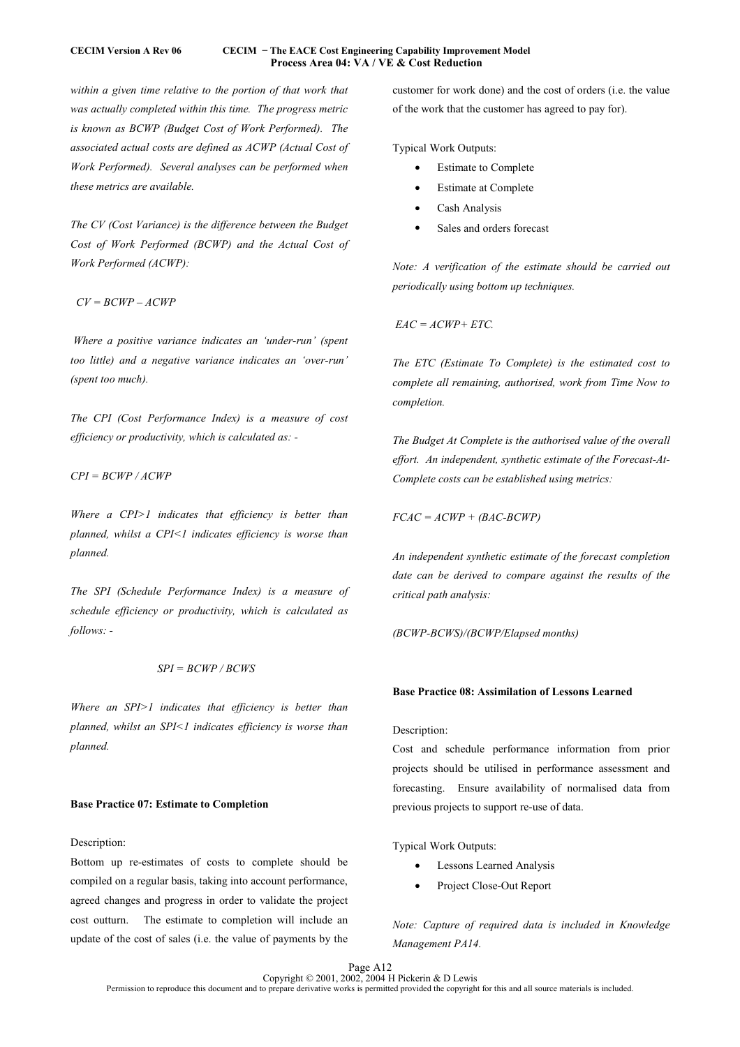*within a given time relative to the portion of that work that was actually completed within this time. The progress metric is known as BCWP (Budget Cost of Work Performed). The associated actual costs are defined as ACWP (Actual Cost of Work Performed). Several analyses can be performed when these metrics are available.*

*The CV (Cost Variance) is the difference between the Budget Cost of Work Performed (BCWP) and the Actual Cost of Work Performed (ACWP):*

$CV = BCWP – ACWP$

*Where a positive variance indicates an 'under-run' (spent too little) and a negative variance indicates an 'over-run' (spent too much).*

*The CPI (Cost Performance Index) is a measure of cost efficiency or productivity, which is calculated as: -*

$CPI = BCWP / ACWP$

*Where a CPI>1 indicates that efficiency is better than planned, whilst a CPI<1 indicates efficiency is worse than planned.*

*The SPI (Schedule Performance Index) is a measure of schedule efficiency or productivity, which is calculated as follows: -*

$SPI = BCWP / BCWS$

*Where an SPI>1 indicates that efficiency is better than planned, whilst an SPI<1 indicates efficiency is worse than planned.*

**Base Practice 07: Estimate to Completion**

Description:

Bottom up re-estimates of costs to complete should be compiled on a regular basis, taking into account performance, agreed changes and progress in order to validate the project cost outturn. The estimate to completion will include an update of the cost of sales (i.e. the value of payments by the customer for work done) and the cost of orders (i.e. the value of the work that the customer has agreed to pay for).

Typical Work Outputs:

- Estimate to Complete
- Estimate at Complete
- Cash Analysis
- Sales and orders forecast

*Note: A verification of the estimate should be carried out periodically using bottom up techniques.*

$EAC = ACWP+ ETC.$

*The ETC (Estimate To Complete) is the estimated cost to complete all remaining, authorised, work from Time Now to completion.*

*The Budget At Complete is the authorised value of the overall effort. An independent, synthetic estimate of the Forecast-At-Complete costs can be established using metrics:*

$FCAC = ACWP + (BAC-BCWP)$

*An independent synthetic estimate of the forecast completion date can be derived to compare against the results of the critical path analysis:*

$(BCWP-BCWS)/(BCWP/Elapsed\ months)$

**Base Practice 08: Assimilation of Lessons Learned**

Description:

Cost and schedule performance information from prior projects should be utilised in performance assessment and forecasting. Ensure availability of normalised data from previous projects to support re-use of data.

Typical Work Outputs:

- Lessons Learned Analysis
- Project Close-Out Report

*Note: Capture of required data is included in Knowledge Management PA14.*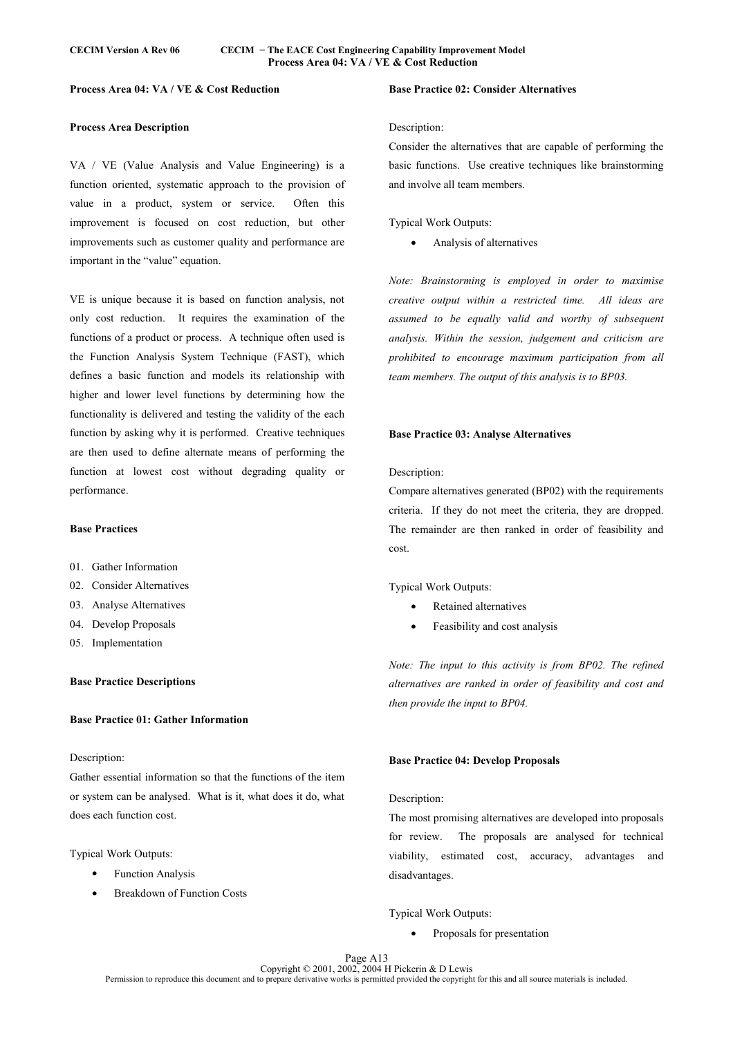## Process Area 04: VA / VE & Cost Reduction

### Process Area Description

VA / VE (Value Analysis and Value Engineering) is a function oriented, systematic approach to the provision of value in a product, system or service. Often this improvement is focused on cost reduction, but other improvements such as customer quality and performance are important in the "value" equation.

VE is unique because it is based on function analysis, not only cost reduction. It requires the examination of the functions of a product or process. A technique often used is the Function Analysis System Technique (FAST), which defines a basic function and models its relationship with higher and lower level functions by determining how the functionality is delivered and testing the validity of the each function by asking why it is performed. Creative techniques are then used to define alternate means of performing the function at lowest cost without degrading quality or performance.

### Base Practices

01. Gather Information
02. Consider Alternatives
03. Analyse Alternatives
04. Develop Proposals
05. Implementation

### Base Practice Descriptions

#### Base Practice 01: Gather Information

Description:
Gather essential information so that the functions of the item or system can be analysed. What is it, what does it do, what does each function cost.

Typical Work Outputs:

- Function Analysis
- Breakdown of Function Costs

#### Base Practice 02: Consider Alternatives

Description:
Consider the alternatives that are capable of performing the basic functions. Use creative techniques like brainstorming and involve all team members.

Typical Work Outputs:

- Analysis of alternatives

*Note: Brainstorming is employed in order to maximise creative output within a restricted time. All ideas are assumed to be equally valid and worthy of subsequent analysis. Within the session, judgement and criticism are prohibited to encourage maximum participation from all team members. The output of this analysis is to BP03.*

#### Base Practice 03: Analyse Alternatives

Description:
Compare alternatives generated (BP02) with the requirements criteria. If they do not meet the criteria, they are dropped. The remainder are then ranked in order of feasibility and cost.

Typical Work Outputs:

- Retained alternatives
- Feasibility and cost analysis

*Note: The input to this activity is from BP02. The refined alternatives are ranked in order of feasibility and cost and then provide the input to BP04.*

#### Base Practice 04: Develop Proposals

Description:
The most promising alternatives are developed into proposals for review. The proposals are analysed for technical viability, estimated cost, accuracy, advantages and disadvantages.

Typical Work Outputs:

- Proposals for presentation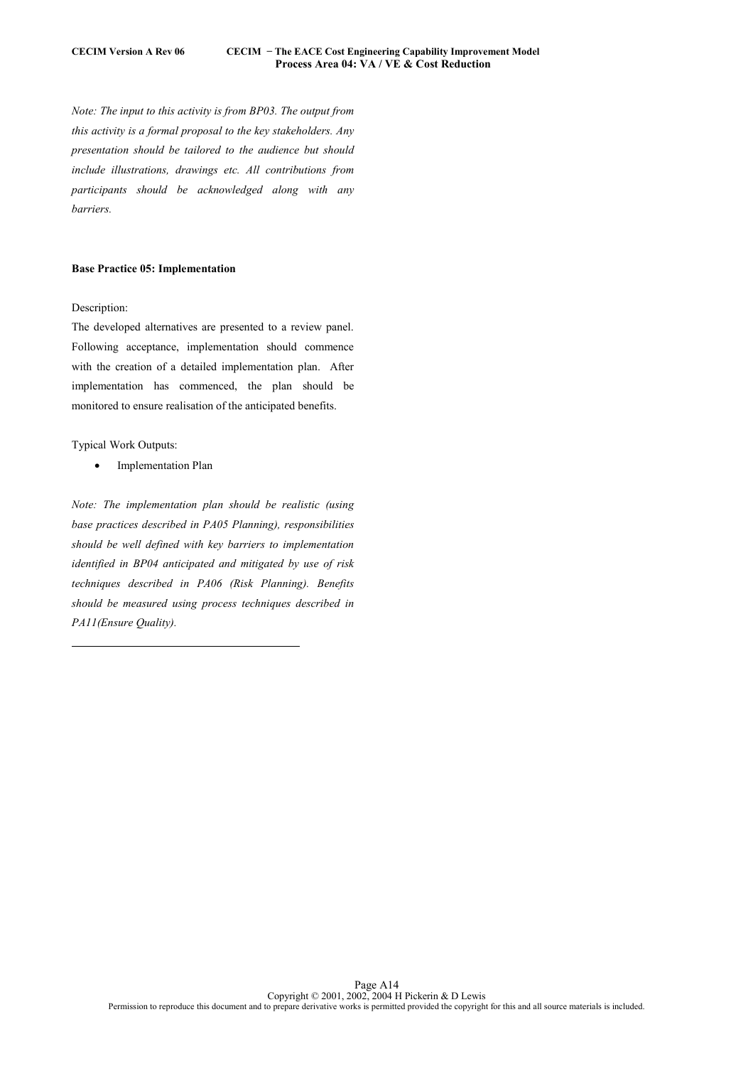*Note: The input to this activity is from BP03. The output from this activity is a formal proposal to the key stakeholders. Any presentation should be tailored to the audience but should include illustrations, drawings etc. All contributions from participants should be acknowledged along with any barriers.*

**Base Practice 05: Implementation**

Description:

The developed alternatives are presented to a review panel. Following acceptance, implementation should commence with the creation of a detailed implementation plan. After implementation has commenced, the plan should be monitored to ensure realisation of the anticipated benefits.

Typical Work Outputs:

- Implementation Plan

*Note: The implementation plan should be realistic (using base practices described in PA05 Planning), responsibilities should be well defined with key barriers to implementation identified in BP04 anticipated and mitigated by use of risk techniques described in PA06 (Risk Planning). Benefits should be measured using process techniques described in PA11(Ensure Quality).*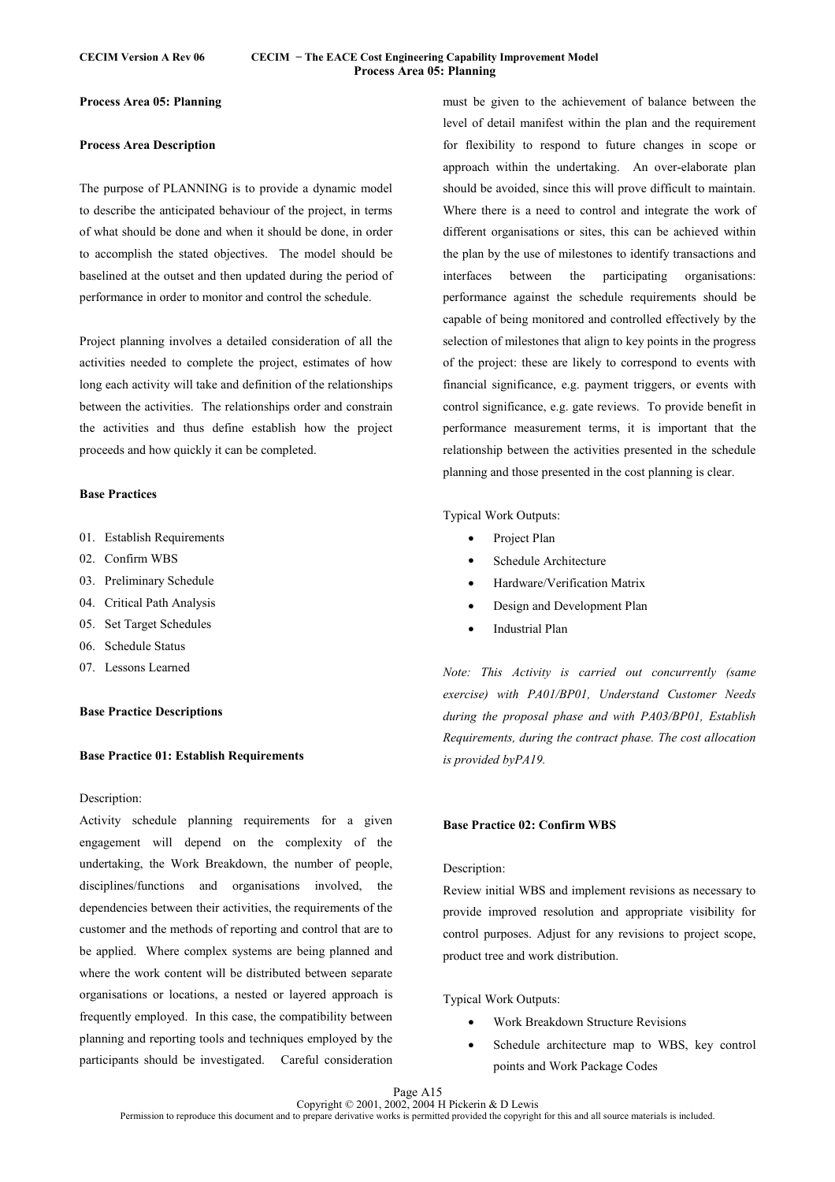## Process Area 05: Planning

### Process Area Description

The purpose of PLANNING is to provide a dynamic model to describe the anticipated behaviour of the project, in terms of what should be done and when it should be done, in order to accomplish the stated objectives. The model should be baselined at the outset and then updated during the period of performance in order to monitor and control the schedule.

Project planning involves a detailed consideration of all the activities needed to complete the project, estimates of how long each activity will take and definition of the relationships between the activities. The relationships order and constrain the activities and thus define establish how the project proceeds and how quickly it can be completed.

### Base Practices

01. Establish Requirements
02. Confirm WBS
03. Preliminary Schedule
04. Critical Path Analysis
05. Set Target Schedules
06. Schedule Status
07. Lessons Learned

### Base Practice Descriptions

#### Base Practice 01: Establish Requirements

Description:
Activity schedule planning requirements for a given engagement will depend on the complexity of the undertaking, the Work Breakdown, the number of people, disciplines/functions and organisations involved, the dependencies between their activities, the requirements of the customer and the methods of reporting and control that are to be applied. Where complex systems are being planned and where the work content will be distributed between separate organisations or locations, a nested or layered approach is frequently employed. In this case, the compatibility between planning and reporting tools and techniques employed by the participants should be investigated. Careful consideration must be given to the achievement of balance between the level of detail manifest within the plan and the requirement for flexibility to respond to future changes in scope or approach within the undertaking. An over-elaborate plan should be avoided, since this will prove difficult to maintain. Where there is a need to control and integrate the work of different organisations or sites, this can be achieved within the plan by the use of milestones to identify transactions and interfaces between the participating organisations: performance against the schedule requirements should be capable of being monitored and controlled effectively by the selection of milestones that align to key points in the progress of the project: these are likely to correspond to events with financial significance, e.g. payment triggers, or events with control significance, e.g. gate reviews. To provide benefit in performance measurement terms, it is important that the relationship between the activities presented in the schedule planning and those presented in the cost planning is clear.

Typical Work Outputs:

- Project Plan
- Schedule Architecture
- Hardware/Verification Matrix
- Design and Development Plan
- Industrial Plan

*Note: This Activity is carried out concurrently (same exercise) with PA01/BP01, Understand Customer Needs during the proposal phase and with PA03/BP01, Establish Requirements, during the contract phase. The cost allocation is provided byPA19.*

#### Base Practice 02: Confirm WBS

Description:
Review initial WBS and implement revisions as necessary to provide improved resolution and appropriate visibility for control purposes. Adjust for any revisions to project scope, product tree and work distribution.

Typical Work Outputs:

- Work Breakdown Structure Revisions
- Schedule architecture map to WBS, key control points and Work Package Codes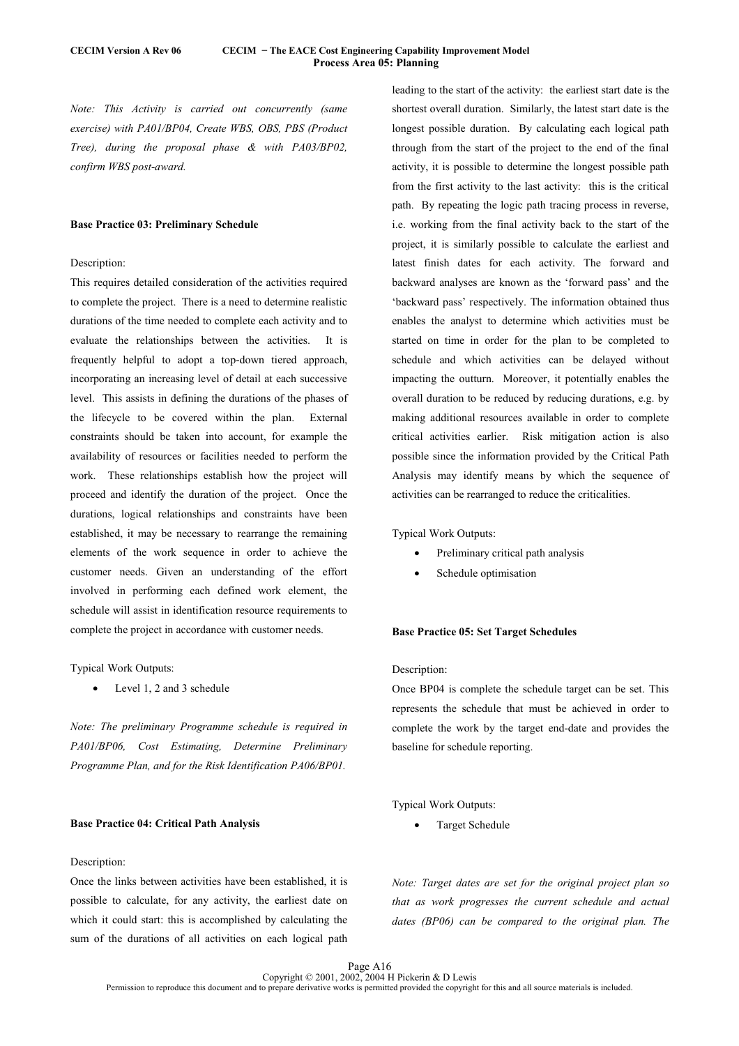*Note: This Activity is carried out concurrently (same exercise) with PA01/BP04, Create WBS, OBS, PBS (Product Tree), during the proposal phase & with PA03/BP02, confirm WBS post-award.*

**Base Practice 03: Preliminary Schedule**

Description:

This requires detailed consideration of the activities required to complete the project. There is a need to determine realistic durations of the time needed to complete each activity and to evaluate the relationships between the activities. It is frequently helpful to adopt a top-down tiered approach, incorporating an increasing level of detail at each successive level. This assists in defining the durations of the phases of the lifecycle to be covered within the plan. External constraints should be taken into account, for example the availability of resources or facilities needed to perform the work. These relationships establish how the project will proceed and identify the duration of the project. Once the durations, logical relationships and constraints have been established, it may be necessary to rearrange the remaining elements of the work sequence in order to achieve the customer needs. Given an understanding of the effort involved in performing each defined work element, the schedule will assist in identification resource requirements to complete the project in accordance with customer needs.

Typical Work Outputs:

- Level 1, 2 and 3 schedule

*Note: The preliminary Programme schedule is required in PA01/BP06, Cost Estimating, Determine Preliminary Programme Plan, and for the Risk Identification PA06/BP01.*

**Base Practice 04: Critical Path Analysis**

Description:

Once the links between activities have been established, it is possible to calculate, for any activity, the earliest date on which it could start: this is accomplished by calculating the sum of the durations of all activities on each logical path leading to the start of the activity: the earliest start date is the shortest overall duration. Similarly, the latest start date is the longest possible duration. By calculating each logical path through from the start of the project to the end of the final activity, it is possible to determine the longest possible path from the first activity to the last activity: this is the critical path. By repeating the logic path tracing process in reverse, i.e. working from the final activity back to the start of the project, it is similarly possible to calculate the earliest and latest finish dates for each activity. The forward and backward analyses are known as the 'forward pass' and the 'backward pass' respectively. The information obtained thus enables the analyst to determine which activities must be started on time in order for the plan to be completed to schedule and which activities can be delayed without impacting the outturn. Moreover, it potentially enables the overall duration to be reduced by reducing durations, e.g. by making additional resources available in order to complete critical activities earlier. Risk mitigation action is also possible since the information provided by the Critical Path Analysis may identify means by which the sequence of activities can be rearranged to reduce the criticalities.

Typical Work Outputs:

- Preliminary critical path analysis
- Schedule optimisation

**Base Practice 05: Set Target Schedules**

Description:

Once BP04 is complete the schedule target can be set. This represents the schedule that must be achieved in order to complete the work by the target end-date and provides the baseline for schedule reporting.

Typical Work Outputs:

- Target Schedule

*Note: Target dates are set for the original project plan so that as work progresses the current schedule and actual dates (BP06) can be compared to the original plan. The*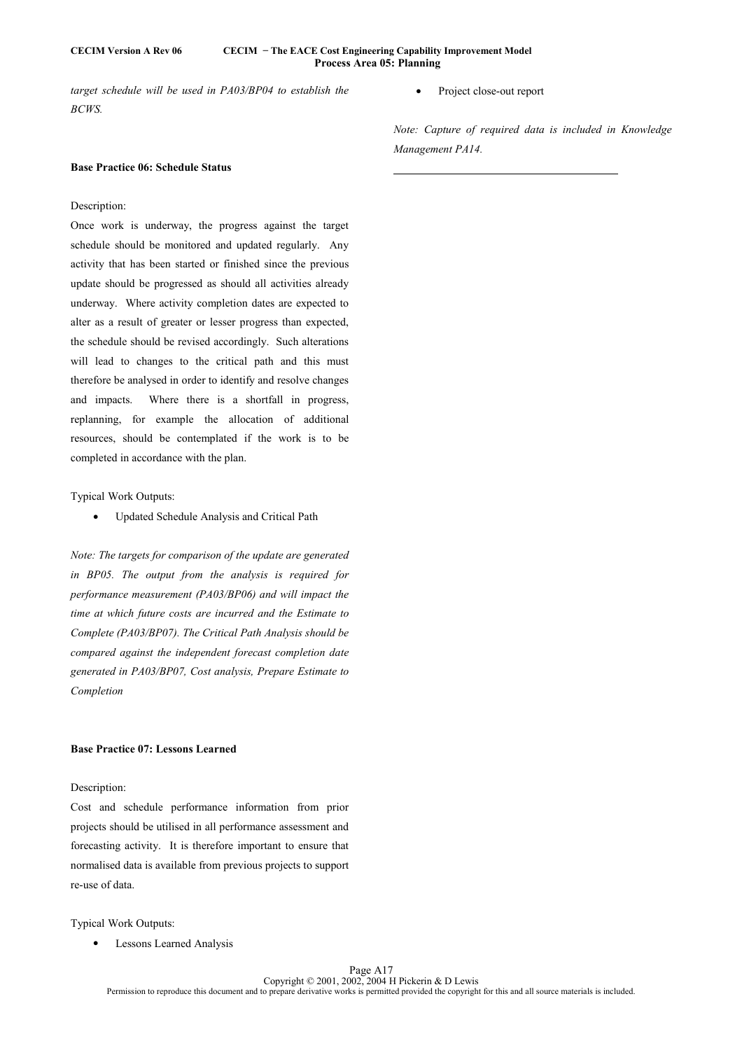*target schedule will be used in PA03/BP04 to establish the BCWS.*

**Base Practice 06: Schedule Status**

Description:

Once work is underway, the progress against the target schedule should be monitored and updated regularly. Any activity that has been started or finished since the previous update should be progressed as should all activities already underway. Where activity completion dates are expected to alter as a result of greater or lesser progress than expected, the schedule should be revised accordingly. Such alterations will lead to changes to the critical path and this must therefore be analysed in order to identify and resolve changes and impacts. Where there is a shortfall in progress, replanning, for example the allocation of additional resources, should be contemplated if the work is to be completed in accordance with the plan.

Typical Work Outputs:

- Updated Schedule Analysis and Critical Path

*Note: The targets for comparison of the update are generated in BP05. The output from the analysis is required for performance measurement (PA03/BP06) and will impact the time at which future costs are incurred and the Estimate to Complete (PA03/BP07). The Critical Path Analysis should be compared against the independent forecast completion date generated in PA03/BP07, Cost analysis, Prepare Estimate to Completion*

**Base Practice 07: Lessons Learned**

Description:

Cost and schedule performance information from prior projects should be utilised in all performance assessment and forecasting activity. It is therefore important to ensure that normalised data is available from previous projects to support re-use of data.

Typical Work Outputs:

- Lessons Learned Analysis
- Project close-out report

*Note: Capture of required data is included in Knowledge Management PA14.*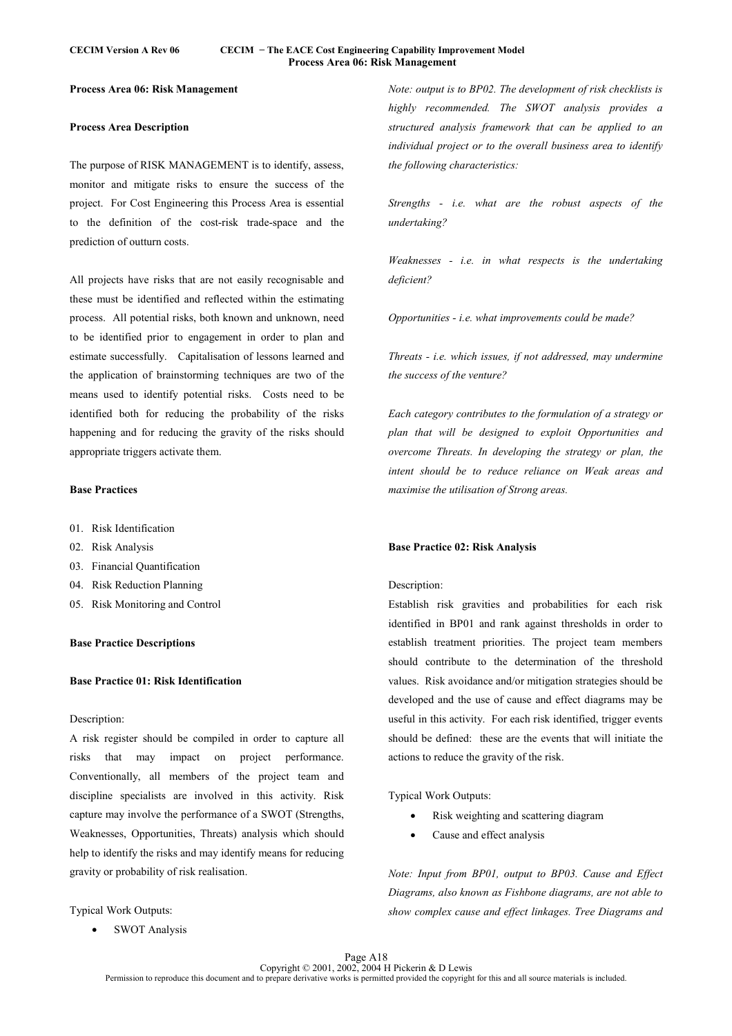## Process Area 06: Risk Management

### Process Area Description

The purpose of RISK MANAGEMENT is to identify, assess, monitor and mitigate risks to ensure the success of the project. For Cost Engineering this Process Area is essential to the definition of the cost-risk trade-space and the prediction of outturn costs.

All projects have risks that are not easily recognisable and these must be identified and reflected within the estimating process. All potential risks, both known and unknown, need to be identified prior to engagement in order to plan and estimate successfully. Capitalisation of lessons learned and the application of brainstorming techniques are two of the means used to identify potential risks. Costs need to be identified both for reducing the probability of the risks happening and for reducing the gravity of the risks should appropriate triggers activate them.

### Base Practices

01. Risk Identification
02. Risk Analysis
03. Financial Quantification
04. Risk Reduction Planning
05. Risk Monitoring and Control

### Base Practice Descriptions

#### Base Practice 01: Risk Identification

Description:

A risk register should be compiled in order to capture all risks that may impact on project performance. Conventionally, all members of the project team and discipline specialists are involved in this activity. Risk capture may involve the performance of a SWOT (Strengths, Weaknesses, Opportunities, Threats) analysis which should help to identify the risks and may identify means for reducing gravity or probability of risk realisation.

Typical Work Outputs:

- SWOT Analysis

*Note: output is to BP02. The development of risk checklists is highly recommended. The SWOT analysis provides a structured analysis framework that can be applied to an individual project or to the overall business area to identify the following characteristics:*

*Strengths - i.e. what are the robust aspects of the undertaking?*

*Weaknesses - i.e. in what respects is the undertaking deficient?*

*Opportunities - i.e. what improvements could be made?*

*Threats - i.e. which issues, if not addressed, may undermine the success of the venture?*

*Each category contributes to the formulation of a strategy or plan that will be designed to exploit Opportunities and overcome Threats. In developing the strategy or plan, the intent should be to reduce reliance on Weak areas and maximise the utilisation of Strong areas.*

#### Base Practice 02: Risk Analysis

Description:

Establish risk gravities and probabilities for each risk identified in BP01 and rank against thresholds in order to establish treatment priorities. The project team members should contribute to the determination of the threshold values. Risk avoidance and/or mitigation strategies should be developed and the use of cause and effect diagrams may be useful in this activity. For each risk identified, trigger events should be defined: these are the events that will initiate the actions to reduce the gravity of the risk.

Typical Work Outputs:

- Risk weighting and scattering diagram
- Cause and effect analysis

*Note: Input from BP01, output to BP03. Cause and Effect Diagrams, also known as Fishbone diagrams, are not able to show complex cause and effect linkages. Tree Diagrams and*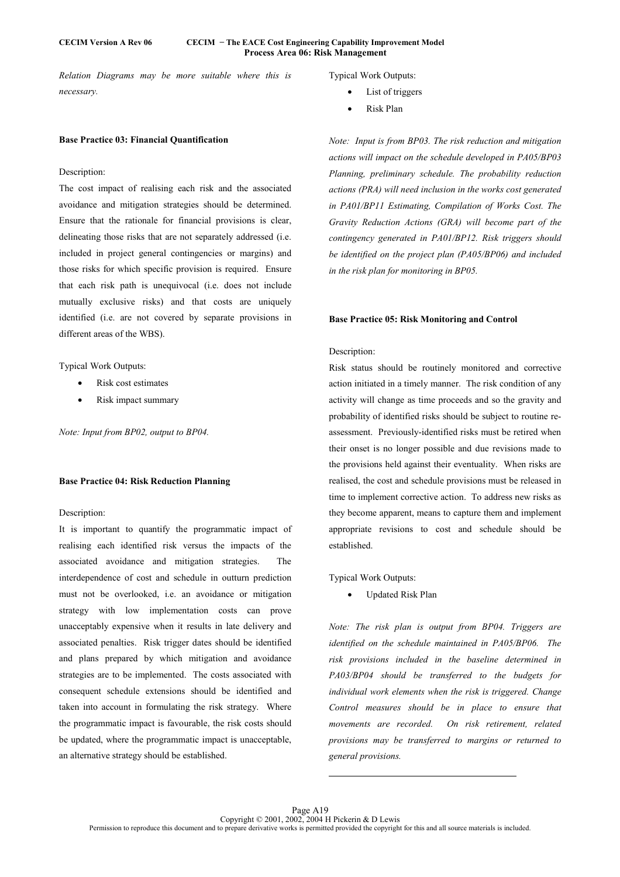*Relation Diagrams may be more suitable where this is necessary.*

**Base Practice 03: Financial Quantification**

Description:

The cost impact of realising each risk and the associated avoidance and mitigation strategies should be determined. Ensure that the rationale for financial provisions is clear, delineating those risks that are not separately addressed (i.e. included in project general contingencies or margins) and those risks for which specific provision is required. Ensure that each risk path is unequivocal (i.e. does not include mutually exclusive risks) and that costs are uniquely identified (i.e. are not covered by separate provisions in different areas of the WBS).

Typical Work Outputs:

- Risk cost estimates
- Risk impact summary

*Note: Input from BP02, output to BP04.*

**Base Practice 04: Risk Reduction Planning**

Description:

It is important to quantify the programmatic impact of realising each identified risk versus the impacts of the associated avoidance and mitigation strategies. The interdependence of cost and schedule in outturn prediction must not be overlooked, i.e. an avoidance or mitigation strategy with low implementation costs can prove unacceptably expensive when it results in late delivery and associated penalties. Risk trigger dates should be identified and plans prepared by which mitigation and avoidance strategies are to be implemented. The costs associated with consequent schedule extensions should be identified and taken into account in formulating the risk strategy. Where the programmatic impact is favourable, the risk costs should be updated, where the programmatic impact is unacceptable, an alternative strategy should be established.

Typical Work Outputs:

- List of triggers
- Risk Plan

*Note: Input is from BP03. The risk reduction and mitigation actions will impact on the schedule developed in PA05/BP03 Planning, preliminary schedule. The probability reduction actions (PRA) will need inclusion in the works cost generated in PA01/BP11 Estimating, Compilation of Works Cost. The Gravity Reduction Actions (GRA) will become part of the contingency generated in PA01/BP12. Risk triggers should be identified on the project plan (PA05/BP06) and included in the risk plan for monitoring in BP05.*

**Base Practice 05: Risk Monitoring and Control**

Description:

Risk status should be routinely monitored and corrective action initiated in a timely manner. The risk condition of any activity will change as time proceeds and so the gravity and probability of identified risks should be subject to routine re-assessment. Previously-identified risks must be retired when their onset is no longer possible and due revisions made to the provisions held against their eventuality. When risks are realised, the cost and schedule provisions must be released in time to implement corrective action. To address new risks as they become apparent, means to capture them and implement appropriate revisions to cost and schedule should be established.

Typical Work Outputs:

- Updated Risk Plan

*Note: The risk plan is output from BP04. Triggers are identified on the schedule maintained in PA05/BP06. The risk provisions included in the baseline determined in PA03/BP04 should be transferred to the budgets for individual work elements when the risk is triggered. Change Control measures should be in place to ensure that movements are recorded. On risk retirement, related provisions may be transferred to margins or returned to general provisions.*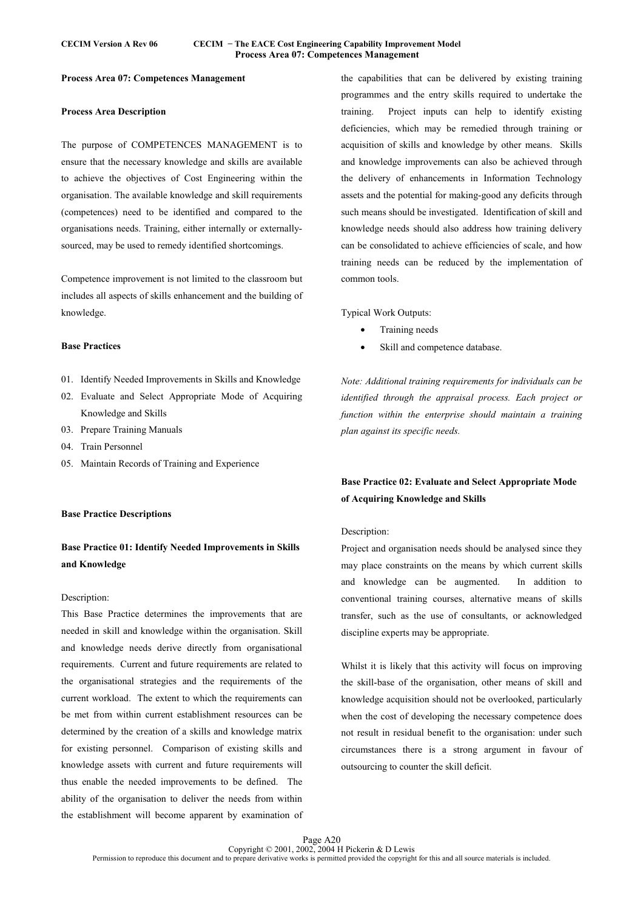### Process Area 07: Competences Management

#### Process Area Description

The purpose of COMPETENCES MANAGEMENT is to ensure that the necessary knowledge and skills are available to achieve the objectives of Cost Engineering within the organisation. The available knowledge and skill requirements (competences) need to be identified and compared to the organisations needs. Training, either internally or externally-sourced, may be used to remedy identified shortcomings.

Competence improvement is not limited to the classroom but includes all aspects of skills enhancement and the building of knowledge.

#### Base Practices

01. Identify Needed Improvements in Skills and Knowledge
02. Evaluate and Select Appropriate Mode of Acquiring Knowledge and Skills
03. Prepare Training Manuals
04. Train Personnel
05. Maintain Records of Training and Experience

#### Base Practice Descriptions

#### Base Practice 01: Identify Needed Improvements in Skills and Knowledge

Description:

This Base Practice determines the improvements that are needed in skill and knowledge within the organisation. Skill and knowledge needs derive directly from organisational requirements. Current and future requirements are related to the organisational strategies and the requirements of the current workload. The extent to which the requirements can be met from within current establishment resources can be determined by the creation of a skills and knowledge matrix for existing personnel. Comparison of existing skills and knowledge assets with current and future requirements will thus enable the needed improvements to be defined. The ability of the organisation to deliver the needs from within the establishment will become apparent by examination of the capabilities that can be delivered by existing training programmes and the entry skills required to undertake the training. Project inputs can help to identify existing deficiencies, which may be remedied through training or acquisition of skills and knowledge by other means. Skills and knowledge improvements can also be achieved through the delivery of enhancements in Information Technology assets and the potential for making-good any deficits through such means should be investigated. Identification of skill and knowledge needs should also address how training delivery can be consolidated to achieve efficiencies of scale, and how training needs can be reduced by the implementation of common tools.

Typical Work Outputs:

- Training needs
- Skill and competence database.

*Note: Additional training requirements for individuals can be identified through the appraisal process. Each project or function within the enterprise should maintain a training plan against its specific needs.*

#### Base Practice 02: Evaluate and Select Appropriate Mode of Acquiring Knowledge and Skills

Description:

Project and organisation needs should be analysed since they may place constraints on the means by which current skills and knowledge can be augmented. In addition to conventional training courses, alternative means of skills transfer, such as the use of consultants, or acknowledged discipline experts may be appropriate.

Whilst it is likely that this activity will focus on improving the skill-base of the organisation, other means of skill and knowledge acquisition should not be overlooked, particularly when the cost of developing the necessary competence does not result in residual benefit to the organisation: under such circumstances there is a strong argument in favour of outsourcing to counter the skill deficit.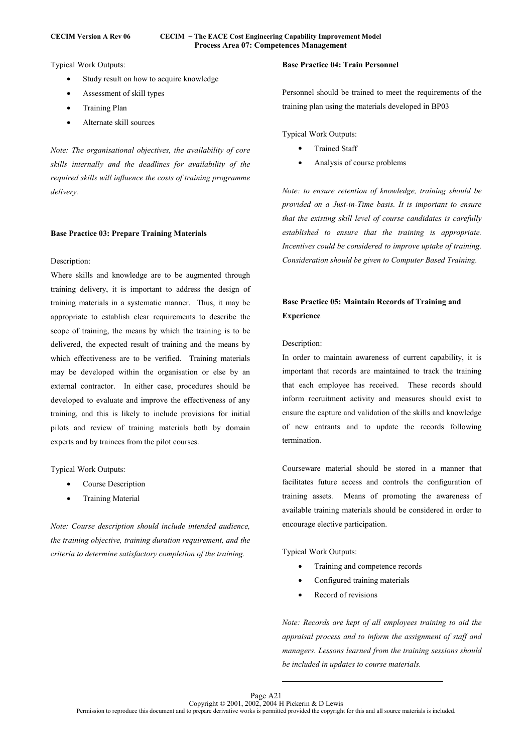Typical Work Outputs:

- Study result on how to acquire knowledge
- Assessment of skill types
- Training Plan
- Alternate skill sources

*Note: The organisational objectives, the availability of core skills internally and the deadlines for availability of the required skills will influence the costs of training programme delivery.*

**Base Practice 03: Prepare Training Materials**

Description:

Where skills and knowledge are to be augmented through training delivery, it is important to address the design of training materials in a systematic manner. Thus, it may be appropriate to establish clear requirements to describe the scope of training, the means by which the training is to be delivered, the expected result of training and the means by which effectiveness are to be verified. Training materials may be developed within the organisation or else by an external contractor. In either case, procedures should be developed to evaluate and improve the effectiveness of any training, and this is likely to include provisions for initial pilots and review of training materials both by domain experts and by trainees from the pilot courses.

Typical Work Outputs:

- Course Description
- Training Material

*Note: Course description should include intended audience, the training objective, training duration requirement, and the criteria to determine satisfactory completion of the training.*

**Base Practice 04: Train Personnel**

Personnel should be trained to meet the requirements of the training plan using the materials developed in BP03

Typical Work Outputs:

- Trained Staff
- Analysis of course problems

*Note: to ensure retention of knowledge, training should be provided on a Just-in-Time basis. It is important to ensure that the existing skill level of course candidates is carefully established to ensure that the training is appropriate. Incentives could be considered to improve uptake of training. Consideration should be given to Computer Based Training.*

**Base Practice 05: Maintain Records of Training and Experience**

Description:

In order to maintain awareness of current capability, it is important that records are maintained to track the training that each employee has received. These records should inform recruitment activity and measures should exist to ensure the capture and validation of the skills and knowledge of new entrants and to update the records following termination.

Courseware material should be stored in a manner that facilitates future access and controls the configuration of training assets. Means of promoting the awareness of available training materials should be considered in order to encourage elective participation.

Typical Work Outputs:

- Training and competence records
- Configured training materials
- Record of revisions

*Note: Records are kept of all employees training to aid the appraisal process and to inform the assignment of staff and managers. Lessons learned from the training sessions should be included in updates to course materials.*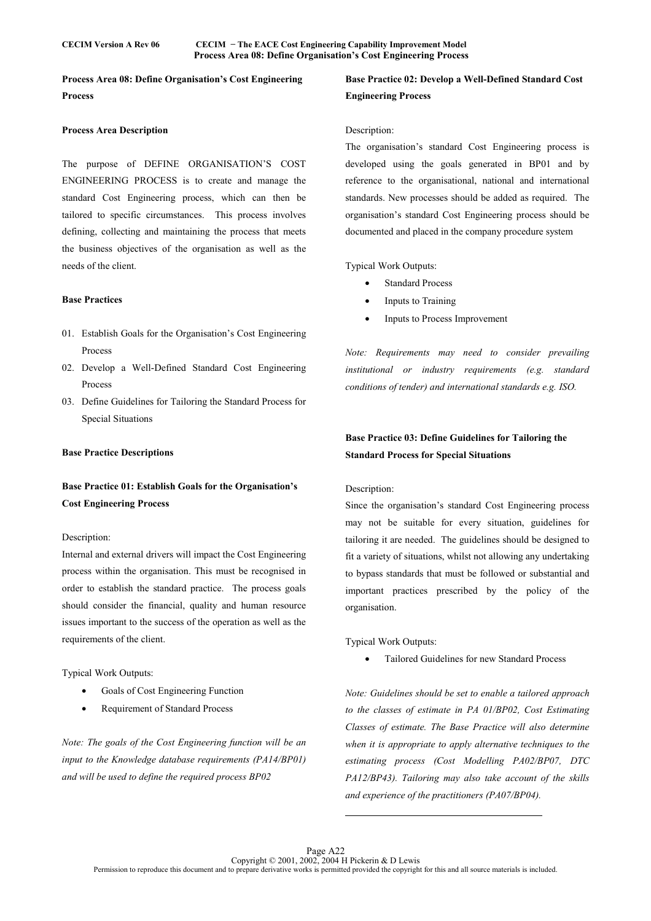## Process Area 08: Define Organisation's Cost Engineering Process

### Process Area Description

The purpose of DEFINE ORGANISATION'S COST ENGINEERING PROCESS is to create and manage the standard Cost Engineering process, which can then be tailored to specific circumstances. This process involves defining, collecting and maintaining the process that meets the business objectives of the organisation as well as the needs of the client.

### Base Practices

01. Establish Goals for the Organisation's Cost Engineering Process
02. Develop a Well-Defined Standard Cost Engineering Process
03. Define Guidelines for Tailoring the Standard Process for Special Situations

### Base Practice Descriptions

### Base Practice 01: Establish Goals for the Organisation's Cost Engineering Process

Description:

Internal and external drivers will impact the Cost Engineering process within the organisation. This must be recognised in order to establish the standard practice. The process goals should consider the financial, quality and human resource issues important to the success of the operation as well as the requirements of the client.

Typical Work Outputs:

- Goals of Cost Engineering Function
- Requirement of Standard Process

*Note: The goals of the Cost Engineering function will be an input to the Knowledge database requirements (PA14/BP01) and will be used to define the required process BP02*

### Base Practice 02: Develop a Well-Defined Standard Cost Engineering Process

Description:

The organisation's standard Cost Engineering process is developed using the goals generated in BP01 and by reference to the organisational, national and international standards. New processes should be added as required. The organisation's standard Cost Engineering process should be documented and placed in the company procedure system

Typical Work Outputs:

- Standard Process
- Inputs to Training
- Inputs to Process Improvement

*Note: Requirements may need to consider prevailing institutional or industry requirements (e.g. standard conditions of tender) and international standards e.g. ISO.*

### Base Practice 03: Define Guidelines for Tailoring the Standard Process for Special Situations

Description:

Since the organisation's standard Cost Engineering process may not be suitable for every situation, guidelines for tailoring it are needed. The guidelines should be designed to fit a variety of situations, whilst not allowing any undertaking to bypass standards that must be followed or substantial and important practices prescribed by the policy of the organisation.

Typical Work Outputs:

- Tailored Guidelines for new Standard Process

*Note: Guidelines should be set to enable a tailored approach to the classes of estimate in PA 01/BP02, Cost Estimating Classes of estimate. The Base Practice will also determine when it is appropriate to apply alternative techniques to the estimating process (Cost Modelling PA02/BP07, DTC PA12/BP43). Tailoring may also take account of the skills and experience of the practitioners (PA07/BP04).*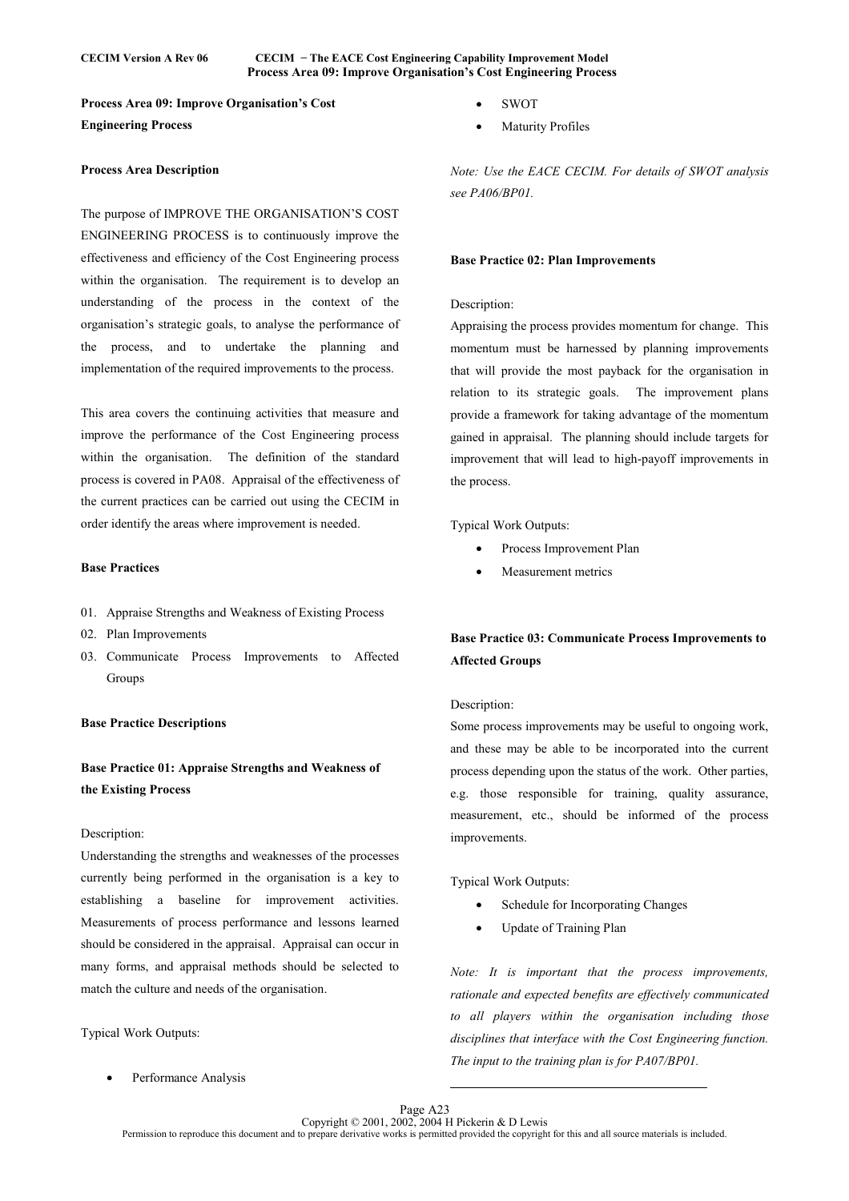**Process Area 09: Improve Organisation's Cost Engineering Process**

**Process Area Description**

The purpose of IMPROVE THE ORGANISATION'S COST ENGINEERING PROCESS is to continuously improve the effectiveness and efficiency of the Cost Engineering process within the organisation. The requirement is to develop an understanding of the process in the context of the organisation's strategic goals, to analyse the performance of the process, and to undertake the planning and implementation of the required improvements to the process.

This area covers the continuing activities that measure and improve the performance of the Cost Engineering process within the organisation. The definition of the standard process is covered in PA08. Appraisal of the effectiveness of the current practices can be carried out using the CECIM in order identify the areas where improvement is needed.

**Base Practices**

01. Appraise Strengths and Weakness of Existing Process
02. Plan Improvements
03. Communicate Process Improvements to Affected Groups

**Base Practice Descriptions**

**Base Practice 01: Appraise Strengths and Weakness of the Existing Process**

Description:
Understanding the strengths and weaknesses of the processes currently being performed in the organisation is a key to establishing a baseline for improvement activities. Measurements of process performance and lessons learned should be considered in the appraisal. Appraisal can occur in many forms, and appraisal methods should be selected to match the culture and needs of the organisation.

Typical Work Outputs:

- Performance Analysis
- SWOT
- Maturity Profiles

*Note: Use the EACE CECIM. For details of SWOT analysis see PA06/BP01.*

**Base Practice 02: Plan Improvements**

Description:
Appraising the process provides momentum for change. This momentum must be harnessed by planning improvements that will provide the most payback for the organisation in relation to its strategic goals. The improvement plans provide a framework for taking advantage of the momentum gained in appraisal. The planning should include targets for improvement that will lead to high-payoff improvements in the process.

Typical Work Outputs:

- Process Improvement Plan
- Measurement metrics

**Base Practice 03: Communicate Process Improvements to Affected Groups**

Description:
Some process improvements may be useful to ongoing work, and these may be able to be incorporated into the current process depending upon the status of the work. Other parties, e.g. those responsible for training, quality assurance, measurement, etc., should be informed of the process improvements.

Typical Work Outputs:

- Schedule for Incorporating Changes
- Update of Training Plan

*Note: It is important that the process improvements, rationale and expected benefits are effectively communicated to all players within the organisation including those disciplines that interface with the Cost Engineering function. The input to the training plan is for PA07/BP01.*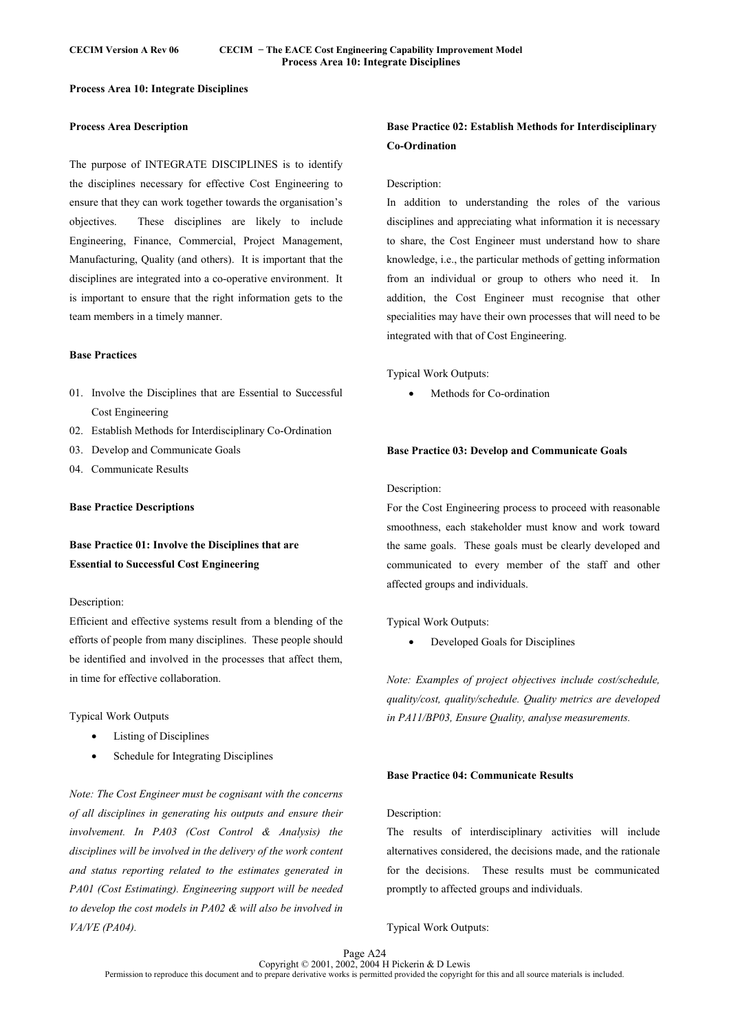## Process Area 10: Integrate Disciplines

### Process Area Description

The purpose of INTEGRATE DISCIPLINES is to identify the disciplines necessary for effective Cost Engineering to ensure that they can work together towards the organisation's objectives. These disciplines are likely to include Engineering, Finance, Commercial, Project Management, Manufacturing, Quality (and others). It is important that the disciplines are integrated into a co-operative environment. It is important to ensure that the right information gets to the team members in a timely manner.

### Base Practices

01. Involve the Disciplines that are Essential to Successful Cost Engineering
02. Establish Methods for Interdisciplinary Co-Ordination
03. Develop and Communicate Goals
04. Communicate Results

### Base Practice Descriptions

#### Base Practice 01: Involve the Disciplines that are Essential to Successful Cost Engineering

Description:
Efficient and effective systems result from a blending of the efforts of people from many disciplines. These people should be identified and involved in the processes that affect them, in time for effective collaboration.

Typical Work Outputs

- Listing of Disciplines
- Schedule for Integrating Disciplines

*Note: The Cost Engineer must be cognisant with the concerns of all disciplines in generating his outputs and ensure their involvement. In PA03 (Cost Control & Analysis) the disciplines will be involved in the delivery of the work content and status reporting related to the estimates generated in PA01 (Cost Estimating). Engineering support will be needed to develop the cost models in PA02 & will also be involved in VA/VE (PA04).*

#### Base Practice 02: Establish Methods for Interdisciplinary Co-Ordination

Description:
In addition to understanding the roles of the various disciplines and appreciating what information it is necessary to share, the Cost Engineer must understand how to share knowledge, i.e., the particular methods of getting information from an individual or group to others who need it. In addition, the Cost Engineer must recognise that other specialities may have their own processes that will need to be integrated with that of Cost Engineering.

Typical Work Outputs:

- Methods for Co-ordination

#### Base Practice 03: Develop and Communicate Goals

Description:
For the Cost Engineering process to proceed with reasonable smoothness, each stakeholder must know and work toward the same goals. These goals must be clearly developed and communicated to every member of the staff and other affected groups and individuals.

Typical Work Outputs:

- Developed Goals for Disciplines

*Note: Examples of project objectives include cost/schedule, quality/cost, quality/schedule. Quality metrics are developed in PA11/BP03, Ensure Quality, analyse measurements.*

#### Base Practice 04: Communicate Results

Description:
The results of interdisciplinary activities will include alternatives considered, the decisions made, and the rationale for the decisions. These results must be communicated promptly to affected groups and individuals.

Typical Work Outputs: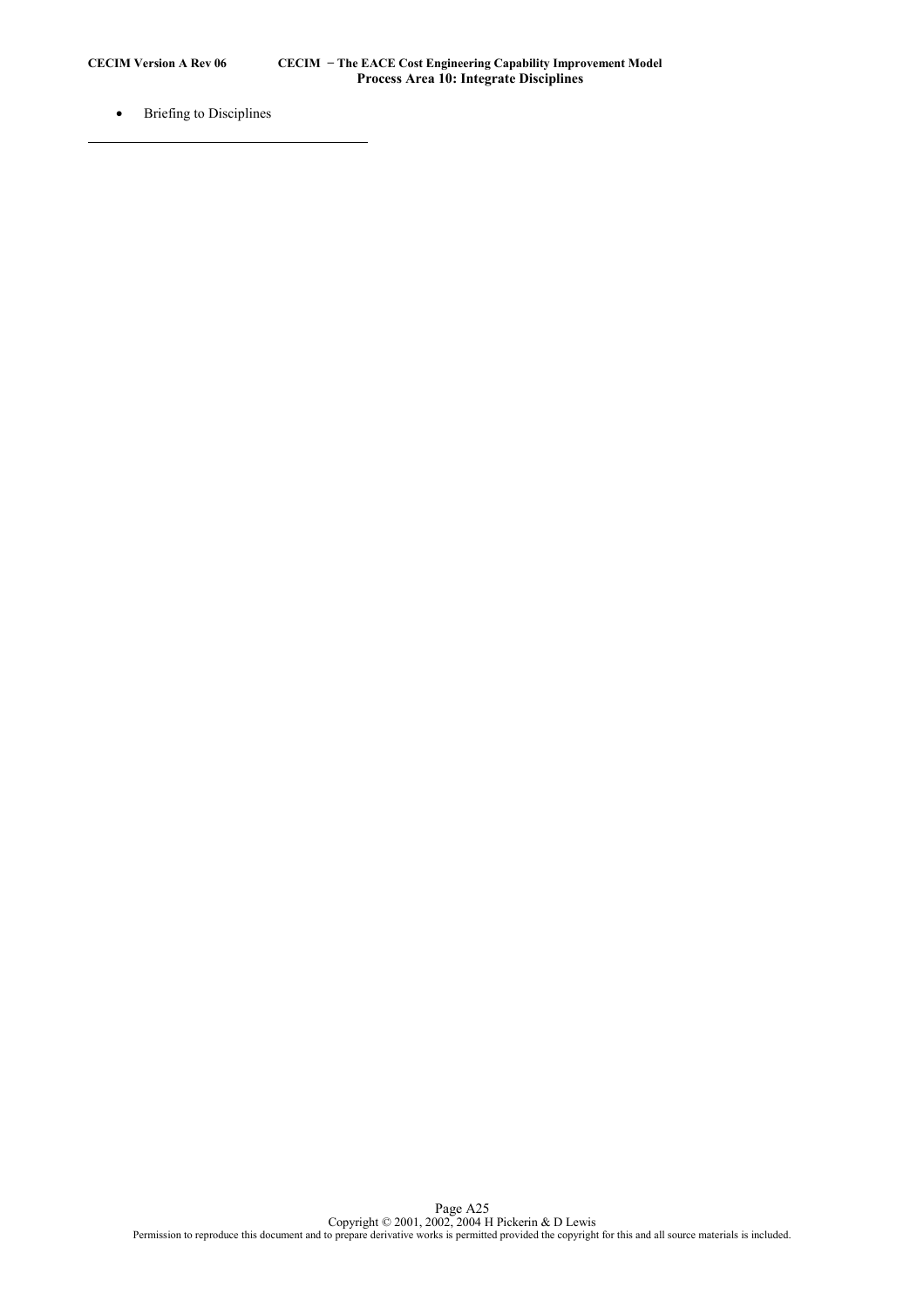- Briefing to Disciplines

---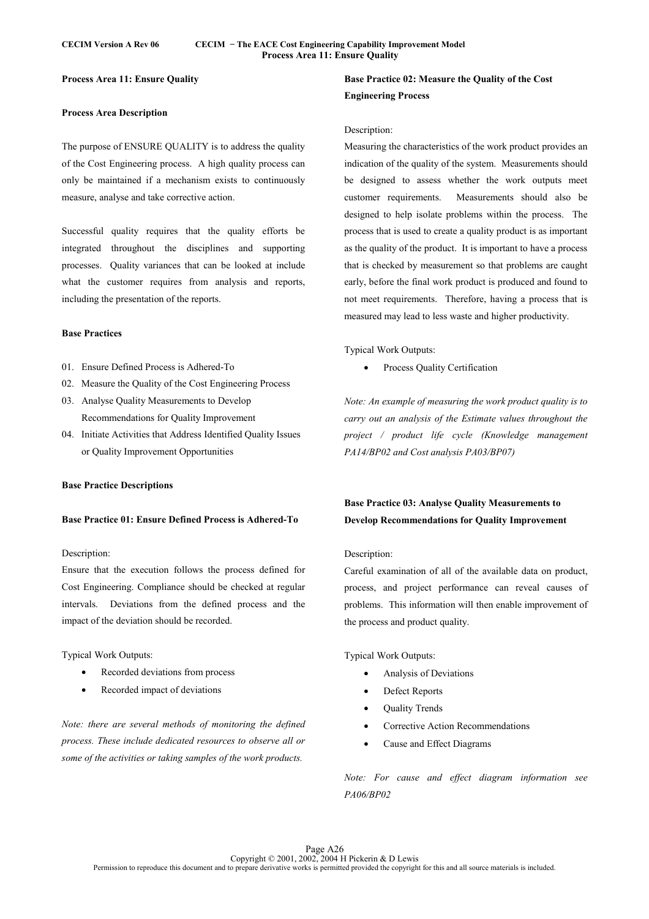## Process Area 11: Ensure Quality

### Process Area Description

The purpose of ENSURE QUALITY is to address the quality of the Cost Engineering process. A high quality process can only be maintained if a mechanism exists to continuously measure, analyse and take corrective action.

Successful quality requires that the quality efforts be integrated throughout the disciplines and supporting processes. Quality variances that can be looked at include what the customer requires from analysis and reports, including the presentation of the reports.

### Base Practices

01. Ensure Defined Process is Adhered-To
02. Measure the Quality of the Cost Engineering Process
03. Analyse Quality Measurements to Develop Recommendations for Quality Improvement
04. Initiate Activities that Address Identified Quality Issues or Quality Improvement Opportunities

### Base Practice Descriptions

#### Base Practice 01: Ensure Defined Process is Adhered-To

Description:
Ensure that the execution follows the process defined for Cost Engineering. Compliance should be checked at regular intervals. Deviations from the defined process and the impact of the deviation should be recorded.

Typical Work Outputs:

- Recorded deviations from process
- Recorded impact of deviations

*Note: there are several methods of monitoring the defined process. These include dedicated resources to observe all or some of the activities or taking samples of the work products.*

#### Base Practice 02: Measure the Quality of the Cost Engineering Process

Description:
Measuring the characteristics of the work product provides an indication of the quality of the system. Measurements should be designed to assess whether the work outputs meet customer requirements. Measurements should also be designed to help isolate problems within the process. The process that is used to create a quality product is as important as the quality of the product. It is important to have a process that is checked by measurement so that problems are caught early, before the final work product is produced and found to not meet requirements. Therefore, having a process that is measured may lead to less waste and higher productivity.

Typical Work Outputs:

- Process Quality Certification

*Note: An example of measuring the work product quality is to carry out an analysis of the Estimate values throughout the project / product life cycle (Knowledge management PA14/BP02 and Cost analysis PA03/BP07)*

#### Base Practice 03: Analyse Quality Measurements to Develop Recommendations for Quality Improvement

Description:
Careful examination of all of the available data on product, process, and project performance can reveal causes of problems. This information will then enable improvement of the process and product quality.

Typical Work Outputs:

- Analysis of Deviations
- Defect Reports
- Quality Trends
- Corrective Action Recommendations
- Cause and Effect Diagrams

*Note: For cause and effect diagram information see PA06/BP02*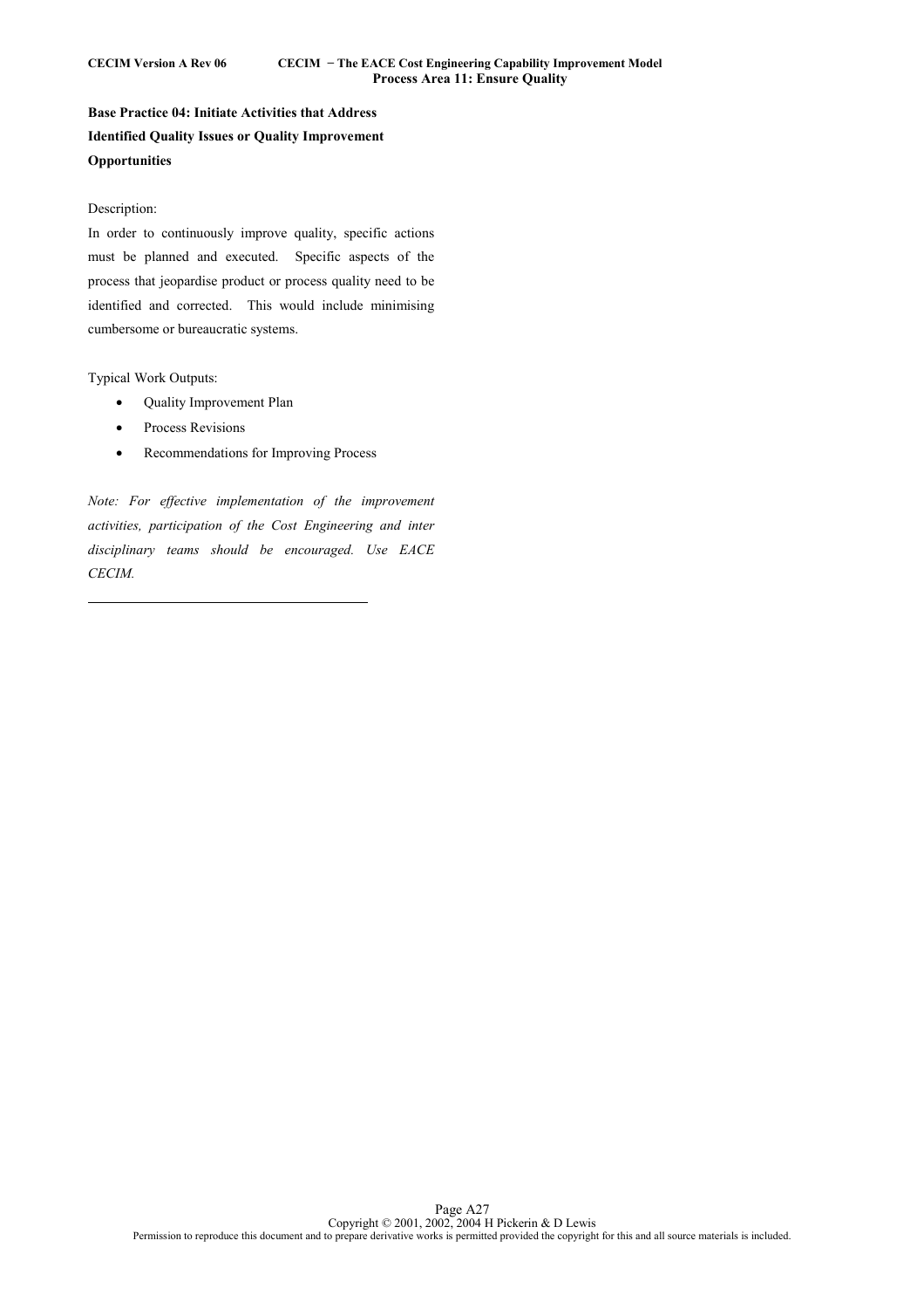**Base Practice 04: Initiate Activities that Address Identified Quality Issues or Quality Improvement Opportunities**

Description:

In order to continuously improve quality, specific actions must be planned and executed. Specific aspects of the process that jeopardise product or process quality need to be identified and corrected. This would include minimising cumbersome or bureaucratic systems.

Typical Work Outputs:

- Quality Improvement Plan
- Process Revisions
- Recommendations for Improving Process

*Note: For effective implementation of the improvement activities, participation of the Cost Engineering and inter disciplinary teams should be encouraged. Use EACE CECIM.*

---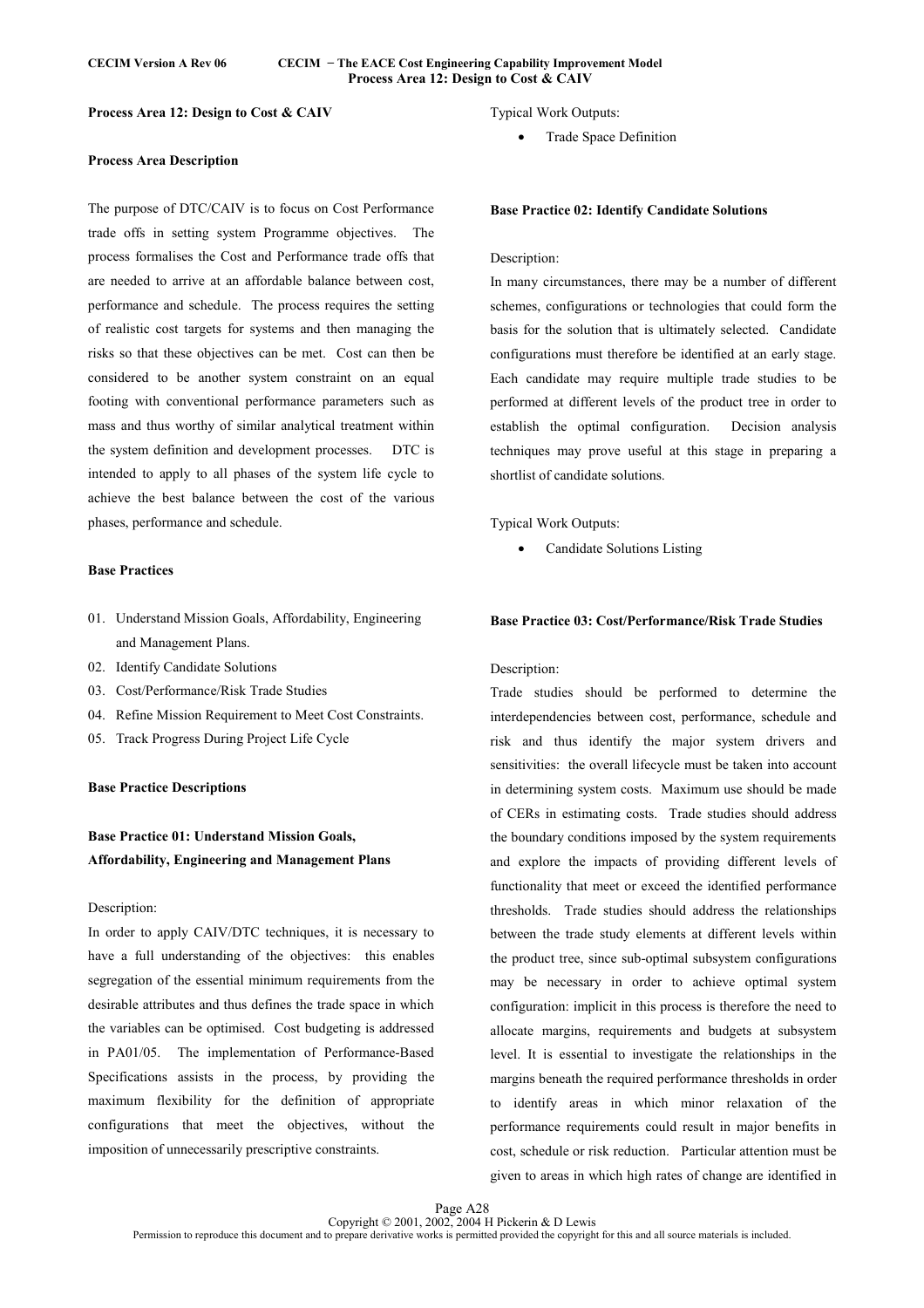**Process Area 12: Design to Cost & CAIV**

**Process Area Description**

The purpose of DTC/CAIV is to focus on Cost Performance trade offs in setting system Programme objectives. The process formalises the Cost and Performance trade offs that are needed to arrive at an affordable balance between cost, performance and schedule. The process requires the setting of realistic cost targets for systems and then managing the risks so that these objectives can be met. Cost can then be considered to be another system constraint on an equal footing with conventional performance parameters such as mass and thus worthy of similar analytical treatment within the system definition and development processes. DTC is intended to apply to all phases of the system life cycle to achieve the best balance between the cost of the various phases, performance and schedule.

**Base Practices**

01. Understand Mission Goals, Affordability, Engineering and Management Plans.
02. Identify Candidate Solutions
03. Cost/Performance/Risk Trade Studies
04. Refine Mission Requirement to Meet Cost Constraints.
05. Track Progress During Project Life Cycle

**Base Practice Descriptions**

**Base Practice 01: Understand Mission Goals, Affordability, Engineering and Management Plans**

Description:

In order to apply CAIV/DTC techniques, it is necessary to have a full understanding of the objectives: this enables segregation of the essential minimum requirements from the desirable attributes and thus defines the trade space in which the variables can be optimised. Cost budgeting is addressed in PA01/05. The implementation of Performance-Based Specifications assists in the process, by providing the maximum flexibility for the definition of appropriate configurations that meet the objectives, without the imposition of unnecessarily prescriptive constraints.

Typical Work Outputs:

- Trade Space Definition

**Base Practice 02: Identify Candidate Solutions**

Description:

In many circumstances, there may be a number of different schemes, configurations or technologies that could form the basis for the solution that is ultimately selected. Candidate configurations must therefore be identified at an early stage. Each candidate may require multiple trade studies to be performed at different levels of the product tree in order to establish the optimal configuration. Decision analysis techniques may prove useful at this stage in preparing a shortlist of candidate solutions.

Typical Work Outputs:

- Candidate Solutions Listing

**Base Practice 03: Cost/Performance/Risk Trade Studies**

Description:

Trade studies should be performed to determine the interdependencies between cost, performance, schedule and risk and thus identify the major system drivers and sensitivities: the overall lifecycle must be taken into account in determining system costs. Maximum use should be made of CERs in estimating costs. Trade studies should address the boundary conditions imposed by the system requirements and explore the impacts of providing different levels of functionality that meet or exceed the identified performance thresholds. Trade studies should address the relationships between the trade study elements at different levels within the product tree, since sub-optimal subsystem configurations may be necessary in order to achieve optimal system configuration: implicit in this process is therefore the need to allocate margins, requirements and budgets at subsystem level. It is essential to investigate the relationships in the margins beneath the required performance thresholds in order to identify areas in which minor relaxation of the performance requirements could result in major benefits in cost, schedule or risk reduction. Particular attention must be given to areas in which high rates of change are identified in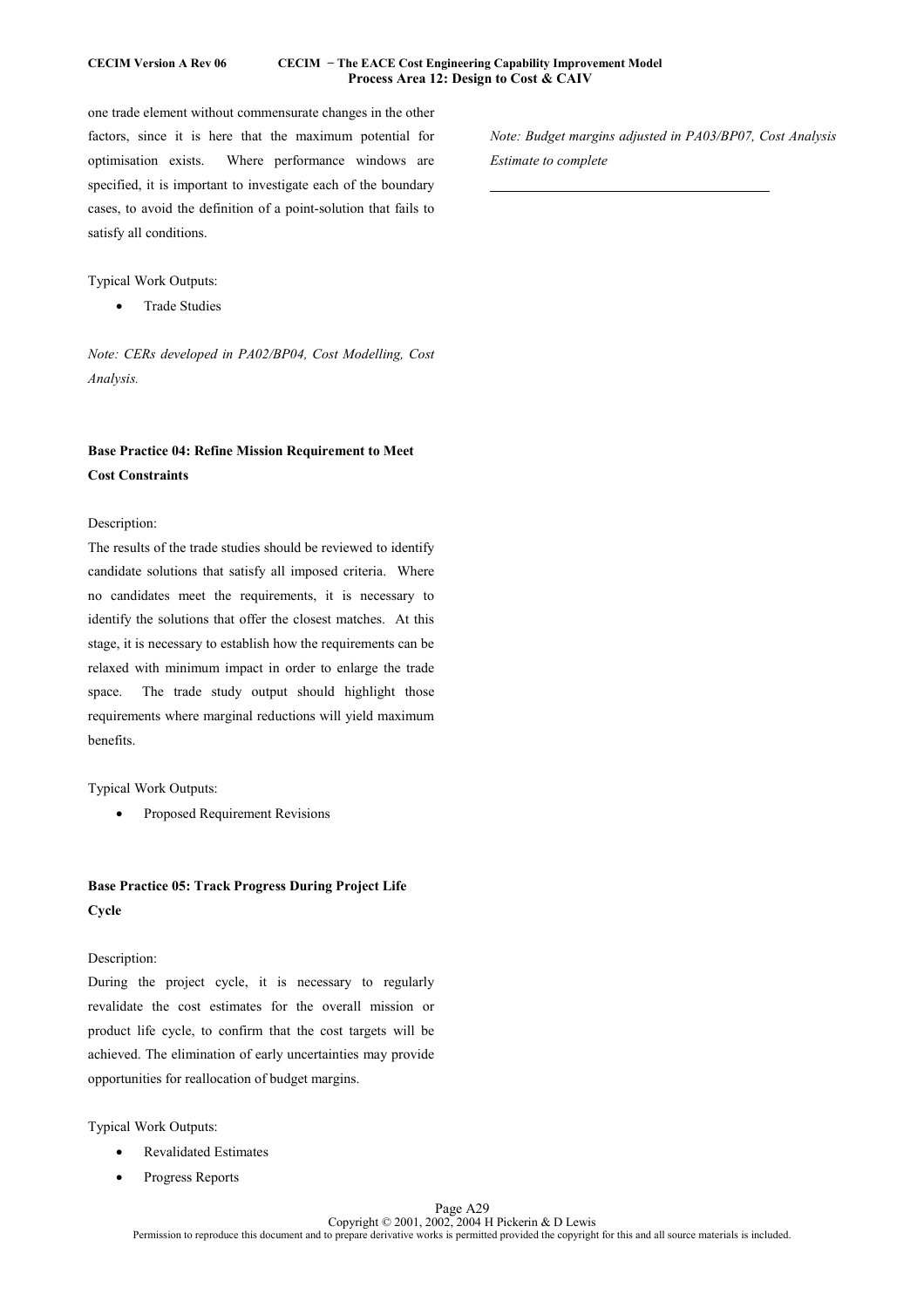one trade element without commensurate changes in the other factors, since it is here that the maximum potential for optimisation exists. Where performance windows are specified, it is important to investigate each of the boundary cases, to avoid the definition of a point-solution that fails to satisfy all conditions.

Typical Work Outputs:

- Trade Studies

*Note: CERs developed in PA02/BP04, Cost Modelling, Cost Analysis.*

**Base Practice 04: Refine Mission Requirement to Meet Cost Constraints**

Description:
The results of the trade studies should be reviewed to identify candidate solutions that satisfy all imposed criteria. Where no candidates meet the requirements, it is necessary to identify the solutions that offer the closest matches. At this stage, it is necessary to establish how the requirements can be relaxed with minimum impact in order to enlarge the trade space. The trade study output should highlight those requirements where marginal reductions will yield maximum benefits.

Typical Work Outputs:

- Proposed Requirement Revisions

**Base Practice 05: Track Progress During Project Life Cycle**

Description:
During the project cycle, it is necessary to regularly revalidate the cost estimates for the overall mission or product life cycle, to confirm that the cost targets will be achieved. The elimination of early uncertainties may provide opportunities for reallocation of budget margins.

Typical Work Outputs:

- Revalidated Estimates
- Progress Reports

*Note: Budget margins adjusted in PA03/BP07, Cost Analysis Estimate to complete*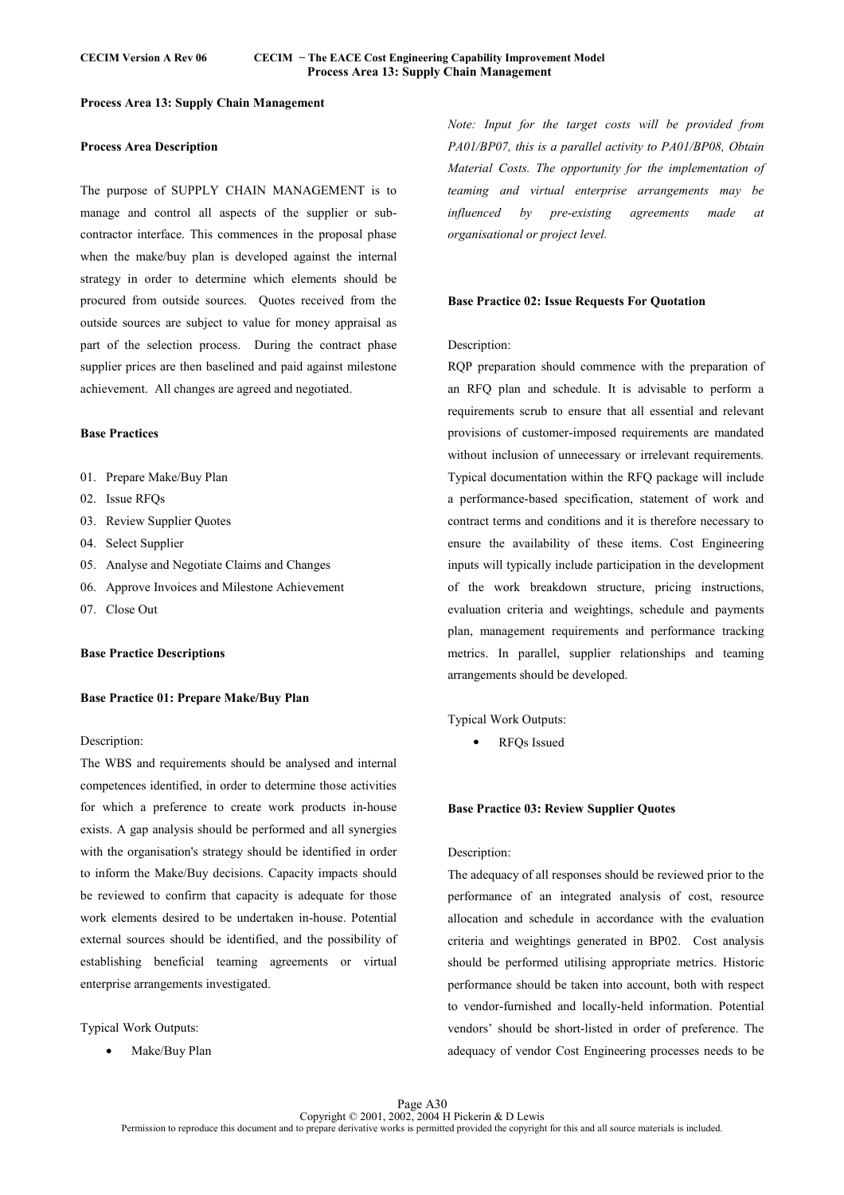**Process Area 13: Supply Chain Management**

**Process Area Description**

The purpose of SUPPLY CHAIN MANAGEMENT is to manage and control all aspects of the supplier or sub-contractor interface. This commences in the proposal phase when the make/buy plan is developed against the internal strategy in order to determine which elements should be procured from outside sources. Quotes received from the outside sources are subject to value for money appraisal as part of the selection process. During the contract phase supplier prices are then baselined and paid against milestone achievement. All changes are agreed and negotiated.

**Base Practices**

01. Prepare Make/Buy Plan
02. Issue RFQs
03. Review Supplier Quotes
04. Select Supplier
05. Analyse and Negotiate Claims and Changes
06. Approve Invoices and Milestone Achievement
07. Close Out

**Base Practice Descriptions**

**Base Practice 01: Prepare Make/Buy Plan**

Description:
The WBS and requirements should be analysed and internal competences identified, in order to determine those activities for which a preference to create work products in-house exists. A gap analysis should be performed and all synergies with the organisation's strategy should be identified in order to inform the Make/Buy decisions. Capacity impacts should be reviewed to confirm that capacity is adequate for those work elements desired to be undertaken in-house. Potential external sources should be identified, and the possibility of establishing beneficial teaming agreements or virtual enterprise arrangements investigated.

Typical Work Outputs:

- Make/Buy Plan

*Note: Input for the target costs will be provided from PA01/BP07, this is a parallel activity to PA01/BP08, Obtain Material Costs. The opportunity for the implementation of teaming and virtual enterprise arrangements may be influenced by pre-existing agreements made at organisational or project level.*

**Base Practice 02: Issue Requests For Quotation**

Description:
RQP preparation should commence with the preparation of an RFQ plan and schedule. It is advisable to perform a requirements scrub to ensure that all essential and relevant provisions of customer-imposed requirements are mandated without inclusion of unnecessary or irrelevant requirements. Typical documentation within the RFQ package will include a performance-based specification, statement of work and contract terms and conditions and it is therefore necessary to ensure the availability of these items. Cost Engineering inputs will typically include participation in the development of the work breakdown structure, pricing instructions, evaluation criteria and weightings, schedule and payments plan, management requirements and performance tracking metrics. In parallel, supplier relationships and teaming arrangements should be developed.

Typical Work Outputs:

- RFQs Issued

**Base Practice 03: Review Supplier Quotes**

Description:
The adequacy of all responses should be reviewed prior to the performance of an integrated analysis of cost, resource allocation and schedule in accordance with the evaluation criteria and weightings generated in BP02. Cost analysis should be performed utilising appropriate metrics. Historic performance should be taken into account, both with respect to vendor-furnished and locally-held information. Potential vendors' should be short-listed in order of preference. The adequacy of vendor Cost Engineering processes needs to be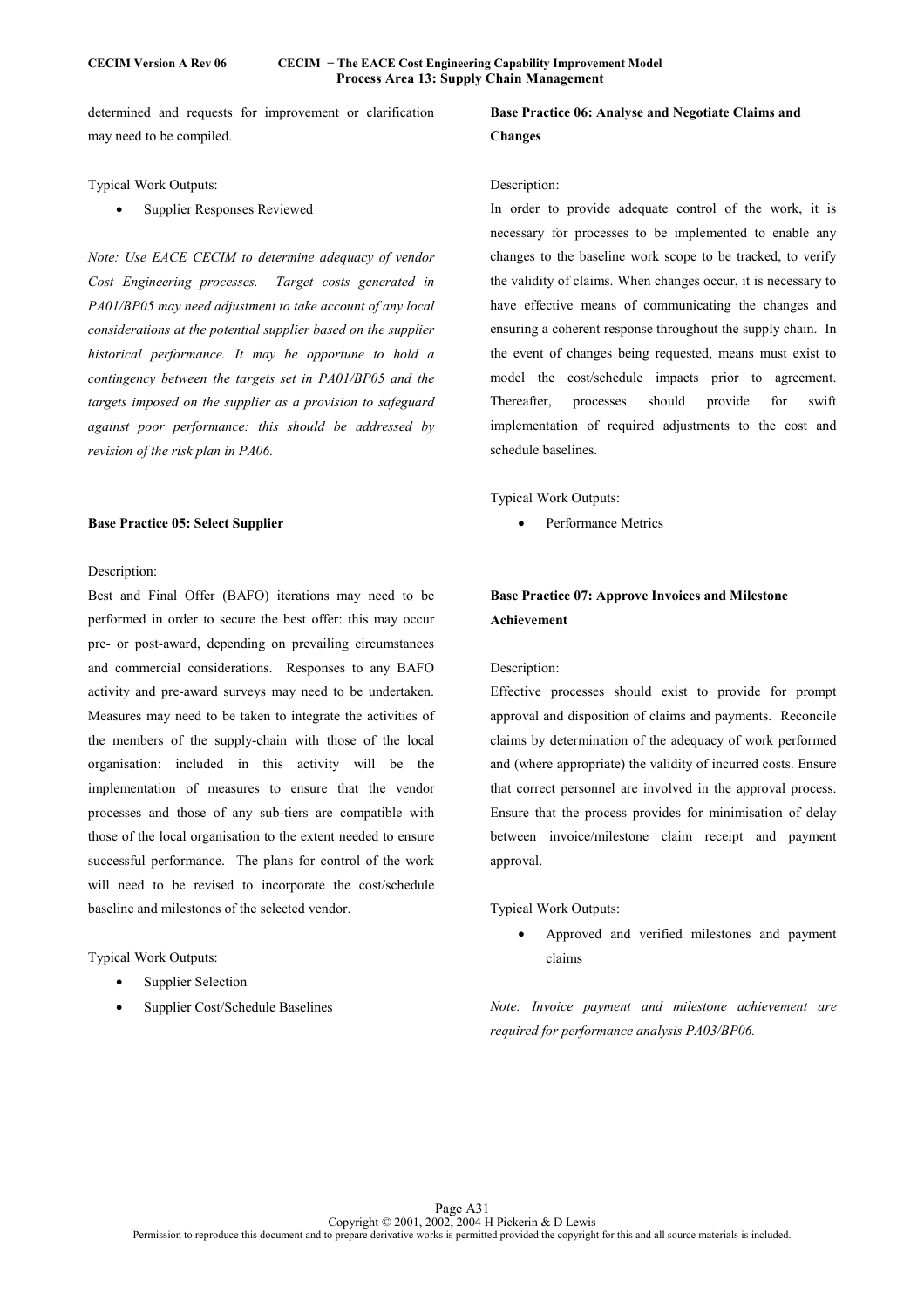determined and requests for improvement or clarification may need to be compiled.

Typical Work Outputs:

- Supplier Responses Reviewed

*Note: Use EACE CECIM to determine adequacy of vendor Cost Engineering processes. Target costs generated in PA01/BP05 may need adjustment to take account of any local considerations at the potential supplier based on the supplier historical performance. It may be opportune to hold a contingency between the targets set in PA01/BP05 and the targets imposed on the supplier as a provision to safeguard against poor performance: this should be addressed by revision of the risk plan in PA06.*

**Base Practice 05: Select Supplier**

Description:

Best and Final Offer (BAFO) iterations may need to be performed in order to secure the best offer: this may occur pre- or post-award, depending on prevailing circumstances and commercial considerations. Responses to any BAFO activity and pre-award surveys may need to be undertaken. Measures may need to be taken to integrate the activities of the members of the supply-chain with those of the local organisation: included in this activity will be the implementation of measures to ensure that the vendor processes and those of any sub-tiers are compatible with those of the local organisation to the extent needed to ensure successful performance. The plans for control of the work will need to be revised to incorporate the cost/schedule baseline and milestones of the selected vendor.

Typical Work Outputs:

- Supplier Selection
- Supplier Cost/Schedule Baselines

**Base Practice 06: Analyse and Negotiate Claims and Changes**

Description:

In order to provide adequate control of the work, it is necessary for processes to be implemented to enable any changes to the baseline work scope to be tracked, to verify the validity of claims. When changes occur, it is necessary to have effective means of communicating the changes and ensuring a coherent response throughout the supply chain. In the event of changes being requested, means must exist to model the cost/schedule impacts prior to agreement. Thereafter, processes should provide for swift implementation of required adjustments to the cost and schedule baselines.

Typical Work Outputs:

- Performance Metrics

**Base Practice 07: Approve Invoices and Milestone Achievement**

Description:

Effective processes should exist to provide for prompt approval and disposition of claims and payments. Reconcile claims by determination of the adequacy of work performed and (where appropriate) the validity of incurred costs. Ensure that correct personnel are involved in the approval process. Ensure that the process provides for minimisation of delay between invoice/milestone claim receipt and payment approval.

Typical Work Outputs:

- Approved and verified milestones and payment claims

*Note: Invoice payment and milestone achievement are required for performance analysis PA03/BP06.*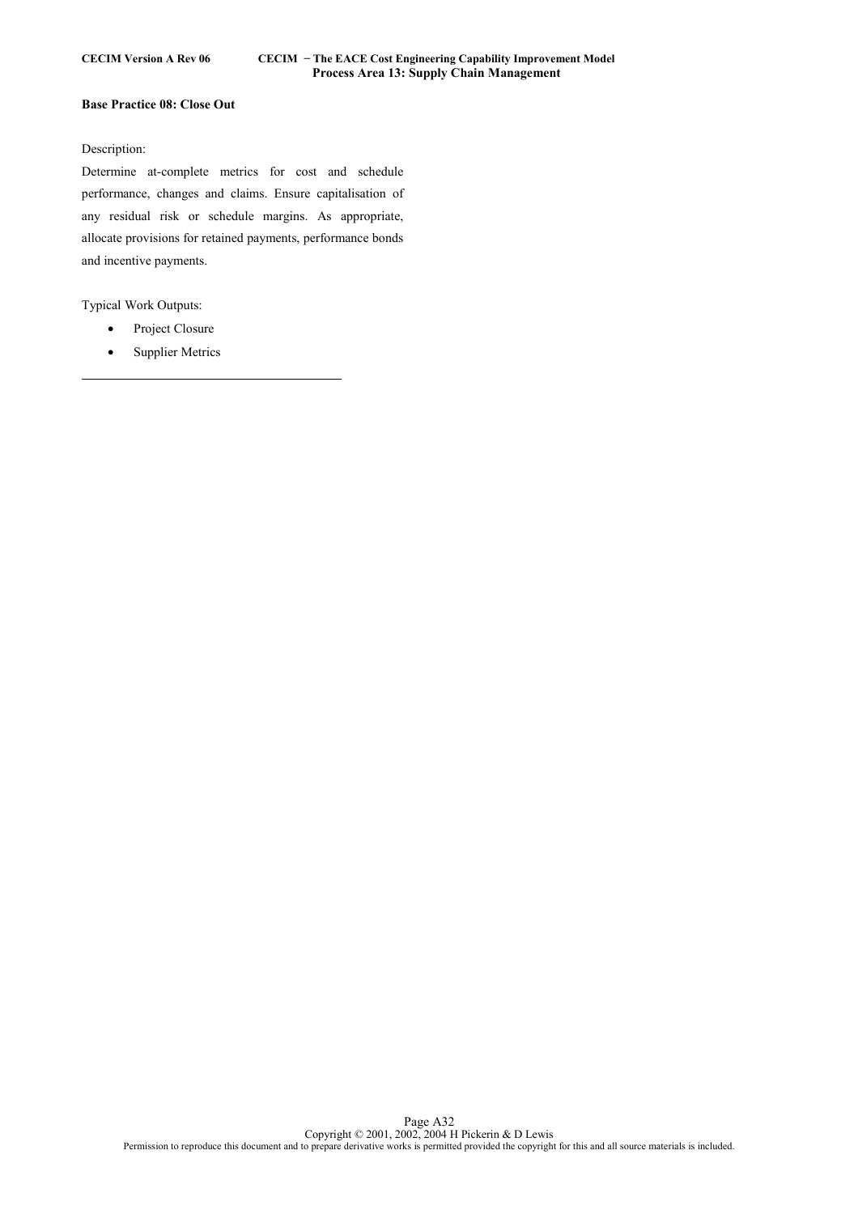**Base Practice 08: Close Out**

Description:

Determine at-complete metrics for cost and schedule performance, changes and claims. Ensure capitalisation of any residual risk or schedule margins. As appropriate, allocate provisions for retained payments, performance bonds and incentive payments.

Typical Work Outputs:

- Project Closure
- Supplier Metrics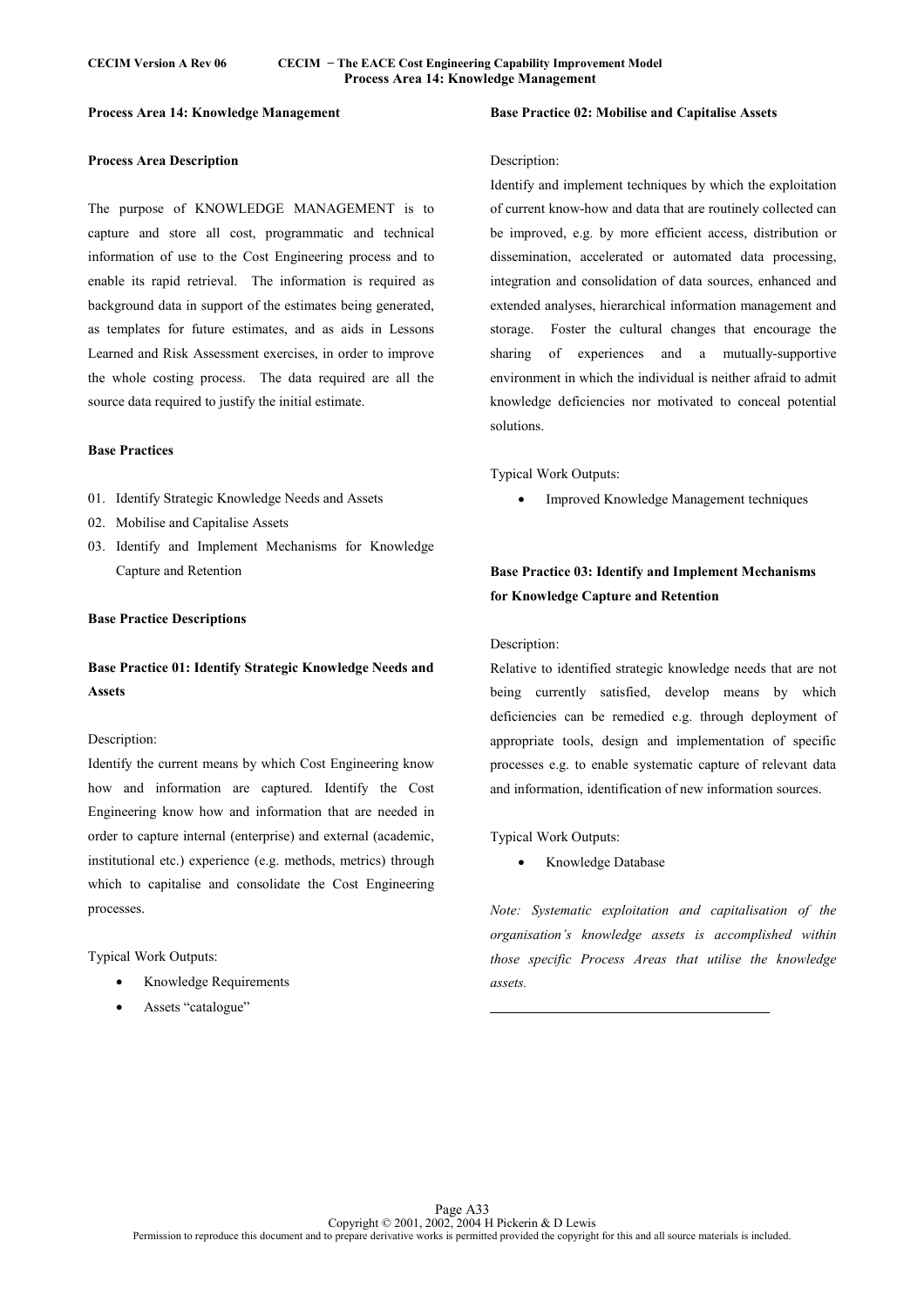## Process Area 14: Knowledge Management

### Process Area Description

The purpose of KNOWLEDGE MANAGEMENT is to capture and store all cost, programmatic and technical information of use to the Cost Engineering process and to enable its rapid retrieval. The information is required as background data in support of the estimates being generated, as templates for future estimates, and as aids in Lessons Learned and Risk Assessment exercises, in order to improve the whole costing process. The data required are all the source data required to justify the initial estimate.

### Base Practices

01. Identify Strategic Knowledge Needs and Assets
02. Mobilise and Capitalise Assets
03. Identify and Implement Mechanisms for Knowledge Capture and Retention

### Base Practice Descriptions

#### Base Practice 01: Identify Strategic Knowledge Needs and Assets

Description:

Identify the current means by which Cost Engineering know how and information are captured. Identify the Cost Engineering know how and information that are needed in order to capture internal (enterprise) and external (academic, institutional etc.) experience (e.g. methods, metrics) through which to capitalise and consolidate the Cost Engineering processes.

Typical Work Outputs:

- Knowledge Requirements
- Assets "catalogue"

#### Base Practice 02: Mobilise and Capitalise Assets

Description:

Identify and implement techniques by which the exploitation of current know-how and data that are routinely collected can be improved, e.g. by more efficient access, distribution or dissemination, accelerated or automated data processing, integration and consolidation of data sources, enhanced and extended analyses, hierarchical information management and storage. Foster the cultural changes that encourage the sharing of experiences and a mutually-supportive environment in which the individual is neither afraid to admit knowledge deficiencies nor motivated to conceal potential solutions.

Typical Work Outputs:

- Improved Knowledge Management techniques

#### Base Practice 03: Identify and Implement Mechanisms for Knowledge Capture and Retention

Description:

Relative to identified strategic knowledge needs that are not being currently satisfied, develop means by which deficiencies can be remedied e.g. through deployment of appropriate tools, design and implementation of specific processes e.g. to enable systematic capture of relevant data and information, identification of new information sources.

Typical Work Outputs:

- Knowledge Database

*Note: Systematic exploitation and capitalisation of the organisation's knowledge assets is accomplished within those specific Process Areas that utilise the knowledge assets.*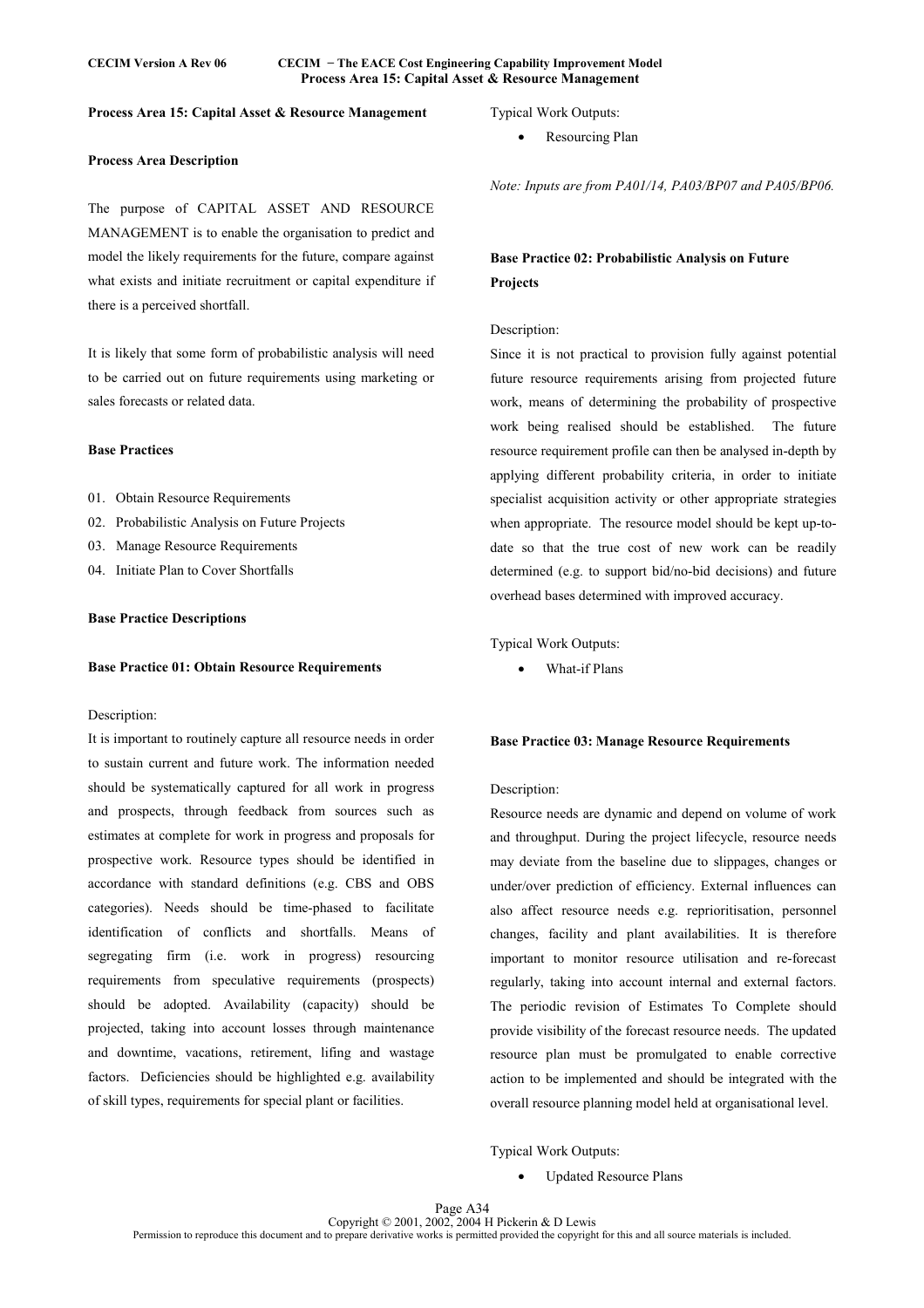**Process Area 15: Capital Asset & Resource Management**

**Process Area Description**

The purpose of CAPITAL ASSET AND RESOURCE MANAGEMENT is to enable the organisation to predict and model the likely requirements for the future, compare against what exists and initiate recruitment or capital expenditure if there is a perceived shortfall.

It is likely that some form of probabilistic analysis will need to be carried out on future requirements using marketing or sales forecasts or related data.

**Base Practices**

01. Obtain Resource Requirements
02. Probabilistic Analysis on Future Projects
03. Manage Resource Requirements
04. Initiate Plan to Cover Shortfalls

**Base Practice Descriptions**

**Base Practice 01: Obtain Resource Requirements**

Description:

It is important to routinely capture all resource needs in order to sustain current and future work. The information needed should be systematically captured for all work in progress and prospects, through feedback from sources such as estimates at complete for work in progress and proposals for prospective work. Resource types should be identified in accordance with standard definitions (e.g. CBS and OBS categories). Needs should be time-phased to facilitate identification of conflicts and shortfalls. Means of segregating firm (i.e. work in progress) resourcing requirements from speculative requirements (prospects) should be adopted. Availability (capacity) should be projected, taking into account losses through maintenance and downtime, vacations, retirement, lifing and wastage factors. Deficiencies should be highlighted e.g. availability of skill types, requirements for special plant or facilities.

Typical Work Outputs:

- Resourcing Plan

*Note: Inputs are from PA01/14, PA03/BP07 and PA05/BP06.*

**Base Practice 02: Probabilistic Analysis on Future Projects**

Description:

Since it is not practical to provision fully against potential future resource requirements arising from projected future work, means of determining the probability of prospective work being realised should be established. The future resource requirement profile can then be analysed in-depth by applying different probability criteria, in order to initiate specialist acquisition activity or other appropriate strategies when appropriate. The resource model should be kept up-to-date so that the true cost of new work can be readily determined (e.g. to support bid/no-bid decisions) and future overhead bases determined with improved accuracy.

Typical Work Outputs:

- What-if Plans

**Base Practice 03: Manage Resource Requirements**

Description:

Resource needs are dynamic and depend on volume of work and throughput. During the project lifecycle, resource needs may deviate from the baseline due to slippages, changes or under/over prediction of efficiency. External influences can also affect resource needs e.g. reprioritisation, personnel changes, facility and plant availabilities. It is therefore important to monitor resource utilisation and re-forecast regularly, taking into account internal and external factors. The periodic revision of Estimates To Complete should provide visibility of the forecast resource needs. The updated resource plan must be promulgated to enable corrective action to be implemented and should be integrated with the overall resource planning model held at organisational level.

Typical Work Outputs:

- Updated Resource Plans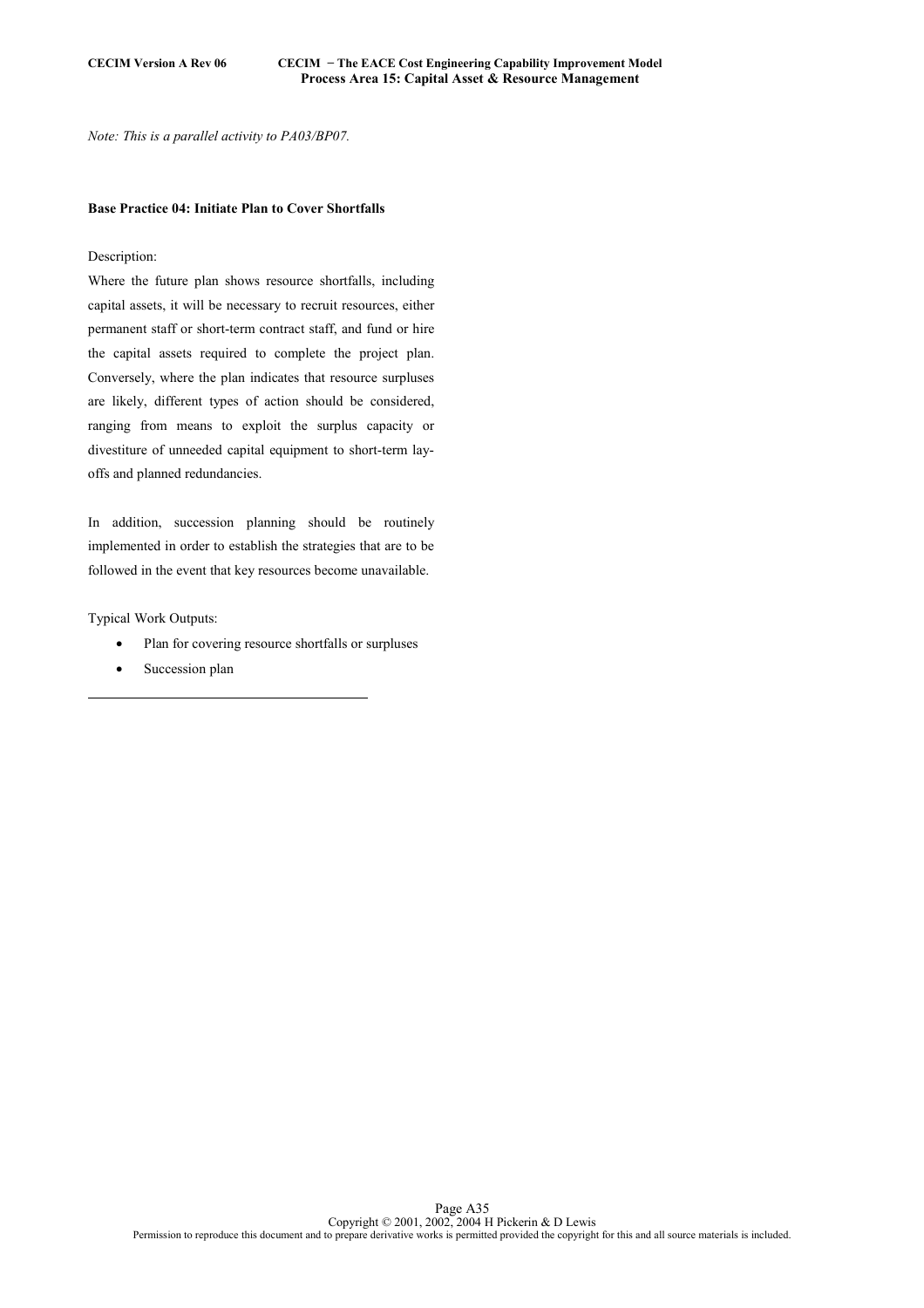*Note: This is a parallel activity to PA03/BP07.*

**Base Practice 04: Initiate Plan to Cover Shortfalls**

Description:

Where the future plan shows resource shortfalls, including capital assets, it will be necessary to recruit resources, either permanent staff or short-term contract staff, and fund or hire the capital assets required to complete the project plan. Conversely, where the plan indicates that resource surpluses are likely, different types of action should be considered, ranging from means to exploit the surplus capacity or divestiture of unneeded capital equipment to short-term lay-offs and planned redundancies.

In addition, succession planning should be routinely implemented in order to establish the strategies that are to be followed in the event that key resources become unavailable.

Typical Work Outputs:

- Plan for covering resource shortfalls or surpluses
- Succession plan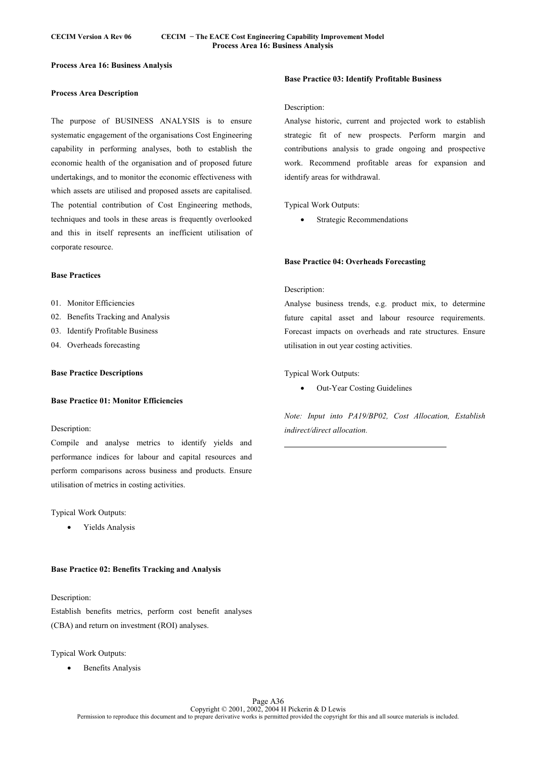## Process Area 16: Business Analysis

### Process Area Description

The purpose of BUSINESS ANALYSIS is to ensure systematic engagement of the organisations Cost Engineering capability in performing analyses, both to establish the economic health of the organisation and of proposed future undertakings, and to monitor the economic effectiveness with which assets are utilised and proposed assets are capitalised. The potential contribution of Cost Engineering methods, techniques and tools in these areas is frequently overlooked and this in itself represents an inefficient utilisation of corporate resource.

### Base Practices

01. Monitor Efficiencies
02. Benefits Tracking and Analysis
03. Identify Profitable Business
04. Overheads forecasting

### Base Practice Descriptions

#### Base Practice 01: Monitor Efficiencies

Description:
Compile and analyse metrics to identify yields and performance indices for labour and capital resources and perform comparisons across business and products. Ensure utilisation of metrics in costing activities.

Typical Work Outputs:

- Yields Analysis

#### Base Practice 02: Benefits Tracking and Analysis

Description:
Establish benefits metrics, perform cost benefit analyses (CBA) and return on investment (ROI) analyses.

Typical Work Outputs:

- Benefits Analysis

#### Base Practice 03: Identify Profitable Business

Description:
Analyse historic, current and projected work to establish strategic fit of new prospects. Perform margin and contributions analysis to grade ongoing and prospective work. Recommend profitable areas for expansion and identify areas for withdrawal.

Typical Work Outputs:

- Strategic Recommendations

#### Base Practice 04: Overheads Forecasting

Description:
Analyse business trends, e.g. product mix, to determine future capital asset and labour resource requirements. Forecast impacts on overheads and rate structures. Ensure utilisation in out year costing activities.

Typical Work Outputs:

- Out-Year Costing Guidelines

*Note: Input into PA19/BP02, Cost Allocation, Establish indirect/direct allocation.*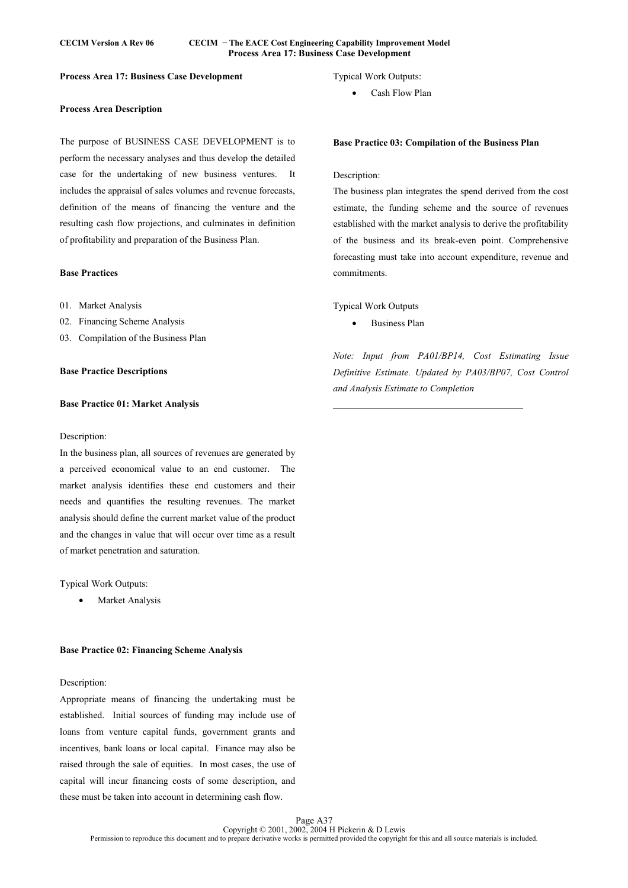## Process Area 17: Business Case Development

### Process Area Description

The purpose of BUSINESS CASE DEVELOPMENT is to perform the necessary analyses and thus develop the detailed case for the undertaking of new business ventures. It includes the appraisal of sales volumes and revenue forecasts, definition of the means of financing the venture and the resulting cash flow projections, and culminates in definition of profitability and preparation of the Business Plan.

### Base Practices

01. Market Analysis
02. Financing Scheme Analysis
03. Compilation of the Business Plan

### Base Practice Descriptions

#### Base Practice 01: Market Analysis

Description:
In the business plan, all sources of revenues are generated by a perceived economical value to an end customer. The market analysis identifies these end customers and their needs and quantifies the resulting revenues. The market analysis should define the current market value of the product and the changes in value that will occur over time as a result of market penetration and saturation.

Typical Work Outputs:

- Market Analysis

#### Base Practice 02: Financing Scheme Analysis

Description:
Appropriate means of financing the undertaking must be established. Initial sources of funding may include use of loans from venture capital funds, government grants and incentives, bank loans or local capital. Finance may also be raised through the sale of equities. In most cases, the use of capital will incur financing costs of some description, and these must be taken into account in determining cash flow.

Typical Work Outputs:

- Cash Flow Plan

#### Base Practice 03: Compilation of the Business Plan

Description:
The business plan integrates the spend derived from the cost estimate, the funding scheme and the source of revenues established with the market analysis to derive the profitability of the business and its break-even point. Comprehensive forecasting must take into account expenditure, revenue and commitments.

Typical Work Outputs

- Business Plan

*Note: Input from PA01/BP14, Cost Estimating Issue Definitive Estimate. Updated by PA03/BP07, Cost Control and Analysis Estimate to Completion*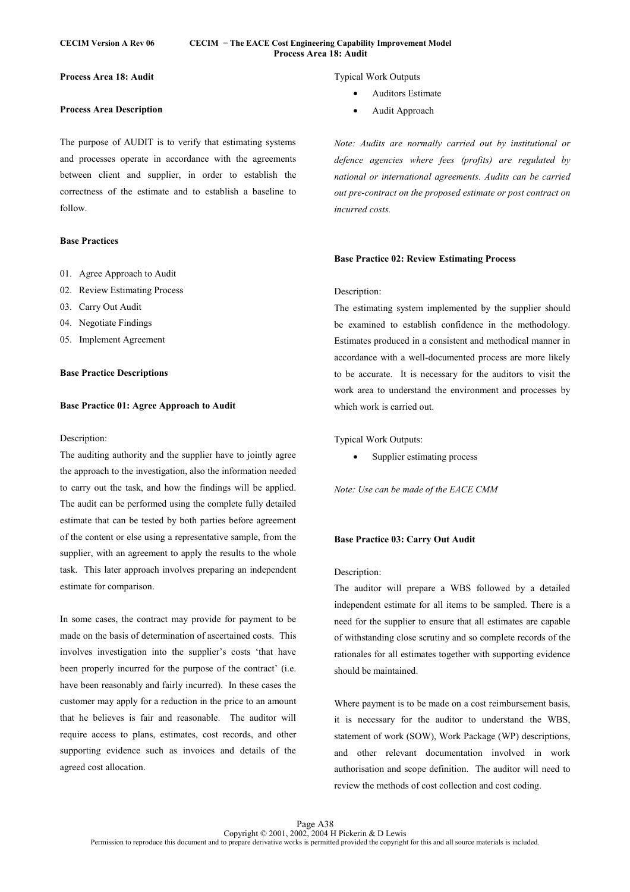## Process Area 18: Audit

### Process Area Description

The purpose of AUDIT is to verify that estimating systems and processes operate in accordance with the agreements between client and supplier, in order to establish the correctness of the estimate and to establish a baseline to follow.

### Base Practices

01. Agree Approach to Audit
02. Review Estimating Process
03. Carry Out Audit
04. Negotiate Findings
05. Implement Agreement

### Base Practice Descriptions

#### Base Practice 01: Agree Approach to Audit

Description:

The auditing authority and the supplier have to jointly agree the approach to the investigation, also the information needed to carry out the task, and how the findings will be applied. The audit can be performed using the complete fully detailed estimate that can be tested by both parties before agreement of the content or else using a representative sample, from the supplier, with an agreement to apply the results to the whole task. This later approach involves preparing an independent estimate for comparison.

In some cases, the contract may provide for payment to be made on the basis of determination of ascertained costs. This involves investigation into the supplier's costs 'that have been properly incurred for the purpose of the contract' (i.e. have been reasonably and fairly incurred). In these cases the customer may apply for a reduction in the price to an amount that he believes is fair and reasonable. The auditor will require access to plans, estimates, cost records, and other supporting evidence such as invoices and details of the agreed cost allocation.

Typical Work Outputs

- Auditors Estimate
- Audit Approach

*Note: Audits are normally carried out by institutional or defence agencies where fees (profits) are regulated by national or international agreements. Audits can be carried out pre-contract on the proposed estimate or post contract on incurred costs.*

#### Base Practice 02: Review Estimating Process

Description:

The estimating system implemented by the supplier should be examined to establish confidence in the methodology. Estimates produced in a consistent and methodical manner in accordance with a well-documented process are more likely to be accurate. It is necessary for the auditors to visit the work area to understand the environment and processes by which work is carried out.

Typical Work Outputs:

- Supplier estimating process

*Note: Use can be made of the EACE CMM*

#### Base Practice 03: Carry Out Audit

Description:

The auditor will prepare a WBS followed by a detailed independent estimate for all items to be sampled. There is a need for the supplier to ensure that all estimates are capable of withstanding close scrutiny and so complete records of the rationales for all estimates together with supporting evidence should be maintained.

Where payment is to be made on a cost reimbursement basis, it is necessary for the auditor to understand the WBS, statement of work (SOW), Work Package (WP) descriptions, and other relevant documentation involved in work authorisation and scope definition. The auditor will need to review the methods of cost collection and cost coding.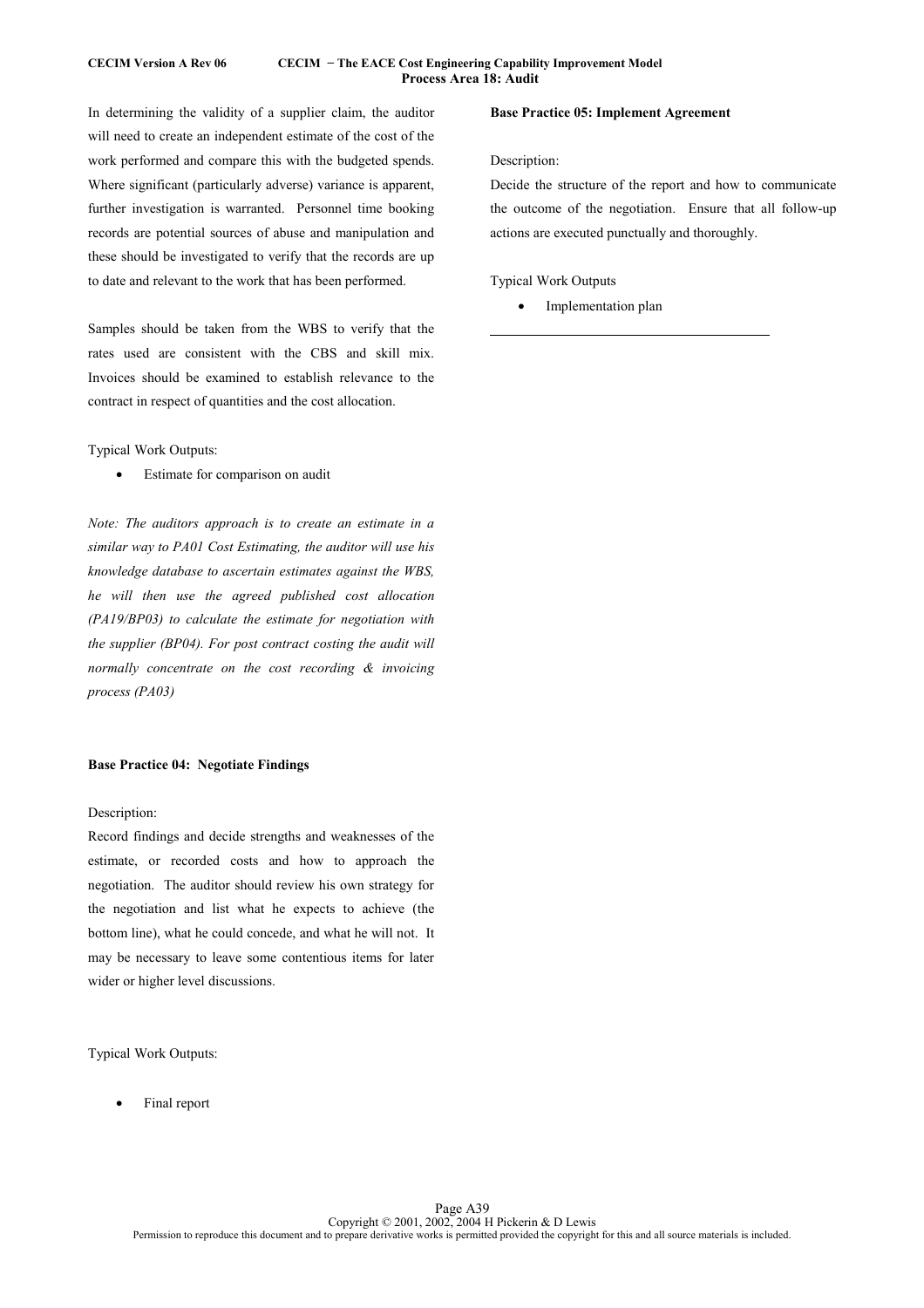In determining the validity of a supplier claim, the auditor will need to create an independent estimate of the cost of the work performed and compare this with the budgeted spends. Where significant (particularly adverse) variance is apparent, further investigation is warranted. Personnel time booking records are potential sources of abuse and manipulation and these should be investigated to verify that the records are up to date and relevant to the work that has been performed.

Samples should be taken from the WBS to verify that the rates used are consistent with the CBS and skill mix. Invoices should be examined to establish relevance to the contract in respect of quantities and the cost allocation.

Typical Work Outputs:

- Estimate for comparison on audit

*Note: The auditors approach is to create an estimate in a similar way to PA01 Cost Estimating, the auditor will use his knowledge database to ascertain estimates against the WBS, he will then use the agreed published cost allocation (PA19/BP03) to calculate the estimate for negotiation with the supplier (BP04). For post contract costing the audit will normally concentrate on the cost recording & invoicing process (PA03)*

**Base Practice 04: Negotiate Findings**

Description:

Record findings and decide strengths and weaknesses of the estimate, or recorded costs and how to approach the negotiation. The auditor should review his own strategy for the negotiation and list what he expects to achieve (the bottom line), what he could concede, and what he will not. It may be necessary to leave some contentious items for later wider or higher level discussions.

Typical Work Outputs:

- Final report

**Base Practice 05: Implement Agreement**

Description:

Decide the structure of the report and how to communicate the outcome of the negotiation. Ensure that all follow-up actions are executed punctually and thoroughly.

Typical Work Outputs

- Implementation plan

---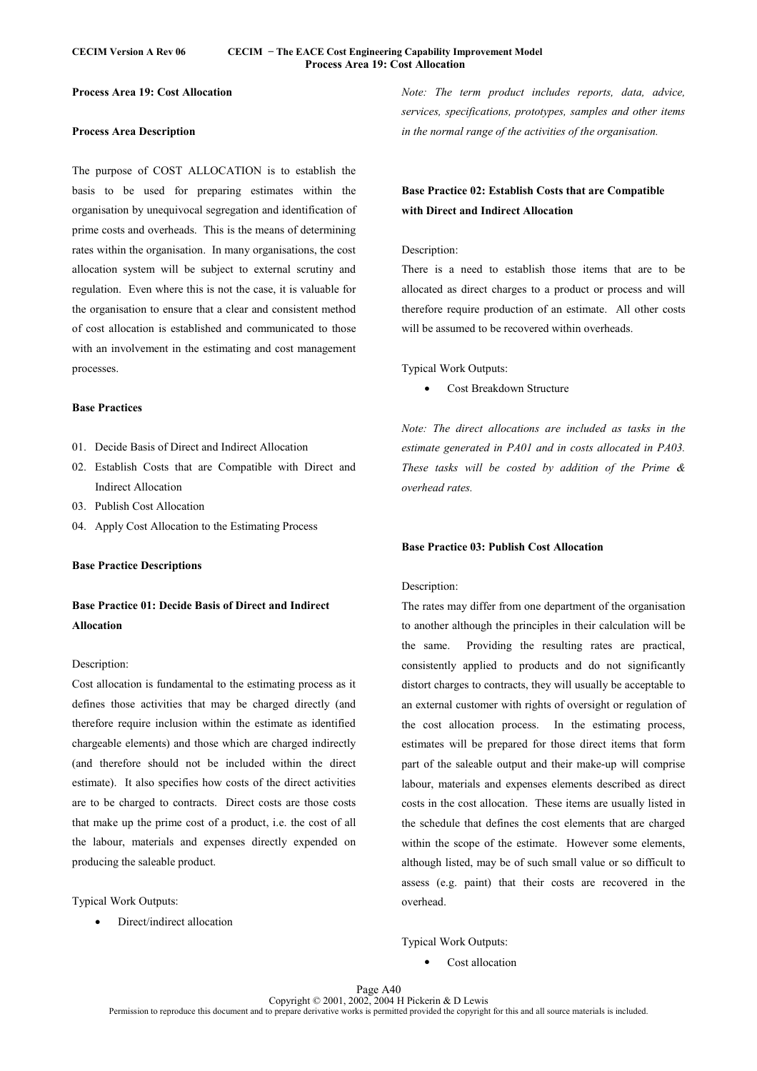**Process Area 19: Cost Allocation**

**Process Area Description**

The purpose of COST ALLOCATION is to establish the basis to be used for preparing estimates within the organisation by unequivocal segregation and identification of prime costs and overheads. This is the means of determining rates within the organisation. In many organisations, the cost allocation system will be subject to external scrutiny and regulation. Even where this is not the case, it is valuable for the organisation to ensure that a clear and consistent method of cost allocation is established and communicated to those with an involvement in the estimating and cost management processes.

**Base Practices**

01. Decide Basis of Direct and Indirect Allocation
02. Establish Costs that are Compatible with Direct and Indirect Allocation
03. Publish Cost Allocation
04. Apply Cost Allocation to the Estimating Process

**Base Practice Descriptions**

**Base Practice 01: Decide Basis of Direct and Indirect Allocation**

Description:
Cost allocation is fundamental to the estimating process as it defines those activities that may be charged directly (and therefore require inclusion within the estimate as identified chargeable elements) and those which are charged indirectly (and therefore should not be included within the direct estimate). It also specifies how costs of the direct activities are to be charged to contracts. Direct costs are those costs that make up the prime cost of a product, i.e. the cost of all the labour, materials and expenses directly expended on producing the saleable product.

Typical Work Outputs:

- Direct/indirect allocation

*Note: The term product includes reports, data, advice, services, specifications, prototypes, samples and other items in the normal range of the activities of the organisation.*

**Base Practice 02: Establish Costs that are Compatible with Direct and Indirect Allocation**

Description:
There is a need to establish those items that are to be allocated as direct charges to a product or process and will therefore require production of an estimate. All other costs will be assumed to be recovered within overheads.

Typical Work Outputs:

- Cost Breakdown Structure

*Note: The direct allocations are included as tasks in the estimate generated in PA01 and in costs allocated in PA03. These tasks will be costed by addition of the Prime & overhead rates.*

**Base Practice 03: Publish Cost Allocation**

Description:
The rates may differ from one department of the organisation to another although the principles in their calculation will be the same. Providing the resulting rates are practical, consistently applied to products and do not significantly distort charges to contracts, they will usually be acceptable to an external customer with rights of oversight or regulation of the cost allocation process. In the estimating process, estimates will be prepared for those direct items that form part of the saleable output and their make-up will comprise labour, materials and expenses elements described as direct costs in the cost allocation. These items are usually listed in the schedule that defines the cost elements that are charged within the scope of the estimate. However some elements, although listed, may be of such small value or so difficult to assess (e.g. paint) that their costs are recovered in the overhead.

Typical Work Outputs:

- Cost allocation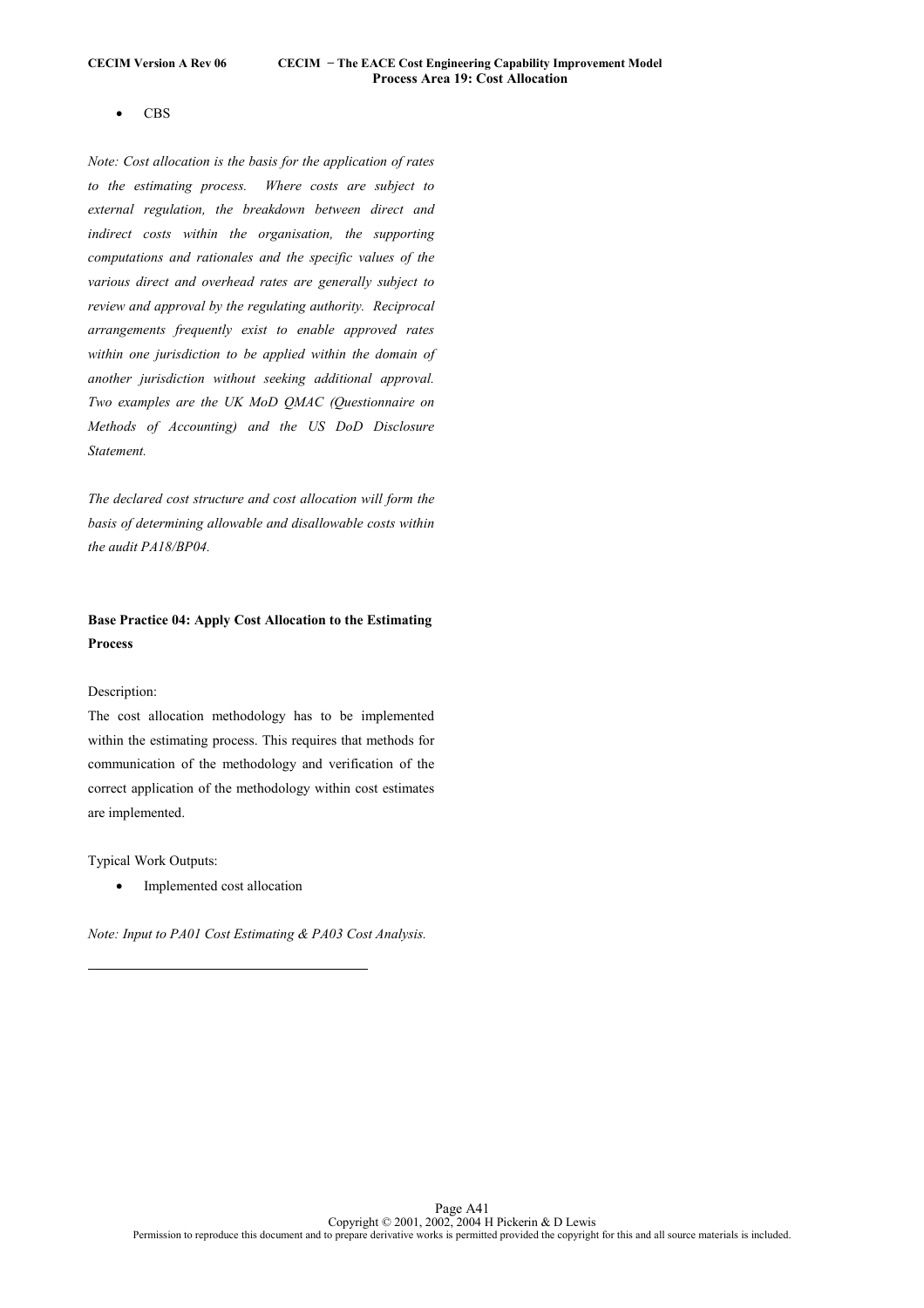- CBS

*Note: Cost allocation is the basis for the application of rates to the estimating process. Where costs are subject to external regulation, the breakdown between direct and indirect costs within the organisation, the supporting computations and rationales and the specific values of the various direct and overhead rates are generally subject to review and approval by the regulating authority. Reciprocal arrangements frequently exist to enable approved rates within one jurisdiction to be applied within the domain of another jurisdiction without seeking additional approval. Two examples are the UK MoD QMAC (Questionnaire on Methods of Accounting) and the US DoD Disclosure Statement.*

*The declared cost structure and cost allocation will form the basis of determining allowable and disallowable costs within the audit PA18/BP04.*

**Base Practice 04: Apply Cost Allocation to the Estimating Process**

Description:

The cost allocation methodology has to be implemented within the estimating process. This requires that methods for communication of the methodology and verification of the correct application of the methodology within cost estimates are implemented.

Typical Work Outputs:

- Implemented cost allocation

*Note: Input to PA01 Cost Estimating & PA03 Cost Analysis.*